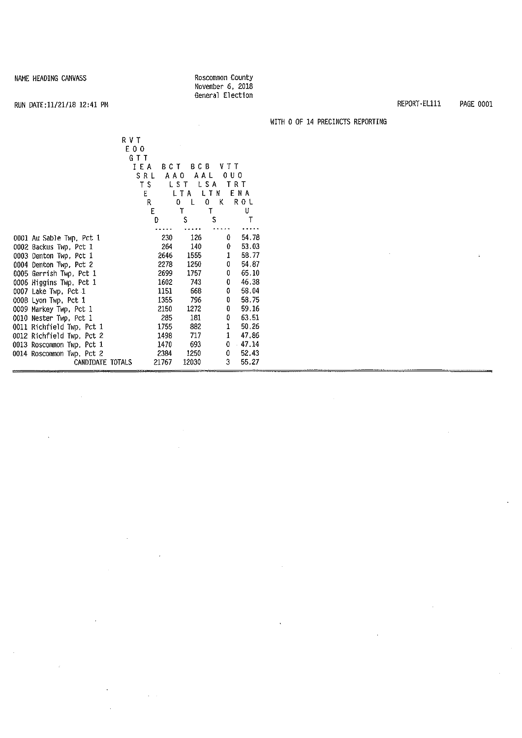NAME HEADING CANVASS

Roscommon County
November 6, 2018
General Election

RUN DATE:11/21/18 12:41 PM

REPORT-EL111 PAGE 0001

WITH 0 OF 14 PRECINCTS REPORTING

| | REGISTERED VOTERS TOTAL | BALLOTS CAST TOTAL | BALLOTS CAST BLANK | VOTER TURNOUT TOTAL |
|---|---|---|---|---|
| 0001 Au Sable Twp, Pct 1 | 230 | 126 | 0 | 54.78 |
| 0002 Backus Twp, Pct 1 | 264 | 140 | 0 | 53.03 |
| 0003 Denton Twp, Pct 1 | 2646 | 1555 | 1 | 58.77 |
| 0004 Denton Twp, Pct 2 | 2278 | 1250 | 0 | 54.87 |
| 0005 Gerrish Twp, Pct 1 | 2699 | 1757 | 0 | 65.10 |
| 0006 Higgins Twp, Pct 1 | 1602 | 743 | 0 | 46.38 |
| 0007 Lake Twp, Pct 1 | 1151 | 668 | 0 | 58.04 |
| 0008 Lyon Twp, Pct 1 | 1355 | 796 | 0 | 58.75 |
| 0009 Markey Twp, Pct 1 | 2150 | 1272 | 0 | 59.16 |
| 0010 Nester Twp, Pct 1 | 285 | 181 | 0 | 63.51 |
| 0011 Richfield Twp, Pct 1 | 1755 | 882 | 1 | 50.26 |
| 0012 Richfield Twp, Pct 2 | 1498 | 717 | 1 | 47.86 |
| 0013 Roscommon Twp, Pct 1 | 1470 | 693 | 0 | 47.14 |
| 0014 Roscommon Twp, Pct 2 | 2384 | 1250 | 0 | 52.43 |
| CANDIDATE TOTALS | 21767 | 12030 | 3 | 55.27 |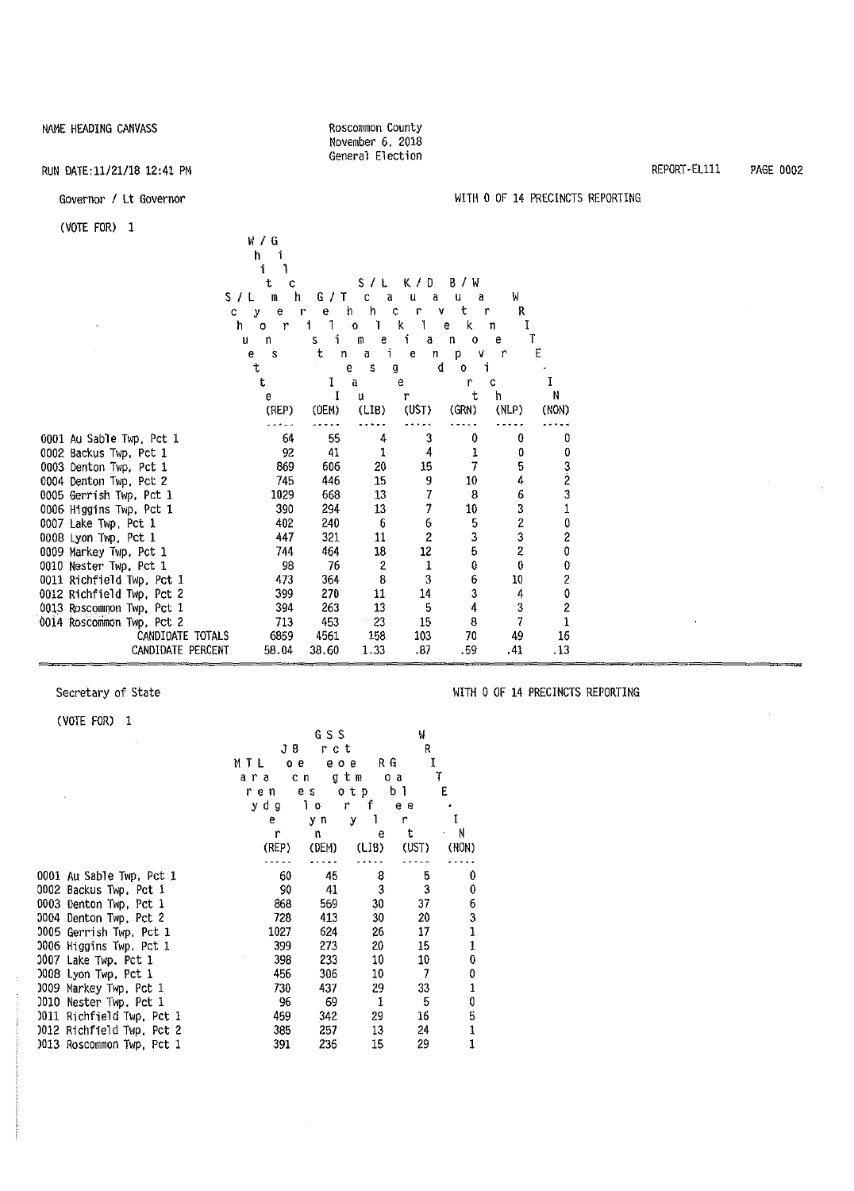NAME HEADING CANVASS

Roscommon County
November 6, 2018
General Election

RUN DATE:11/21/18 12:41 PM

REPORT-EL111

## Governor / Lt Governor

WITH 0 OF 14 PRECINCTS REPORTING

(VOTE FOR) 1

| | S/L Schuette Lyons (REP) | W/G Whitmer Gilchrist II (DEM) | G/T Gelineau Thomas (LIB) | S/L Schleiffer Lackie (UST) | K/D Kurland Davenport (GRN) | B/W Butkovich Warner (NLP) | WRITE-IN (NON) |
|---|---|---|---|---|---|---|---|
| 0001 Au Sable Twp, Pct 1 | 64 | 55 | 4 | 3 | 0 | 0 | 0 |
| 0002 Backus Twp, Pct 1 | 92 | 41 | 1 | 4 | 1 | 0 | 0 |
| 0003 Denton Twp, Pct 1 | 869 | 606 | 20 | 15 | 7 | 5 | 3 |
| 0004 Denton Twp, Pct 2 | 745 | 446 | 15 | 9 | 10 | 4 | 2 |
| 0005 Gerrish Twp, Pct 1 | 1029 | 668 | 13 | 7 | 8 | 6 | 3 |
| 0006 Higgins Twp, Pct 1 | 390 | 294 | 13 | 7 | 10 | 3 | 1 |
| 0007 Lake Twp, Pct 1 | 402 | 240 | 6 | 6 | 5 | 2 | 0 |
| 0008 Lyon Twp, Pct 1 | 447 | 321 | 11 | 2 | 3 | 3 | 2 |
| 0009 Markey Twp, Pct 1 | 744 | 464 | 18 | 12 | 5 | 2 | 0 |
| 0010 Nester Twp, Pct 1 | 98 | 76 | 2 | 1 | 0 | 0 | 0 |
| 0011 Richfield Twp, Pct 1 | 473 | 364 | 8 | 3 | 6 | 10 | 2 |
| 0012 Richfield Twp, Pct 2 | 399 | 270 | 11 | 14 | 3 | 4 | 0 |
| 0013 Roscommon Twp, Pct 1 | 394 | 263 | 13 | 5 | 4 | 3 | 2 |
| 0014 Roscommon Twp, Pct 2 | 713 | 453 | 23 | 15 | 8 | 7 | 1 |
| CANDIDATE TOTALS | 6859 | 4561 | 158 | 103 | 70 | 49 | 16 |
| CANDIDATE PERCENT | 58.04 | 38.60 | 1.33 | .87 | .59 | .41 | .13 |

## Secretary of State

WITH 0 OF 14 PRECINCTS REPORTING

(VOTE FOR) 1

| | MTL Mary Treder Lang (REP) | JB Jocelyn Benson (DEM) | GSS Gregory Scott Stempfle (LIB) | RG Robert Gale (UST) | WRITE-IN (NON) |
|---|---|---|---|---|---|
| 0001 Au Sable Twp, Pct 1 | 60 | 45 | 8 | 5 | 0 |
| 0002 Backus Twp, Pct 1 | 90 | 41 | 3 | 3 | 0 |
| 0003 Denton Twp, Pct 1 | 868 | 569 | 30 | 37 | 6 |
| 0004 Denton Twp, Pct 2 | 728 | 413 | 30 | 20 | 3 |
| 0005 Gerrish Twp, Pct 1 | 1027 | 624 | 26 | 17 | 1 |
| 0006 Higgins Twp, Pct 1 | 399 | 273 | 20 | 15 | 1 |
| 0007 Lake Twp, Pct 1 | 398 | 233 | 10 | 10 | 0 |
| 0008 Lyon Twp, Pct 1 | 456 | 306 | 10 | 7 | 0 |
| 0009 Markey Twp, Pct 1 | 730 | 437 | 29 | 33 | 1 |
| 0010 Nester Twp, Pct 1 | 96 | 69 | 1 | 5 | 0 |
| 0011 Richfield Twp, Pct 1 | 459 | 342 | 29 | 16 | 5 |
| 0012 Richfield Twp, Pct 2 | 385 | 257 | 13 | 24 | 1 |
| 0013 Roscommon Twp, Pct 1 | 391 | 236 | 15 | 29 | 1 |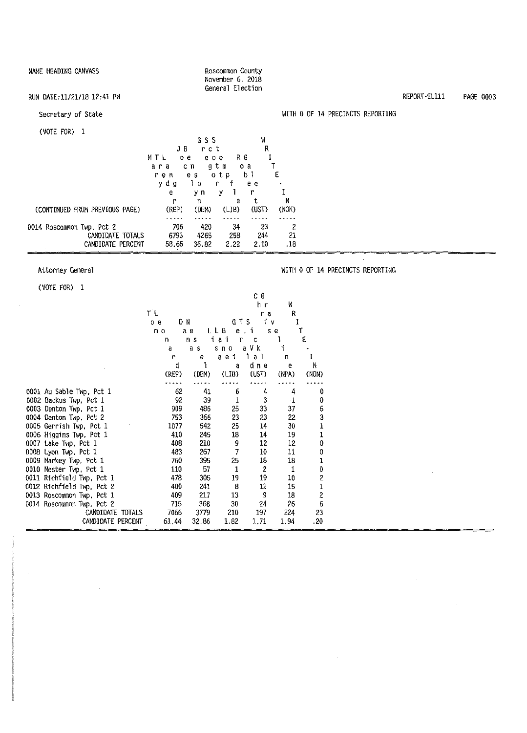NAME HEADING CANVASS

Roscommon County
November 6, 2018
General Election

RUN DATE:11/21/18 12:41 PM

REPORT-EL111

## Secretary of State

(VOTE FOR) 1

WITH 0 OF 14 PRECINCTS REPORTING

| (CONTINUED FROM PREVIOUS PAGE) | Mary Treder Lang (REP) | Jocelyn Benson (DEM) | Gregory Scott Stempfle (LIB) | Robert Gale (UST) | WRITE-IN (NON) |
|---|---|---|---|---|---|
| 0014 Roscommon Twp, Pct 2 | 706 | 420 | 34 | 23 | 2 |
| CANDIDATE TOTALS | 6793 | 4265 | 258 | 244 | 21 |
| CANDIDATE PERCENT | 58.65 | 36.82 | 2.22 | 2.10 | .18 |

## Attorney General

(VOTE FOR) 1

WITH 0 OF 14 PRECINCTS REPORTING

| | Tom Leonard (REP) | Dana Nessel (DEM) | Lisa Lane Gioia (LIB) | Gerald T. Van Sickle (UST) | Chris Graveline (NPA) | WRITE-IN (NON) |
|---|---|---|---|---|---|---|
| 0001 Au Sable Twp, Pct 1 | 62 | 41 | 6 | 4 | 4 | 0 |
| 0002 Backus Twp, Pct 1 | 92 | 39 | 1 | 3 | 1 | 0 |
| 0003 Denton Twp, Pct 1 | 909 | 486 | 25 | 33 | 37 | 6 |
| 0004 Denton Twp, Pct 2 | 753 | 366 | 23 | 23 | 22 | 3 |
| 0005 Gerrish Twp, Pct 1 | 1077 | 542 | 25 | 14 | 30 | 1 |
| 0006 Higgins Twp, Pct 1 | 410 | 245 | 18 | 14 | 19 | 1 |
| 0007 Lake Twp, Pct 1 | 408 | 210 | 9 | 12 | 12 | 0 |
| 0008 Lyon Twp, Pct 1 | 483 | 267 | 7 | 10 | 11 | 0 |
| 0009 Markey Twp, Pct 1 | 760 | 395 | 25 | 18 | 18 | 1 |
| 0010 Nester Twp, Pct 1 | 110 | 57 | 1 | 2 | 1 | 0 |
| 0011 Richfield Twp, Pct 1 | 478 | 305 | 19 | 19 | 10 | 2 |
| 0012 Richfield Twp, Pct 2 | 400 | 241 | 8 | 12 | 15 | 1 |
| 0013 Roscommon Twp, Pct 1 | 409 | 217 | 13 | 9 | 18 | 2 |
| 0014 Roscommon Twp, Pct 2 | 715 | 368 | 30 | 24 | 26 | 6 |
| CANDIDATE TOTALS | 7066 | 3779 | 210 | 197 | 224 | 23 |
| CANDIDATE PERCENT | 61.44 | 32.86 | 1.82 | 1.71 | 1.94 | .20 |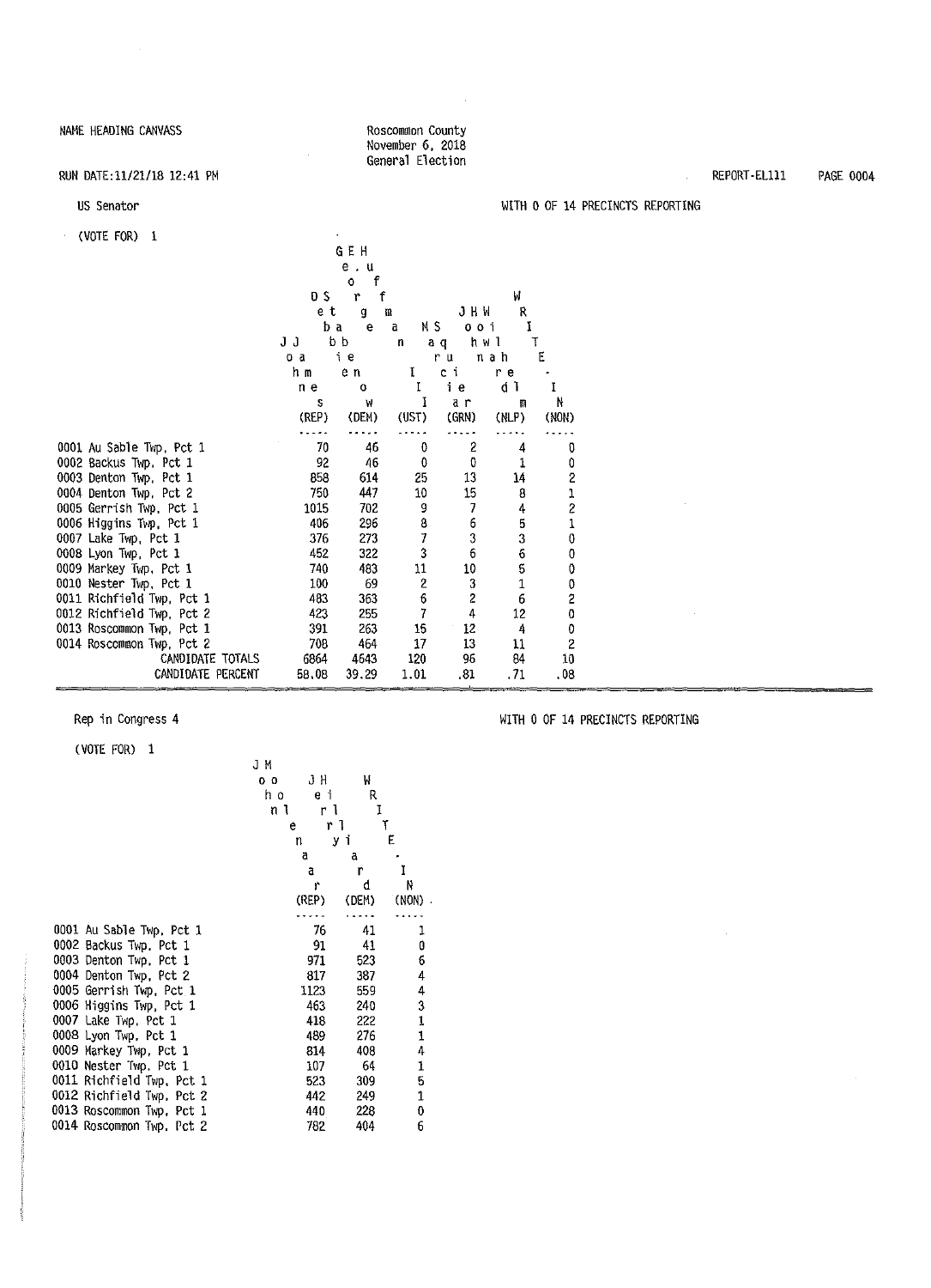NAME HEADING CANVASS

Roscommon County
November 6, 2018
General Election

RUN DATE:11/21/18 12:41 PM

REPORT-EL111

## US Senator

WITH 0 OF 14 PRECINCTS REPORTING

(VOTE FOR) 1

| | John James (REP) | Debbie Stabenow (DEM) | George E. Huffman III (UST) | Marcia Squier (GRN) | John Howard Wilhelm (NLP) | WRITE-IN (NON) |
|---|---|---|---|---|---|---|
| 0001 Au Sable Twp, Pct 1 | 70 | 46 | 0 | 2 | 4 | 0 |
| 0002 Backus Twp, Pct 1 | 92 | 46 | 0 | 0 | 1 | 0 |
| 0003 Denton Twp, Pct 1 | 858 | 614 | 25 | 13 | 14 | 2 |
| 0004 Denton Twp, Pct 2 | 750 | 447 | 10 | 15 | 8 | 1 |
| 0005 Gerrish Twp, Pct 1 | 1015 | 702 | 9 | 7 | 4 | 2 |
| 0006 Higgins Twp, Pct 1 | 406 | 296 | 8 | 6 | 5 | 1 |
| 0007 Lake Twp, Pct 1 | 376 | 273 | 7 | 3 | 3 | 0 |
| 0008 Lyon Twp, Pct 1 | 452 | 322 | 3 | 6 | 6 | 0 |
| 0009 Markey Twp, Pct 1 | 740 | 483 | 11 | 10 | 5 | 0 |
| 0010 Nester Twp, Pct 1 | 100 | 69 | 2 | 3 | 1 | 0 |
| 0011 Richfield Twp, Pct 1 | 483 | 363 | 6 | 2 | 6 | 2 |
| 0012 Richfield Twp, Pct 2 | 423 | 255 | 7 | 4 | 12 | 0 |
| 0013 Roscommon Twp, Pct 1 | 391 | 263 | 15 | 12 | 4 | 0 |
| 0014 Roscommon Twp, Pct 2 | 708 | 464 | 17 | 13 | 11 | 2 |
| CANDIDATE TOTALS | 6864 | 4643 | 120 | 96 | 84 | 10 |
| CANDIDATE PERCENT | 58.08 | 39.29 | 1.01 | .81 | .71 | .08 |

## Rep in Congress 4

WITH 0 OF 14 PRECINCTS REPORTING

(VOTE FOR) 1

| | John Moolenaar (REP) | Jerry Hilliard (DEM) | WRITE-IN (NON) |
|---|---|---|---|
| 0001 Au Sable Twp, Pct 1 | 76 | 41 | 1 |
| 0002 Backus Twp, Pct 1 | 91 | 41 | 0 |
| 0003 Denton Twp, Pct 1 | 971 | 523 | 6 |
| 0004 Denton Twp, Pct 2 | 817 | 387 | 4 |
| 0005 Gerrish Twp, Pct 1 | 1123 | 559 | 4 |
| 0006 Higgins Twp, Pct 1 | 463 | 240 | 3 |
| 0007 Lake Twp, Pct 1 | 418 | 222 | 1 |
| 0008 Lyon Twp, Pct 1 | 489 | 276 | 1 |
| 0009 Markey Twp, Pct 1 | 814 | 408 | 4 |
| 0010 Nester Twp, Pct 1 | 107 | 64 | 1 |
| 0011 Richfield Twp, Pct 1 | 523 | 309 | 5 |
| 0012 Richfield Twp, Pct 2 | 442 | 249 | 1 |
| 0013 Roscommon Twp, Pct 1 | 440 | 228 | 0 |
| 0014 Roscommon Twp, Pct 2 | 782 | 404 | 6 |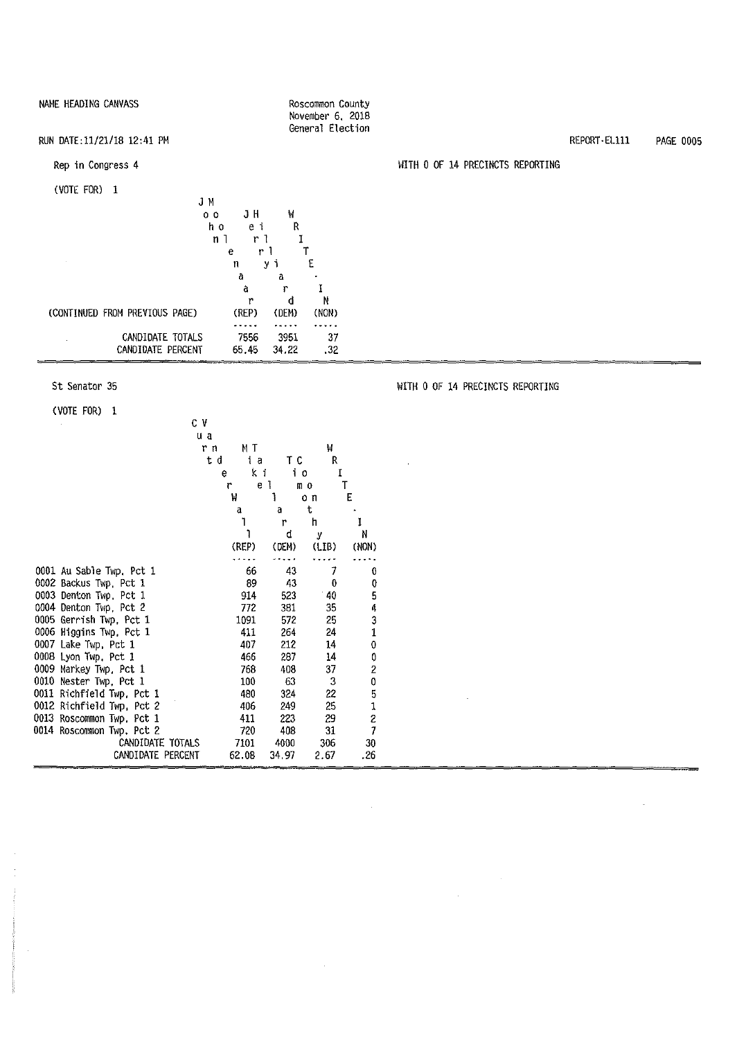NAME HEADING CANVASS

Roscommon County
November 6, 2018
General Election

RUN DATE:11/21/18 12:41 PM

REPORT-EL111

## Rep in Congress 4

WITH 0 OF 14 PRECINCTS REPORTING

(VOTE FOR) 1

| (CONTINUED FROM PREVIOUS PAGE) | John Moolenaar (REP) | Jerry Hilliard (DEM) | WRITE-IN (NON) |
|---|---|---|---|
| CANDIDATE TOTALS | 7556 | 3951 | 37 |
| CANDIDATE PERCENT | 65.45 | 34.22 | .32 |

## St Senator 35

WITH 0 OF 14 PRECINCTS REPORTING

(VOTE FOR) 1

| | Curt VanderWall (REP) | Mike Taillard (DEM) | Tim Coonthy (LIB) | WRITE-IN (NON) |
|---|---|---|---|---|
| 0001 Au Sable Twp, Pct 1 | 66 | 43 | 7 | 0 |
| 0002 Backus Twp, Pct 1 | 89 | 43 | 0 | 0 |
| 0003 Denton Twp, Pct 1 | 914 | 523 | 40 | 5 |
| 0004 Denton Twp, Pct 2 | 772 | 381 | 35 | 4 |
| 0005 Gerrish Twp, Pct 1 | 1091 | 572 | 25 | 3 |
| 0006 Higgins Twp, Pct 1 | 411 | 264 | 24 | 1 |
| 0007 Lake Twp, Pct 1 | 407 | 212 | 14 | 0 |
| 0008 Lyon Twp, Pct 1 | 466 | 287 | 14 | 0 |
| 0009 Markey Twp, Pct 1 | 768 | 408 | 37 | 2 |
| 0010 Nester Twp, Pct 1 | 100 | 63 | 3 | 0 |
| 0011 Richfield Twp, Pct 1 | 480 | 324 | 22 | 5 |
| 0012 Richfield Twp, Pct 2 | 406 | 249 | 25 | 1 |
| 0013 Roscommon Twp, Pct 1 | 411 | 223 | 29 | 2 |
| 0014 Roscommon Twp, Pct 2 | 720 | 408 | 31 | 7 |
| CANDIDATE TOTALS | 7101 | 4000 | 306 | 30 |
| CANDIDATE PERCENT | 62.08 | 34.97 | 2.67 | .26 |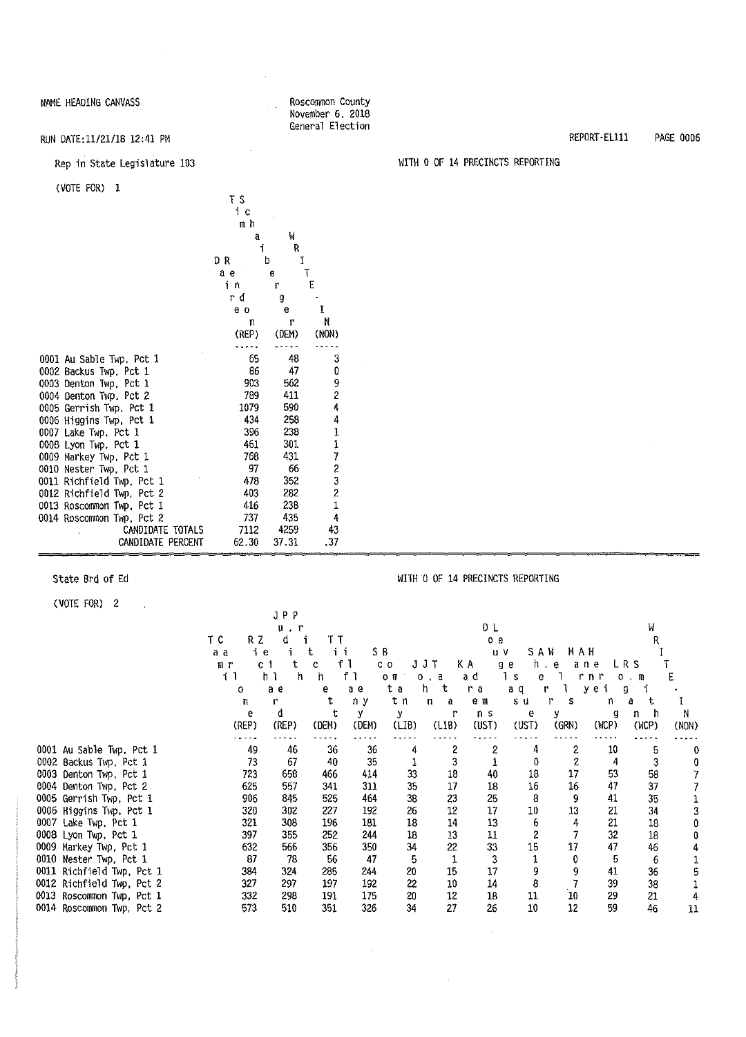NAME HEADING CANVASS

Roscommon County
November 6, 2018
General Election

RUN DATE:11/21/18 12:41 PM

REPORT-EL111

## Rep in State Legislature 103

WITH 0 OF 14 PRECINCTS REPORTING

(VOTE FOR) 1

| | Daire Rendon (REP) | Tim Schaiberger (DEM) | WRITE-IN (NON) |
|---|---|---|---|
| 0001 Au Sable Twp, Pct 1 | 65 | 48 | 3 |
| 0002 Backus Twp, Pct 1 | 86 | 47 | 0 |
| 0003 Denton Twp, Pct 1 | 903 | 562 | 9 |
| 0004 Denton Twp, Pct 2 | 789 | 411 | 2 |
| 0005 Gerrish Twp, Pct 1 | 1079 | 590 | 4 |
| 0006 Higgins Twp, Pct 1 | 434 | 258 | 4 |
| 0007 Lake Twp, Pct 1 | 396 | 238 | 1 |
| 0008 Lyon Twp, Pct 1 | 461 | 301 | 1 |
| 0009 Markey Twp, Pct 1 | 768 | 431 | 7 |
| 0010 Nester Twp, Pct 1 | 97 | 66 | 2 |
| 0011 Richfield Twp, Pct 1 | 478 | 352 | 3 |
| 0012 Richfield Twp, Pct 2 | 403 | 282 | 2 |
| 0013 Roscommon Twp, Pct 1 | 416 | 238 | 1 |
| 0014 Roscommon Twp, Pct 2 | 737 | 435 | 4 |
| CANDIDATE TOTALS | 7112 | 4259 | 43 |
| CANDIDATE PERCENT | 62.30 | 37.31 | .37 |

## State Brd of Ed

WITH 0 OF 14 PRECINCTS REPORTING

(VOTE FOR) 2

| | Tami Carlone (REP) | Richard Zeile (REP) | Judy Pritchett (DEM) | Tiffany Tilley (DEM) | Scotty Boman (LIB) | John J. Tatar (LIB) | Karen Adams (UST) | Douglas Levesque (UST) | Sherry A. Wells (GRN) | Mary Anne Hering (WCP) | Logan R. Smith (WCP) | WRITE-IN (NON) |
|---|---|---|---|---|---|---|---|---|---|---|---|---|
| 0001 Au Sable Twp, Pct 1 | 49 | 46 | 36 | 36 | 4 | 2 | 2 | 4 | 2 | 10 | 5 | 0 |
| 0002 Backus Twp, Pct 1 | 73 | 67 | 40 | 35 | 1 | 3 | 1 | 0 | 2 | 4 | 3 | 0 |
| 0003 Denton Twp, Pct 1 | 723 | 658 | 466 | 414 | 33 | 18 | 40 | 18 | 17 | 53 | 58 | 7 |
| 0004 Denton Twp, Pct 2 | 625 | 557 | 341 | 311 | 35 | 17 | 18 | 16 | 16 | 47 | 37 | 7 |
| 0005 Gerrish Twp, Pct 1 | 906 | 845 | 525 | 464 | 38 | 23 | 25 | 8 | 9 | 41 | 35 | 1 |
| 0006 Higgins Twp, Pct 1 | 320 | 302 | 227 | 192 | 26 | 12 | 17 | 10 | 13 | 21 | 34 | 3 |
| 0007 Lake Twp, Pct 1 | 321 | 308 | 196 | 181 | 18 | 14 | 13 | 6 | 4 | 21 | 18 | 0 |
| 0008 Lyon Twp, Pct 1 | 397 | 355 | 252 | 244 | 18 | 13 | 11 | 2 | 7 | 32 | 18 | 0 |
| 0009 Markey Twp, Pct 1 | 632 | 566 | 356 | 350 | 34 | 22 | 33 | 15 | 17 | 47 | 46 | 4 |
| 0010 Nester Twp, Pct 1 | 87 | 78 | 56 | 47 | 5 | 1 | 3 | 1 | 0 | 5 | 6 | 1 |
| 0011 Richfield Twp, Pct 1 | 384 | 324 | 285 | 244 | 20 | 15 | 17 | 9 | 9 | 41 | 36 | 5 |
| 0012 Richfield Twp, Pct 2 | 327 | 297 | 197 | 192 | 22 | 10 | 14 | 8 | 7 | 39 | 38 | 1 |
| 0013 Roscommon Twp, Pct 1 | 332 | 298 | 191 | 175 | 20 | 12 | 18 | 11 | 10 | 29 | 21 | 4 |
| 0014 Roscommon Twp, Pct 2 | 573 | 510 | 351 | 326 | 34 | 27 | 26 | 10 | 12 | 59 | 46 | 11 |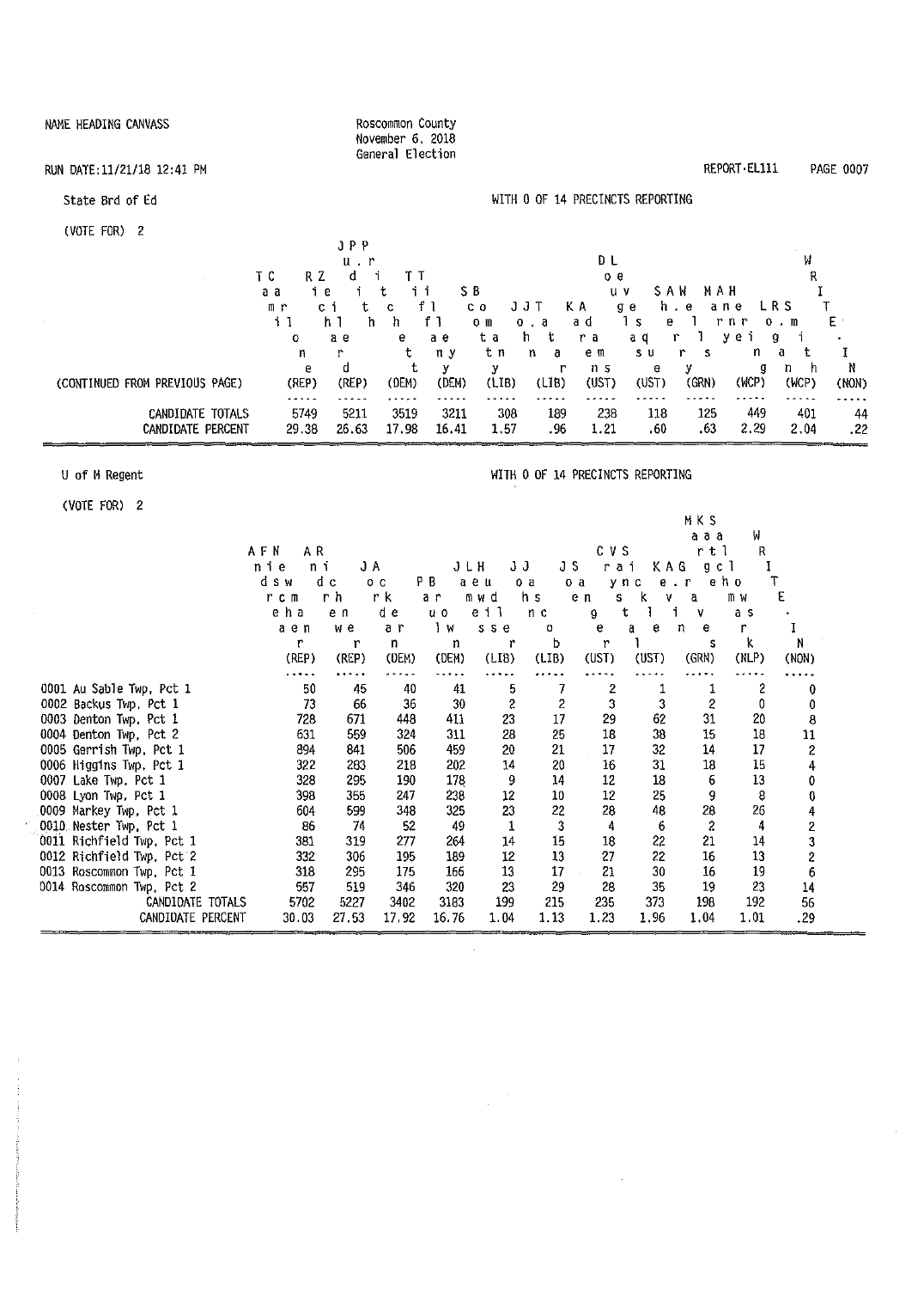NAME HEADING CANVASS

Roscommon County
November 6, 2018
General Election

RUN DATE:11/21/18 12:41 PM

REPORT-EL111 PAGE 0007

## State Brd of Ed

WITH 0 OF 14 PRECINCTS REPORTING

(VOTE FOR) 2

| (CONTINUED FROM PREVIOUS PAGE) | Tami Carlone (REP) | Richard Zeile (REP) | Judith P. Pritchett (DEM) | Tiffany Tilley (DEM) | Scotty Boman (LIB) | John J. Tatar (LIB) | Karen Adams (UST) | Douglas Levesque (UST) | Sherry A. Wells (GRN) | Mary Ann Hering (WCP) | Logan R. Smith (WCP) | WRITE-IN (NON) |
|---|---|---|---|---|---|---|---|---|---|---|---|---|
| CANDIDATE TOTALS | 5749 | 5211 | 3519 | 3211 | 308 | 189 | 238 | 118 | 125 | 449 | 401 | 44 |
| CANDIDATE PERCENT | 29.38 | 26.63 | 17.98 | 16.41 | 1.57 | .96 | 1.21 | .60 | .63 | 2.29 | 2.04 | .22 |

## U of M Regent

WITH 0 OF 14 PRECINCTS REPORTING

(VOTE FOR) 2

| | Andrea Fischer Newman (REP) | Andrew Richner (REP) | Jordan Acker (DEM) | Paul Brown (DEM) | James Lewis Hudler (LIB) | John Jacob (LIB) | Joe Sanger (UST) | Crystal Van Sickle (UST) | Kevin A. Graves (GRN) | Marge Katchmark Sallows (NLP) | WRITE-IN (NON) |
|---|---|---|---|---|---|---|---|---|---|---|---|
| 0001 Au Sable Twp, Pct 1 | 50 | 45 | 40 | 41 | 5 | 7 | 2 | 1 | 1 | 2 | 0 |
| 0002 Backus Twp, Pct 1 | 73 | 66 | 36 | 30 | 2 | 2 | 3 | 3 | 2 | 0 | 0 |
| 0003 Denton Twp, Pct 1 | 728 | 671 | 448 | 411 | 23 | 17 | 29 | 62 | 31 | 20 | 8 |
| 0004 Denton Twp, Pct 2 | 631 | 559 | 324 | 311 | 28 | 25 | 18 | 38 | 15 | 18 | 11 |
| 0005 Gerrish Twp, Pct 1 | 894 | 841 | 506 | 459 | 20 | 21 | 17 | 32 | 14 | 17 | 2 |
| 0006 Higgins Twp, Pct 1 | 322 | 283 | 218 | 202 | 14 | 20 | 16 | 31 | 18 | 15 | 4 |
| 0007 Lake Twp, Pct 1 | 328 | 295 | 190 | 178 | 9 | 14 | 12 | 18 | 6 | 13 | 0 |
| 0008 Lyon Twp, Pct 1 | 398 | 355 | 247 | 238 | 12 | 10 | 12 | 25 | 9 | 8 | 0 |
| 0009 Markey Twp, Pct 1 | 604 | 599 | 348 | 325 | 23 | 22 | 28 | 48 | 28 | 26 | 4 |
| 0010 Nester Twp, Pct 1 | 86 | 74 | 52 | 49 | 1 | 3 | 4 | 6 | 2 | 4 | 2 |
| 0011 Richfield Twp, Pct 1 | 381 | 319 | 277 | 264 | 14 | 15 | 18 | 22 | 21 | 14 | 3 |
| 0012 Richfield Twp, Pct 2 | 332 | 306 | 195 | 189 | 12 | 13 | 27 | 22 | 16 | 13 | 2 |
| 0013 Roscommon Twp, Pct 1 | 318 | 295 | 175 | 166 | 13 | 17 | 21 | 30 | 16 | 19 | 6 |
| 0014 Roscommon Twp, Pct 2 | 557 | 519 | 346 | 320 | 23 | 29 | 28 | 35 | 19 | 23 | 14 |
| CANDIDATE TOTALS | 5702 | 5227 | 3402 | 3183 | 199 | 215 | 235 | 373 | 198 | 192 | 56 |
| CANDIDATE PERCENT | 30.03 | 27.53 | 17.92 | 16.76 | 1.04 | 1.13 | 1.23 | 1.96 | 1.04 | 1.01 | .29 |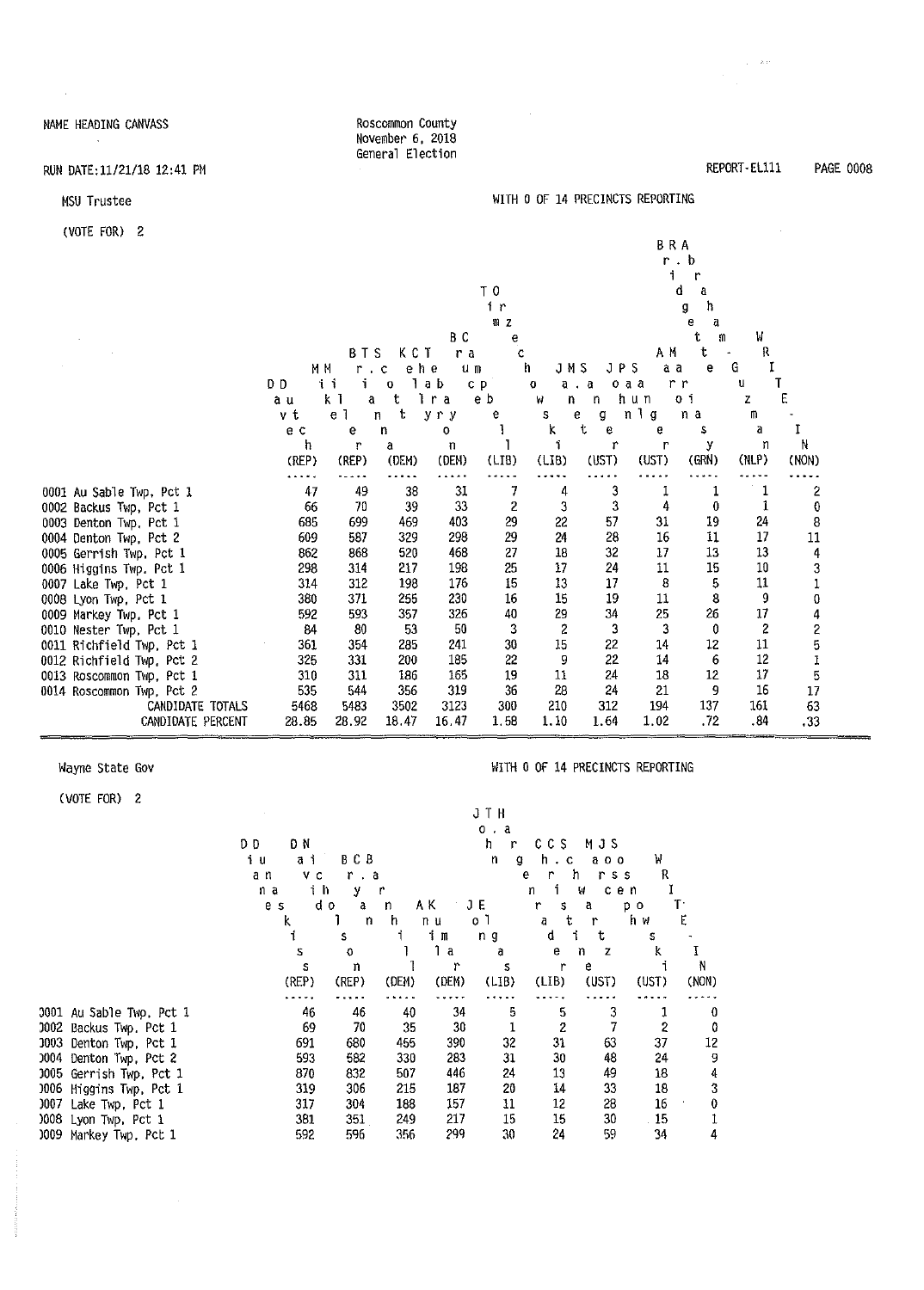NAME HEADING CANVASS

RUN DATE:11/21/18 12:41 PM

Roscommon County
November 6, 2018
General Election

REPORT-EL111

## MSU Trustee

(VOTE FOR) 2

WITH 0 OF 14 PRECINCTS REPORTING

| | Dave Dutch (REP) | Mike Miller (REP) | Brianna T. Scott (DEM) | Kelly Charron Tebay (DEM) | Bruce Campbell (LIB) | Tim Orzechowski (LIB) | Janet M. Sanger (UST) | John Paul Sanger (UST) | Aaron Mariasy (GRN) | Bridgette R. Abraham-Guerrero (NLP) | WRITE-IN (NON) |
|---|---|---|---|---|---|---|---|---|---|---|---|
| 0001 Au Sable Twp, Pct 1 | 47 | 49 | 38 | 31 | 7 | 4 | 3 | 1 | 1 | 1 | 2 |
| 0002 Backus Twp, Pct 1 | 66 | 70 | 39 | 33 | 2 | 3 | 3 | 4 | 0 | 1 | 0 |
| 0003 Denton Twp, Pct 1 | 685 | 699 | 469 | 403 | 29 | 22 | 57 | 31 | 19 | 24 | 8 |
| 0004 Denton Twp, Pct 2 | 609 | 587 | 329 | 298 | 29 | 24 | 28 | 16 | 11 | 17 | 11 |
| 0005 Gerrish Twp, Pct 1 | 862 | 868 | 520 | 468 | 27 | 18 | 32 | 17 | 13 | 13 | 4 |
| 0006 Higgins Twp, Pct 1 | 298 | 314 | 217 | 198 | 25 | 17 | 24 | 11 | 15 | 10 | 3 |
| 0007 Lake Twp, Pct 1 | 314 | 312 | 198 | 176 | 15 | 13 | 17 | 8 | 5 | 11 | 1 |
| 0008 Lyon Twp, Pct 1 | 380 | 371 | 255 | 230 | 16 | 15 | 19 | 11 | 8 | 9 | 0 |
| 0009 Markey Twp, Pct 1 | 592 | 593 | 357 | 326 | 40 | 29 | 34 | 25 | 26 | 17 | 4 |
| 0010 Nester Twp, Pct 1 | 84 | 80 | 53 | 50 | 3 | 2 | 3 | 3 | 0 | 2 | 2 |
| 0011 Richfield Twp, Pct 1 | 361 | 354 | 285 | 241 | 30 | 15 | 22 | 14 | 12 | 11 | 5 |
| 0012 Richfield Twp, Pct 2 | 325 | 331 | 200 | 185 | 22 | 9 | 22 | 14 | 6 | 12 | 1 |
| 0013 Roscommon Twp, Pct 1 | 310 | 311 | 186 | 165 | 19 | 11 | 24 | 18 | 12 | 17 | 5 |
| 0014 Roscommon Twp, Pct 2 | 535 | 544 | 356 | 319 | 36 | 28 | 24 | 21 | 9 | 16 | 17 |
| CANDIDATE TOTALS | 5468 | 5483 | 3502 | 3123 | 300 | 210 | 312 | 194 | 137 | 161 | 63 |
| CANDIDATE PERCENT | 28.85 | 28.92 | 18.47 | 16.47 | 1.58 | 1.10 | 1.64 | 1.02 | .72 | .84 | .33 |

## Wayne State Gov

(VOTE FOR) 2

WITH 0 OF 14 PRECINCTS REPORTING

| | Diane Dunaskiss (REP) | David Nicholson (REP) | Bryan C. Barnhill (DEM) | Anil Kumar (DEM) | Jon Elgas (LIB) | John T. Hargenrader (LIB) | Christine C. Schwartz (UST) | Marc J. Sosnowski (UST) | WRITE-IN (NON) |
|---|---|---|---|---|---|---|---|---|---|
| 0001 Au Sable Twp, Pct 1 | 46 | 46 | 40 | 34 | 5 | 5 | 3 | 1 | 0 |
| 0002 Backus Twp, Pct 1 | 69 | 70 | 35 | 30 | 1 | 2 | 7 | 2 | 0 |
| 0003 Denton Twp, Pct 1 | 691 | 680 | 465 | 390 | 32 | 31 | 63 | 37 | 12 |
| 0004 Denton Twp, Pct 2 | 593 | 582 | 330 | 283 | 31 | 30 | 48 | 24 | 9 |
| 0005 Gerrish Twp, Pct 1 | 870 | 832 | 507 | 446 | 24 | 13 | 49 | 18 | 4 |
| 0006 Higgins Twp, Pct 1 | 319 | 306 | 215 | 187 | 20 | 14 | 33 | 18 | 3 |
| 0007 Lake Twp, Pct 1 | 317 | 304 | 188 | 157 | 11 | 12 | 28 | 16 | 0 |
| 0008 Lyon Twp, Pct 1 | 381 | 351 | 249 | 217 | 15 | 15 | 30 | 15 | 1 |
| 0009 Markey Twp, Pct 1 | 592 | 596 | 356 | 299 | 30 | 24 | 59 | 34 | 4 |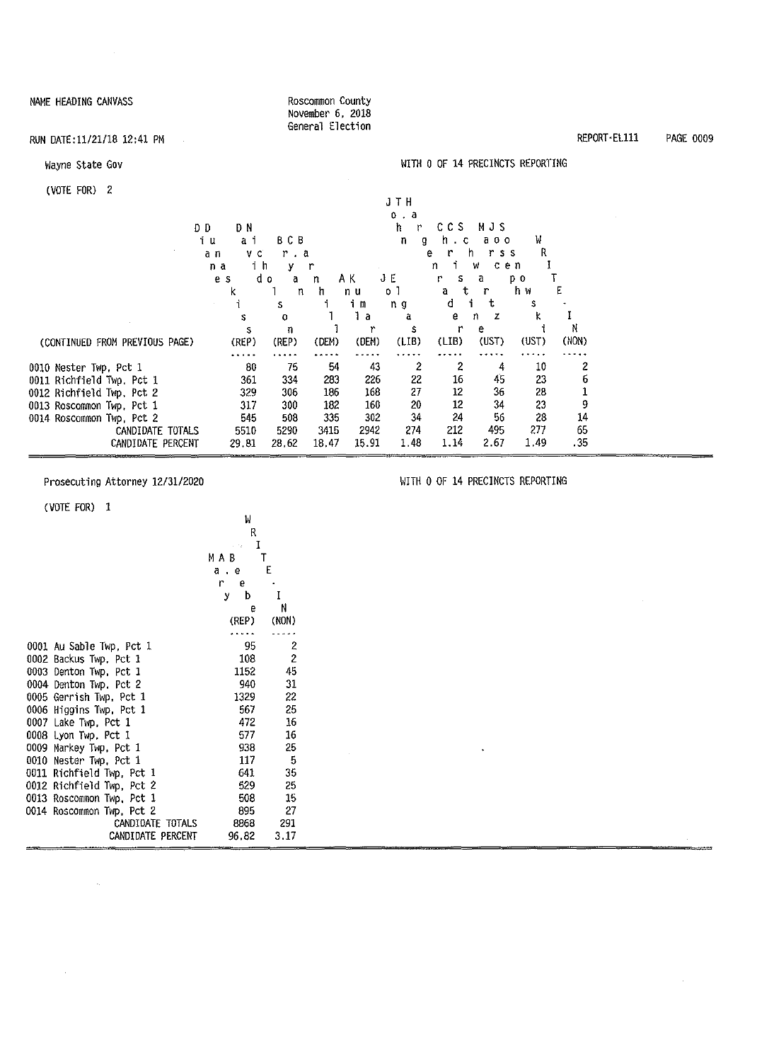NAME HEADING CANVASS

Roscommon County
November 6, 2018
General Election

RUN DATE:11/21/18 12:41 PM

REPORT-EL111

## Wayne State Gov

WITH 0 OF 14 PRECINCTS REPORTING

(VOTE FOR) 2

| (CONTINUED FROM PREVIOUS PAGE) | Diane Dunaskiss (REP) | David Nicholson (REP) | Bryan C. Barnhill (DEM) | Anil Kumar (DEM) | Jon Elgas (LIB) | John T. Hargenrader (LIB) | Christine C. Schwartz (UST) | Marc Joseph Sosnowski (UST) | WRITE-IN (NON) |
|---|---|---|---|---|---|---|---|---|---|
| 0010 Nester Twp, Pct 1 | 80 | 75 | 54 | 43 | 2 | 2 | 4 | 10 | 2 |
| 0011 Richfield Twp, Pct 1 | 361 | 334 | 283 | 226 | 22 | 16 | 45 | 23 | 6 |
| 0012 Richfield Twp, Pct 2 | 329 | 306 | 186 | 168 | 27 | 12 | 36 | 28 | 1 |
| 0013 Roscommon Twp, Pct 1 | 317 | 300 | 182 | 160 | 20 | 12 | 34 | 23 | 9 |
| 0014 Roscommon Twp, Pct 2 | 545 | 508 | 335 | 302 | 34 | 24 | 56 | 28 | 14 |
| CANDIDATE TOTALS | 5510 | 5290 | 3415 | 2942 | 274 | 212 | 495 | 277 | 65 |
| CANDIDATE PERCENT | 29.81 | 28.62 | 18.47 | 15.91 | 1.48 | 1.14 | 2.67 | 1.49 | .35 |

## Prosecuting Attorney 12/31/2020

WITH 0 OF 14 PRECINCTS REPORTING

(VOTE FOR) 1

| | Mary A. Bebee (REP) | WRITE-IN (NON) |
|---|---|---|
| 0001 Au Sable Twp, Pct 1 | 95 | 2 |
| 0002 Backus Twp, Pct 1 | 108 | 2 |
| 0003 Denton Twp, Pct 1 | 1152 | 45 |
| 0004 Denton Twp, Pct 2 | 940 | 31 |
| 0005 Gerrish Twp, Pct 1 | 1329 | 22 |
| 0006 Higgins Twp, Pct 1 | 567 | 25 |
| 0007 Lake Twp, Pct 1 | 472 | 16 |
| 0008 Lyon Twp, Pct 1 | 577 | 16 |
| 0009 Markey Twp, Pct 1 | 938 | 25 |
| 0010 Nester Twp, Pct 1 | 117 | 5 |
| 0011 Richfield Twp, Pct 1 | 641 | 35 |
| 0012 Richfield Twp, Pct 2 | 529 | 25 |
| 0013 Roscommon Twp, Pct 1 | 508 | 15 |
| 0014 Roscommon Twp, Pct 2 | 895 | 27 |
| CANDIDATE TOTALS | 8868 | 291 |
| CANDIDATE PERCENT | 96.82 | 3.17 |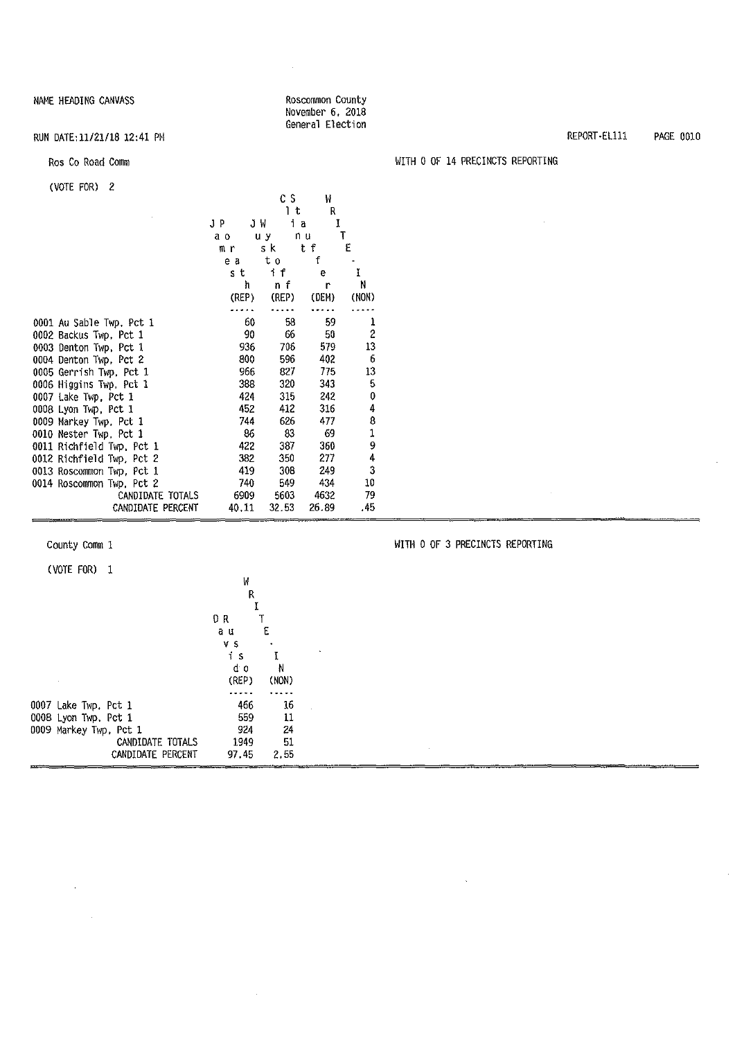NAME HEADING CANVASS

Roscommon County
November 6, 2018
General Election

RUN DATE:11/21/18 12:41 PM

REPORT-EL111

## Ros Co Road Comm

WITH 0 OF 14 PRECINCTS REPORTING

(VOTE FOR) 2

| | James Porth (REP) | Justin Wykoff (REP) | Clint Stauffer (DEM) | WRITE-IN (NON) |
|---|---|---|---|---|
| 0001 Au Sable Twp, Pct 1 | 60 | 58 | 59 | 1 |
| 0002 Backus Twp, Pct 1 | 90 | 66 | 58 | 2 |
| 0003 Denton Twp, Pct 1 | 936 | 706 | 579 | 13 |
| 0004 Denton Twp, Pct 2 | 800 | 596 | 402 | 6 |
| 0005 Gerrish Twp, Pct 1 | 966 | 827 | 775 | 13 |
| 0006 Higgins Twp, Pct 1 | 388 | 320 | 343 | 5 |
| 0007 Lake Twp, Pct 1 | 424 | 315 | 242 | 0 |
| 0008 Lyon Twp, Pct 1 | 452 | 412 | 316 | 4 |
| 0009 Markey Twp, Pct 1 | 744 | 626 | 477 | 8 |
| 0010 Nester Twp, Pct 1 | 86 | 83 | 69 | 1 |
| 0011 Richfield Twp, Pct 1 | 422 | 387 | 360 | 9 |
| 0012 Richfield Twp, Pct 2 | 382 | 350 | 277 | 4 |
| 0013 Roscommon Twp, Pct 1 | 419 | 308 | 249 | 3 |
| 0014 Roscommon Twp, Pct 2 | 740 | 549 | 434 | 10 |
| CANDIDATE TOTALS | 6909 | 5603 | 4632 | 79 |
| CANDIDATE PERCENT | 40.11 | 32.53 | 26.89 | .45 |

## County Comm 1

WITH 0 OF 3 PRECINCTS REPORTING

(VOTE FOR) 1

| | David Russo (REP) | WRITE-IN (NON) |
|---|---|---|
| 0007 Lake Twp, Pct 1 | 466 | 16 |
| 0008 Lyon Twp, Pct 1 | 559 | 11 |
| 0009 Markey Twp, Pct 1 | 924 | 24 |
| CANDIDATE TOTALS | 1949 | 51 |
| CANDIDATE PERCENT | 97.45 | 2.55 |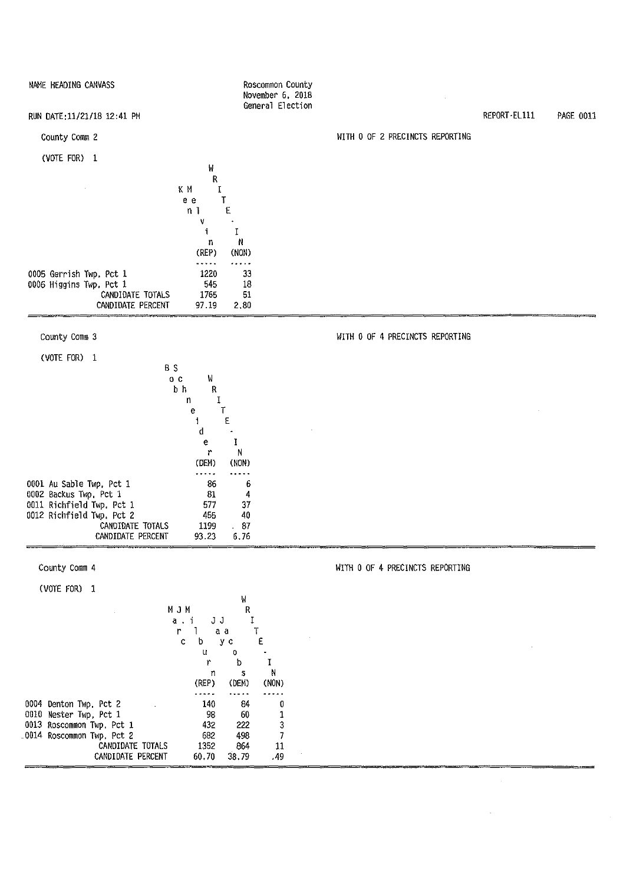NAME HEADING CANVASS

Roscommon County
November 6, 2018
General Election

RUN DATE:11/21/18 12:41 PM

REPORT-EL111

## County Comm 2

(VOTE FOR) 1

WITH 0 OF 2 PRECINCTS REPORTING

| | Ken Melvin (REP) | WRITE-IN (NON) |
|---|---|---|
| 0005 Gerrish Twp, Pct 1 | 1220 | 33 |
| 0006 Higgins Twp, Pct 1 | 545 | 18 |
| CANDIDATE TOTALS | 1765 | 51 |
| CANDIDATE PERCENT | 97.19 | 2.80 |

## County Comm 3

(VOTE FOR) 1

WITH 0 OF 4 PRECINCTS REPORTING

| | Bob Schneider (DEM) | WRITE-IN (NON) |
|---|---|---|
| 0001 Au Sable Twp, Pct 1 | 86 | 6 |
| 0002 Backus Twp, Pct 1 | 81 | 4 |
| 0011 Richfield Twp, Pct 1 | 577 | 37 |
| 0012 Richfield Twp, Pct 2 | 455 | 40 |
| CANDIDATE TOTALS | 1199 | 87 |
| CANDIDATE PERCENT | 93.23 | 6.76 |

## County Comm 4

(VOTE FOR) 1

WITH 0 OF 4 PRECINCTS REPORTING

| | Marc J. Milburn (REP) | Jay Jacobs (DEM) | WRITE-IN (NON) |
|---|---|---|---|
| 0004 Denton Twp, Pct 2 | 140 | 84 | 0 |
| 0010 Nester Twp, Pct 1 | 98 | 60 | 1 |
| 0013 Roscommon Twp, Pct 1 | 432 | 222 | 3 |
| 0014 Roscommon Twp, Pct 2 | 682 | 498 | 7 |
| CANDIDATE TOTALS | 1352 | 864 | 11 |
| CANDIDATE PERCENT | 60.70 | 38.79 | .49 |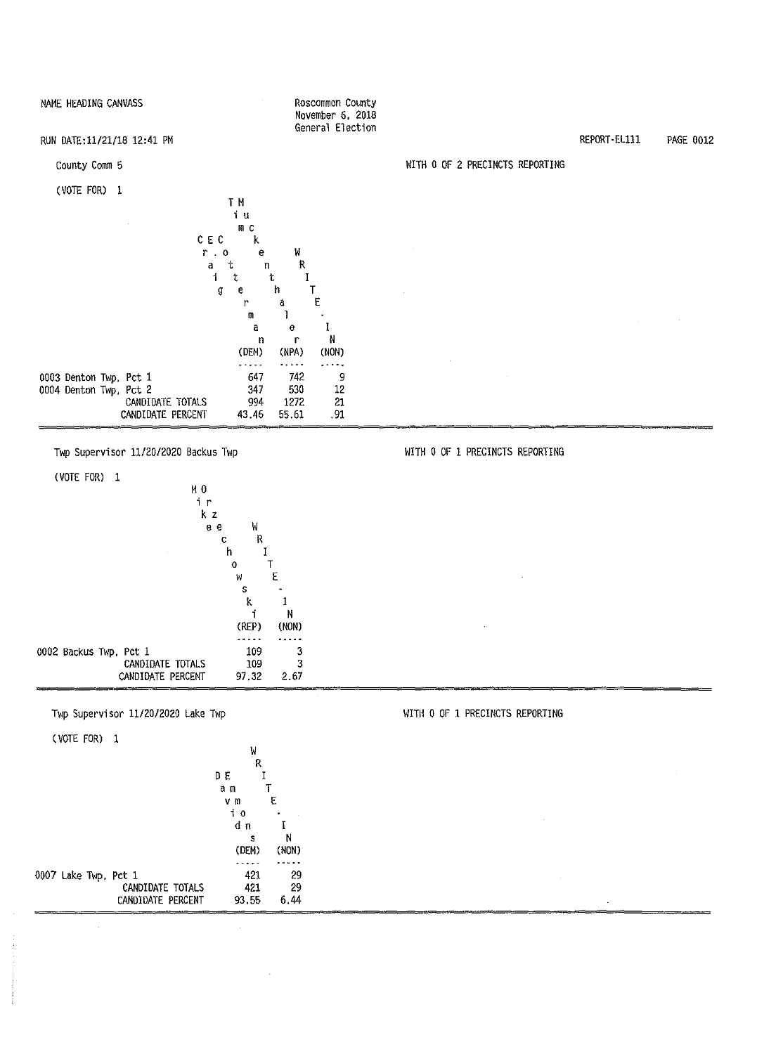NAME HEADING CANVASS

Roscommon County
November 6, 2018
General Election

RUN DATE:11/21/18 12:41 PM

REPORT-EL111

County Comm 5

WITH 0 OF 2 PRECINCTS REPORTING

(VOTE FOR) 1

| | Craig E. Ottermann (DEM) | Tim Muckenthaler (NPA) | WRITE-IN (NON) |
|---|---|---|---|
| 0003 Denton Twp, Pct 1 | 647 | 742 | 9 |
| 0004 Denton Twp, Pct 2 | 347 | 530 | 12 |
| CANDIDATE TOTALS | 994 | 1272 | 21 |
| CANDIDATE PERCENT | 43.46 | 55.61 | .91 |

Twp Supervisor 11/20/2020 Backus Twp

WITH 0 OF 1 PRECINCTS REPORTING

(VOTE FOR) 1

| | Mike Orzechowski (REP) | WRITE-IN (NON) |
|---|---|---|
| 0002 Backus Twp, Pct 1 | 109 | 3 |
| CANDIDATE TOTALS | 109 | 3 |
| CANDIDATE PERCENT | 97.32 | 2.67 |

Twp Supervisor 11/20/2020 Lake Twp

WITH 0 OF 1 PRECINCTS REPORTING

(VOTE FOR) 1

| | David Emmons (DEM) | WRITE-IN (NON) |
|---|---|---|
| 0007 Lake Twp, Pct 1 | 421 | 29 |
| CANDIDATE TOTALS | 421 | 29 |
| CANDIDATE PERCENT | 93.55 | 6.44 |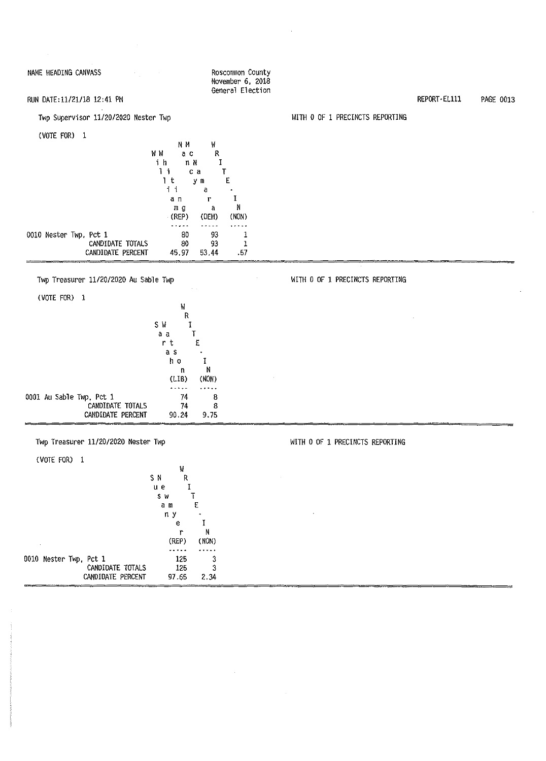## Twp Supervisor 11/20/2020 Nester Twp

WITH 0 OF 1 PRECINCTS REPORTING

(VOTE FOR) 1

| | William Whiting (REP) | Nancy McNamara (DEM) | WRITE-IN (NON) |
|---|---|---|---|
| 0010 Nester Twp, Pct 1 | 80 | 93 | 1 |
| CANDIDATE TOTALS | 80 | 93 | 1 |
| CANDIDATE PERCENT | 45.97 | 53.44 | .57 |

## Twp Treasurer 11/20/2020 Au Sable Twp

WITH 0 OF 1 PRECINCTS REPORTING

(VOTE FOR) 1

| | Sarah Watson (LIB) | WRITE-IN (NON) |
|---|---|---|
| 0001 Au Sable Twp, Pct 1 | 74 | 8 |
| CANDIDATE TOTALS | 74 | 8 |
| CANDIDATE PERCENT | 90.24 | 9.75 |

## Twp Treasurer 11/20/2020 Nester Twp

WITH 0 OF 1 PRECINCTS REPORTING

(VOTE FOR) 1

| | Susan Newmyer (REP) | WRITE-IN (NON) |
|---|---|---|
| 0010 Nester Twp, Pct 1 | 125 | 3 |
| CANDIDATE TOTALS | 125 | 3 |
| CANDIDATE PERCENT | 97.65 | 2.34 |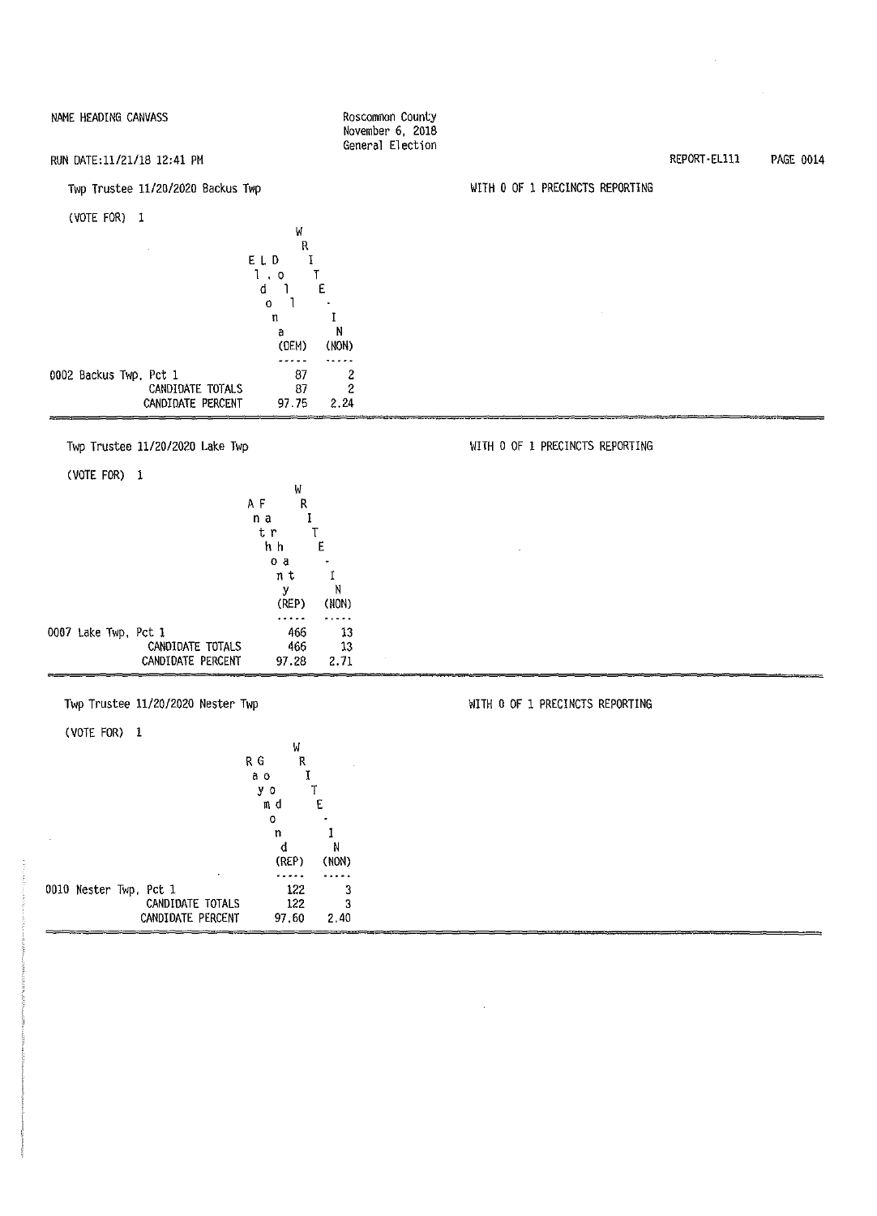NAME HEADING CANVASS

Roscommon County
November 6, 2018
General Election

RUN DATE:11/21/18 12:41 PM

REPORT-EL111

## Twp Trustee 11/20/2020 Backus Twp

WITH 0 OF 1 PRECINCTS REPORTING

(VOTE FOR) 1

| | Eldon Lloyd (DEM) | WRITE-IN (NON) |
|---|---|---|
| 0002 Backus Twp, Pct 1 | 87 | 2 |
| CANDIDATE TOTALS | 87 | 2 |
| CANDIDATE PERCENT | 97.75 | 2.24 |

## Twp Trustee 11/20/2020 Lake Twp

WITH 0 OF 1 PRECINCTS REPORTING

(VOTE FOR) 1

| | Anthony Farhat (REP) | WRITE-IN (NON) |
|---|---|---|
| 0007 Lake Twp, Pct 1 | 466 | 13 |
| CANDIDATE TOTALS | 466 | 13 |
| CANDIDATE PERCENT | 97.28 | 2.71 |

## Twp Trustee 11/20/2020 Nester Twp

WITH 0 OF 1 PRECINCTS REPORTING

(VOTE FOR) 1

| | Raymond God (REP) | WRITE-IN (NON) |
|---|---|---|
| 0010 Nester Twp, Pct 1 | 122 | 3 |
| CANDIDATE TOTALS | 122 | 3 |
| CANDIDATE PERCENT | 97.60 | 2.40 |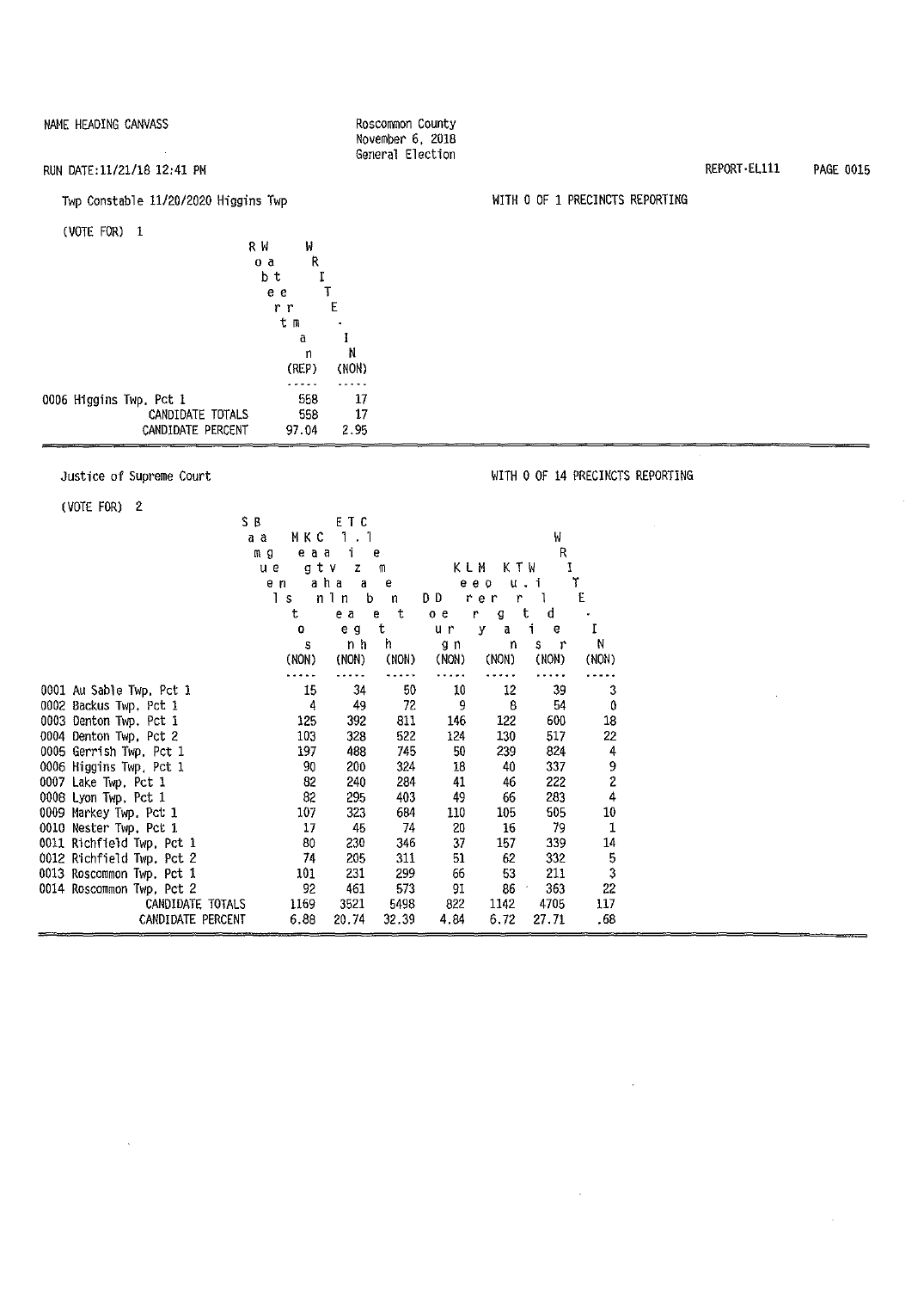NAME HEADING CANVASS

Roscommon County
November 6, 2018
General Election

RUN DATE:11/21/18 12:41 PM

REPORT-EL111

## Twp Constable 11/20/2020 Higgins Twp

WITH 0 OF 1 PRECINCTS REPORTING

(VOTE FOR) 1

| | Robert Waterman (REP) | WRITE-IN (NON) |
|---|---|---|
| 0006 Higgins Twp, Pct 1 | 558 | 17 |
| CANDIDATE TOTALS | 558 | 17 |
| CANDIDATE PERCENT | 97.04 | 2.95 |

## Justice of Supreme Court

WITH 0 OF 14 PRECINCTS REPORTING

(VOTE FOR) 2

| | Samuel Bagenstos (NON) | Megan Kathleen Cavanagh (NON) | Elizabeth T. Clement (NON) | Doug Dern (NON) | Kerry Lee Morgan (NON) | Kurt T. Wilder (NON) | WRITE-IN (NON) |
|---|---|---|---|---|---|---|---|
| 0001 Au Sable Twp, Pct 1 | 15 | 34 | 50 | 10 | 12 | 39 | 3 |
| 0002 Backus Twp, Pct 1 | 4 | 49 | 72 | 9 | 8 | 54 | 0 |
| 0003 Denton Twp, Pct 1 | 125 | 392 | 811 | 146 | 122 | 600 | 18 |
| 0004 Denton Twp, Pct 2 | 103 | 328 | 522 | 124 | 130 | 517 | 22 |
| 0005 Gerrish Twp, Pct 1 | 197 | 488 | 745 | 50 | 239 | 824 | 4 |
| 0006 Higgins Twp, Pct 1 | 90 | 200 | 324 | 18 | 40 | 337 | 9 |
| 0007 Lake Twp, Pct 1 | 82 | 240 | 284 | 41 | 46 | 222 | 2 |
| 0008 Lyon Twp, Pct 1 | 82 | 295 | 403 | 49 | 66 | 283 | 4 |
| 0009 Markey Twp, Pct 1 | 107 | 323 | 684 | 110 | 105 | 505 | 10 |
| 0010 Nester Twp, Pct 1 | 17 | 46 | 74 | 20 | 16 | 79 | 1 |
| 0011 Richfield Twp, Pct 1 | 80 | 230 | 346 | 37 | 157 | 339 | 14 |
| 0012 Richfield Twp, Pct 2 | 74 | 205 | 311 | 51 | 62 | 332 | 5 |
| 0013 Roscommon Twp, Pct 1 | 101 | 231 | 299 | 66 | 53 | 211 | 3 |
| 0014 Roscommon Twp, Pct 2 | 92 | 461 | 573 | 91 | 86 | 363 | 22 |
| CANDIDATE TOTALS | 1169 | 3521 | 5498 | 822 | 1142 | 4705 | 117 |
| CANDIDATE PERCENT | 6.88 | 20.74 | 32.39 | 4.84 | 6.72 | 27.71 | .68 |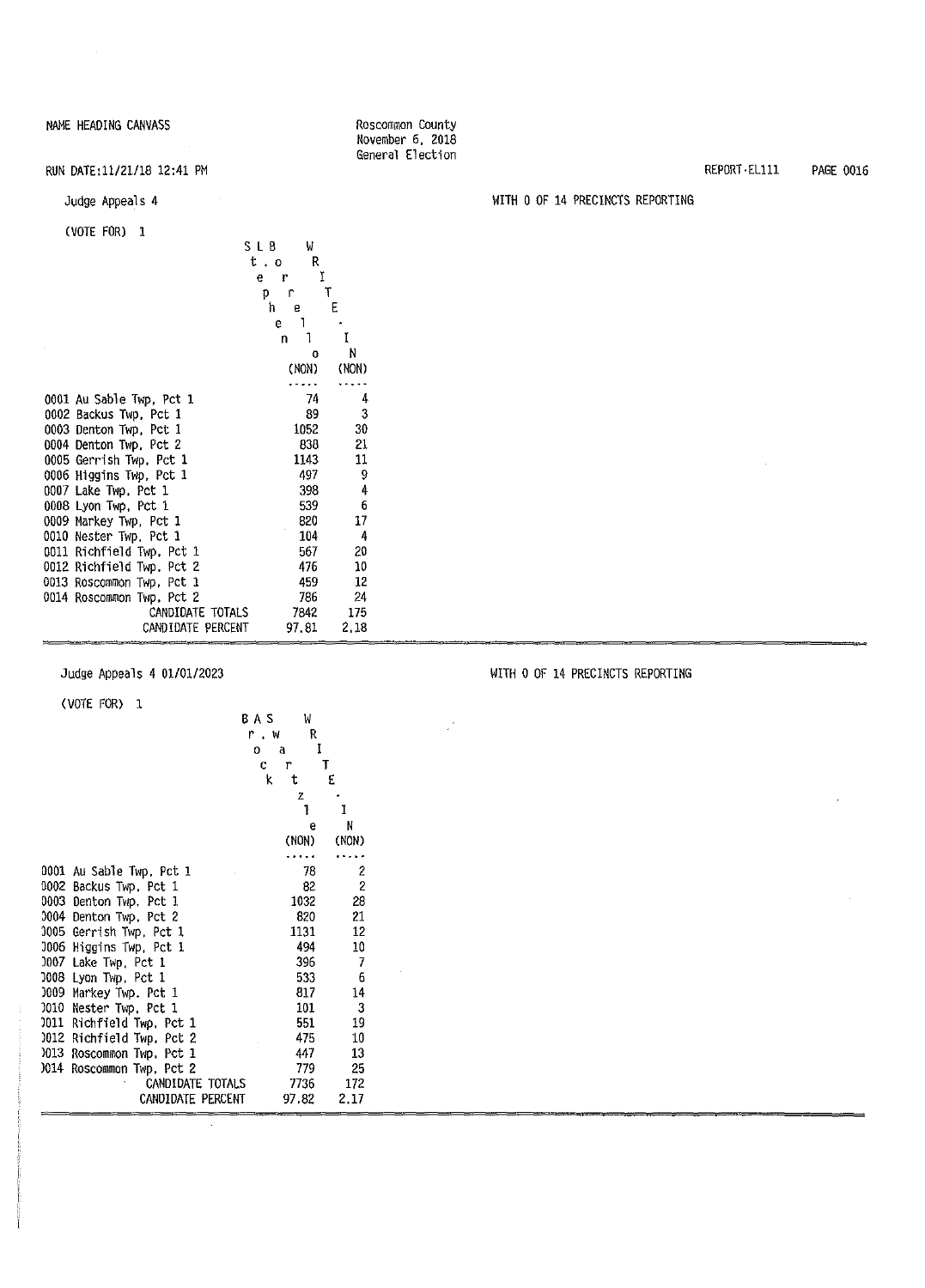NAME HEADING CANVASS

Roscommon County
November 6, 2018
General Election

RUN DATE:11/21/18 12:41 PM

REPORT-EL111

Judge Appeals 4

WITH 0 OF 14 PRECINCTS REPORTING

(VOTE FOR) 1

| | Stephen L. Borrello (NON) | WRITE-IN (NON) |
|---|---|---|
| 0001 Au Sable Twp, Pct 1 | 74 | 4 |
| 0002 Backus Twp, Pct 1 | 89 | 3 |
| 0003 Denton Twp, Pct 1 | 1052 | 30 |
| 0004 Denton Twp, Pct 2 | 838 | 21 |
| 0005 Gerrish Twp, Pct 1 | 1143 | 11 |
| 0006 Higgins Twp, Pct 1 | 497 | 9 |
| 0007 Lake Twp, Pct 1 | 398 | 4 |
| 0008 Lyon Twp, Pct 1 | 539 | 6 |
| 0009 Markey Twp, Pct 1 | 820 | 17 |
| 0010 Nester Twp, Pct 1 | 104 | 4 |
| 0011 Richfield Twp, Pct 1 | 567 | 20 |
| 0012 Richfield Twp, Pct 2 | 476 | 10 |
| 0013 Roscommon Twp, Pct 1 | 459 | 12 |
| 0014 Roscommon Twp, Pct 2 | 786 | 24 |
| CANDIDATE TOTALS | 7842 | 175 |
| CANDIDATE PERCENT | 97.81 | 2.18 |

Judge Appeals 4 01/01/2023

WITH 0 OF 14 PRECINCTS REPORTING

(VOTE FOR) 1

| | Brock A. Swartzle (NON) | WRITE-IN (NON) |
|---|---|---|
| 0001 Au Sable Twp, Pct 1 | 78 | 2 |
| 0002 Backus Twp, Pct 1 | 82 | 2 |
| 0003 Denton Twp, Pct 1 | 1032 | 28 |
| 0004 Denton Twp, Pct 2 | 820 | 21 |
| 0005 Gerrish Twp, Pct 1 | 1131 | 12 |
| 0006 Higgins Twp, Pct 1 | 494 | 10 |
| 0007 Lake Twp, Pct 1 | 396 | 7 |
| 0008 Lyon Twp, Pct 1 | 533 | 6 |
| 0009 Markey Twp, Pct 1 | 817 | 14 |
| 0010 Nester Twp, Pct 1 | 101 | 3 |
| 0011 Richfield Twp, Pct 1 | 551 | 19 |
| 0012 Richfield Twp, Pct 2 | 475 | 10 |
| 0013 Roscommon Twp, Pct 1 | 447 | 13 |
| 0014 Roscommon Twp, Pct 2 | 779 | 25 |
| CANDIDATE TOTALS | 7736 | 172 |
| CANDIDATE PERCENT | 97.82 | 2.17 |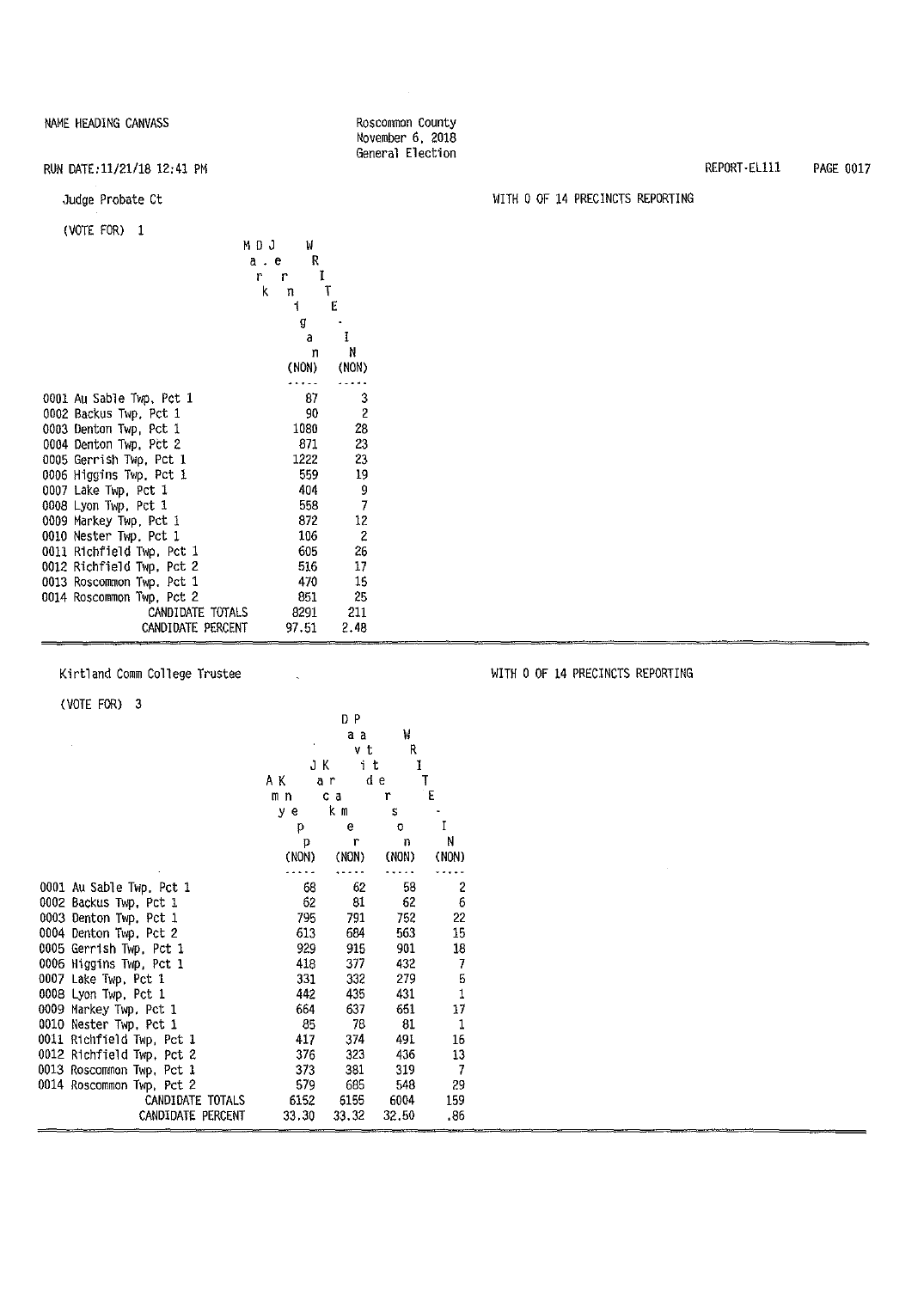## Judge Probate Ct

(VOTE FOR) 1

WITH 0 OF 14 PRECINCTS REPORTING

| Precinct | Mark D. Jernigan (NON) | WRITE-IN (NON) |
|---|---|---|
| 0001 Au Sable Twp, Pct 1 | 87 | 3 |
| 0002 Backus Twp, Pct 1 | 90 | 2 |
| 0003 Denton Twp, Pct 1 | 1080 | 28 |
| 0004 Denton Twp, Pct 2 | 871 | 23 |
| 0005 Gerrish Twp, Pct 1 | 1222 | 23 |
| 0006 Higgins Twp, Pct 1 | 559 | 19 |
| 0007 Lake Twp, Pct 1 | 404 | 9 |
| 0008 Lyon Twp, Pct 1 | 558 | 7 |
| 0009 Markey Twp, Pct 1 | 872 | 12 |
| 0010 Nester Twp, Pct 1 | 106 | 2 |
| 0011 Richfield Twp, Pct 1 | 605 | 26 |
| 0012 Richfield Twp, Pct 2 | 516 | 17 |
| 0013 Roscommon Twp, Pct 1 | 470 | 15 |
| 0014 Roscommon Twp, Pct 2 | 851 | 25 |
| CANDIDATE TOTALS | 8291 | 211 |
| CANDIDATE PERCENT | 97.51 | 2.48 |

## Kirtland Comm College Trustee

(VOTE FOR) 3

WITH 0 OF 14 PRECINCTS REPORTING

| Precinct | Amy Kneppe (NON) | Jack Kramer (NON) | David Patterson (NON) | WRITE-IN (NON) |
|---|---|---|---|---|
| 0001 Au Sable Twp, Pct 1 | 68 | 62 | 58 | 2 |
| 0002 Backus Twp, Pct 1 | 62 | 81 | 62 | 6 |
| 0003 Denton Twp, Pct 1 | 795 | 791 | 752 | 22 |
| 0004 Denton Twp, Pct 2 | 613 | 684 | 563 | 15 |
| 0005 Gerrish Twp, Pct 1 | 929 | 915 | 901 | 18 |
| 0006 Higgins Twp, Pct 1 | 418 | 377 | 432 | 7 |
| 0007 Lake Twp, Pct 1 | 331 | 332 | 279 | 5 |
| 0008 Lyon Twp, Pct 1 | 442 | 435 | 431 | 1 |
| 0009 Markey Twp, Pct 1 | 664 | 637 | 651 | 17 |
| 0010 Nester Twp, Pct 1 | 85 | 78 | 81 | 1 |
| 0011 Richfield Twp, Pct 1 | 417 | 374 | 491 | 15 |
| 0012 Richfield Twp, Pct 2 | 376 | 323 | 436 | 13 |
| 0013 Roscommon Twp, Pct 1 | 373 | 381 | 319 | 7 |
| 0014 Roscommon Twp, Pct 2 | 579 | 685 | 548 | 29 |
| CANDIDATE TOTALS | 6152 | 6155 | 6004 | 159 |
| CANDIDATE PERCENT | 33.30 | 33.32 | 32.50 | .86 |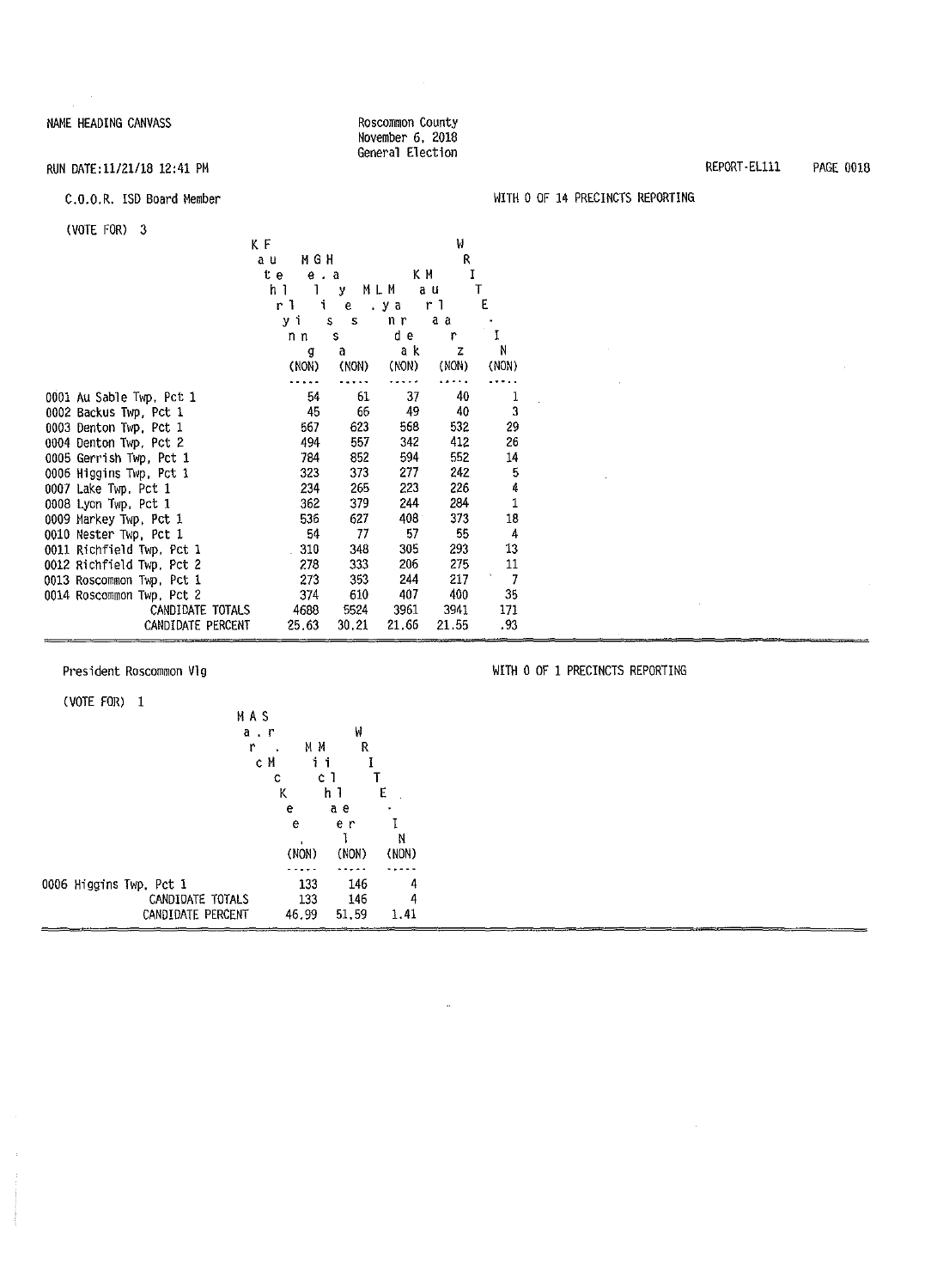NAME HEADING CANVASS

Roscommon County
November 6, 2018
General Election

RUN DATE:11/21/18 12:41 PM

REPORT-EL111

## C.O.O.R. ISD Board Member

WITH 0 OF 14 PRECINCTS REPORTING

(VOTE FOR) 3

| | Kathryn Fuelling (NON) | Melissa G. Hayes (NON) | M. Lynda Marek (NON) | Kara Mularz (NON) | WRITE-IN (NON) |
|---|---|---|---|---|---|
| 0001 Au Sable Twp, Pct 1 | 54 | 61 | 37 | 40 | 1 |
| 0002 Backus Twp, Pct 1 | 45 | 66 | 49 | 40 | 3 |
| 0003 Denton Twp, Pct 1 | 567 | 623 | 568 | 532 | 29 |
| 0004 Denton Twp, Pct 2 | 494 | 557 | 342 | 412 | 26 |
| 0005 Gerrish Twp, Pct 1 | 784 | 852 | 594 | 552 | 14 |
| 0006 Higgins Twp, Pct 1 | 323 | 373 | 277 | 242 | 5 |
| 0007 Lake Twp, Pct 1 | 234 | 265 | 223 | 226 | 4 |
| 0008 Lyon Twp, Pct 1 | 362 | 379 | 244 | 284 | 1 |
| 0009 Markey Twp, Pct 1 | 536 | 627 | 408 | 373 | 18 |
| 0010 Nester Twp, Pct 1 | 54 | 77 | 57 | 55 | 4 |
| 0011 Richfield Twp, Pct 1 | 310 | 348 | 305 | 293 | 13 |
| 0012 Richfield Twp, Pct 2 | 278 | 333 | 206 | 275 | 11 |
| 0013 Roscommon Twp, Pct 1 | 273 | 353 | 244 | 217 | 7 |
| 0014 Roscommon Twp, Pct 2 | 374 | 610 | 407 | 400 | 35 |
| CANDIDATE TOTALS | 4688 | 5524 | 3961 | 3941 | 171 |
| CANDIDATE PERCENT | 25.63 | 30.21 | 21.66 | 21.55 | .93 |

## President Roscommon Vlg

WITH 0 OF 1 PRECINCTS REPORTING

(VOTE FOR) 1

| | Marc A. McKee, Sr. (NON) | Michael Miller (NON) | WRITE-IN (NON) |
|---|---|---|---|
| 0006 Higgins Twp, Pct 1 | 133 | 146 | 4 |
| CANDIDATE TOTALS | 133 | 146 | 4 |
| CANDIDATE PERCENT | 46.99 | 51.59 | 1.41 |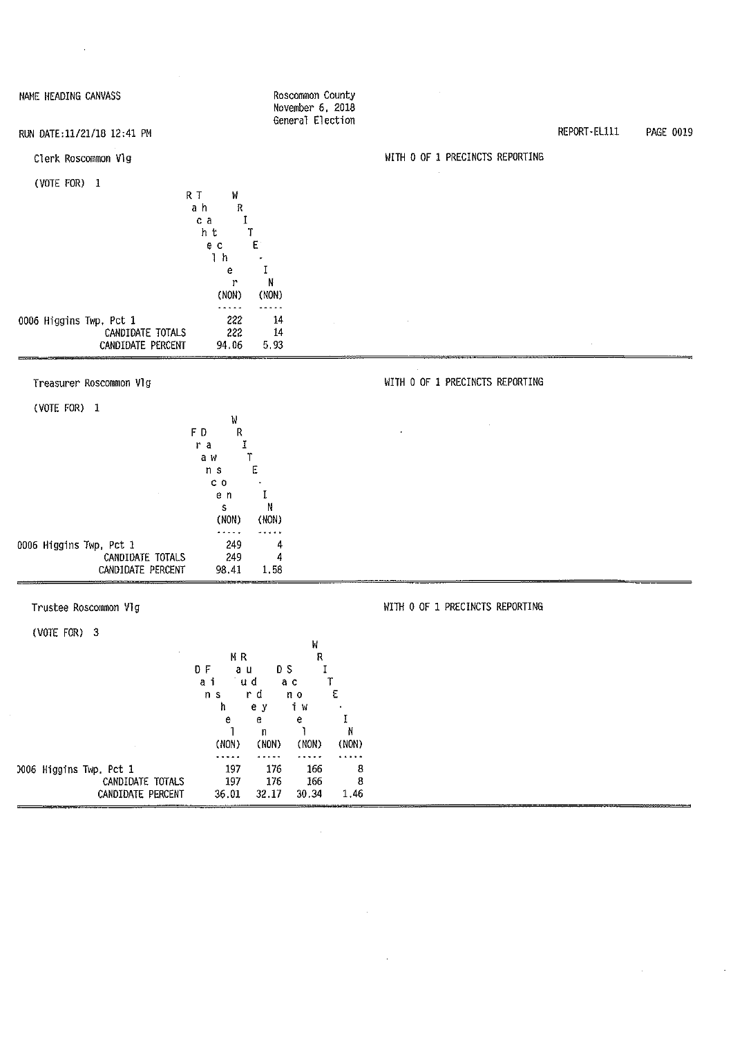NAME HEADING CANVASS

Roscommon County
November 6, 2018
General Election

RUN DATE:11/21/18 12:41 PM

REPORT-EL111 PAGE 0019

## Clerk Roscommon Vlg

WITH 0 OF 1 PRECINCTS REPORTING

(VOTE FOR) 1

| | Rachel Tatcher (NON) | WRITE-IN (NON) |
|---|---|---|
| 0006 Higgins Twp, Pct 1 | 222 | 14 |
| CANDIDATE TOTALS | 222 | 14 |
| CANDIDATE PERCENT | 94.06 | 5.93 |

## Treasurer Roscommon Vlg

WITH 0 OF 1 PRECINCTS REPORTING

(VOTE FOR) 1

| | Frances Dawson (NON) | WRITE-IN (NON) |
|---|---|---|
| 0006 Higgins Twp, Pct 1 | 249 | 4 |
| CANDIDATE TOTALS | 249 | 4 |
| CANDIDATE PERCENT | 98.41 | 1.58 |

## Trustee Roscommon Vlg

WITH 0 OF 1 PRECINCTS REPORTING

(VOTE FOR) 3

| | Dan Fishel (NON) | Maureen Rudey (NON) | Dan Scowiel (NON) | WRITE-IN (NON) |
|---|---|---|---|---|
| 0006 Higgins Twp, Pct 1 | 197 | 176 | 166 | 8 |
| CANDIDATE TOTALS | 197 | 176 | 166 | 8 |
| CANDIDATE PERCENT | 36.01 | 32.17 | 30.34 | 1.46 |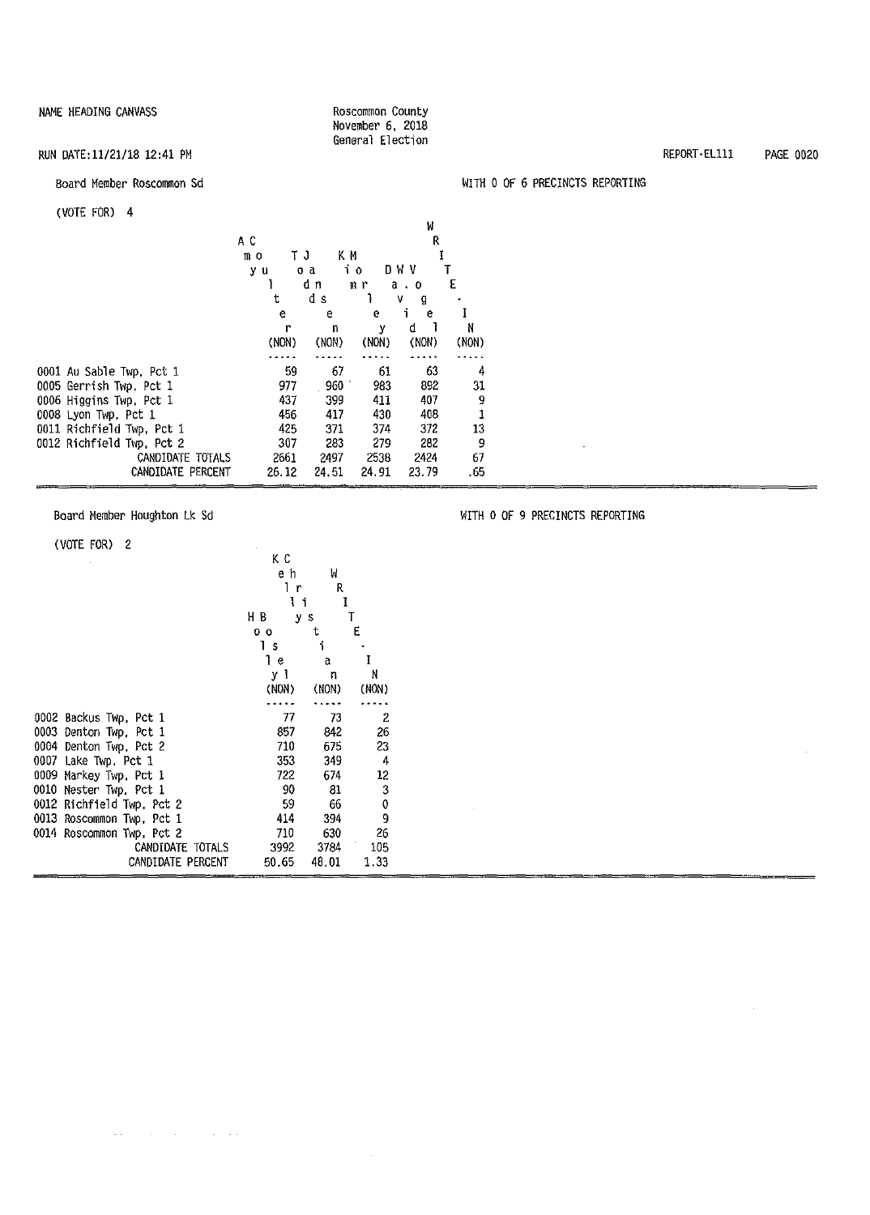NAME HEADING CANVASS

Roscommon County
November 6, 2018
General Election

RUN DATE:11/21/18 12:41 PM

REPORT-EL111

## Board Member Roscommon Sd

WITH 0 OF 6 PRECINCTS REPORTING

(VOTE FOR) 4

| | Amy Coulter (NON) | Todd Jansen (NON) | Kim Morley (NON) | David W. Vogel (NON) | WRITE-IN (NON) |
|---|---|---|---|---|---|
| 0001 Au Sable Twp, Pct 1 | 59 | 67 | 61 | 63 | 4 |
| 0005 Gerrish Twp, Pct 1 | 977 | 960 | 983 | 892 | 31 |
| 0006 Higgins Twp, Pct 1 | 437 | 399 | 411 | 407 | 9 |
| 0008 Lyon Twp, Pct 1 | 456 | 417 | 430 | 408 | 1 |
| 0011 Richfield Twp, Pct 1 | 425 | 371 | 374 | 372 | 13 |
| 0012 Richfield Twp, Pct 2 | 307 | 283 | 279 | 282 | 9 |
| CANDIDATE TOTALS | 2661 | 2497 | 2538 | 2424 | 67 |
| CANDIDATE PERCENT | 26.12 | 24.51 | 24.91 | 23.79 | .65 |

## Board Member Houghton Lk Sd

WITH 0 OF 9 PRECINCTS REPORTING

(VOTE FOR) 2

| | Holly Bosel (NON) | Kelly Christian (NON) | WRITE-IN (NON) |
|---|---|---|---|
| 0002 Backus Twp, Pct 1 | 77 | 73 | 2 |
| 0003 Denton Twp, Pct 1 | 857 | 842 | 26 |
| 0004 Denton Twp, Pct 2 | 710 | 675 | 23 |
| 0007 Lake Twp, Pct 1 | 353 | 349 | 4 |
| 0009 Markey Twp, Pct 1 | 722 | 674 | 12 |
| 0010 Nester Twp, Pct 1 | 90 | 81 | 3 |
| 0012 Richfield Twp, Pct 2 | 59 | 66 | 0 |
| 0013 Roscommon Twp, Pct 1 | 414 | 394 | 9 |
| 0014 Roscommon Twp, Pct 2 | 710 | 630 | 26 |
| CANDIDATE TOTALS | 3992 | 3784 | 105 |
| CANDIDATE PERCENT | 50.65 | 48.01 | 1.33 |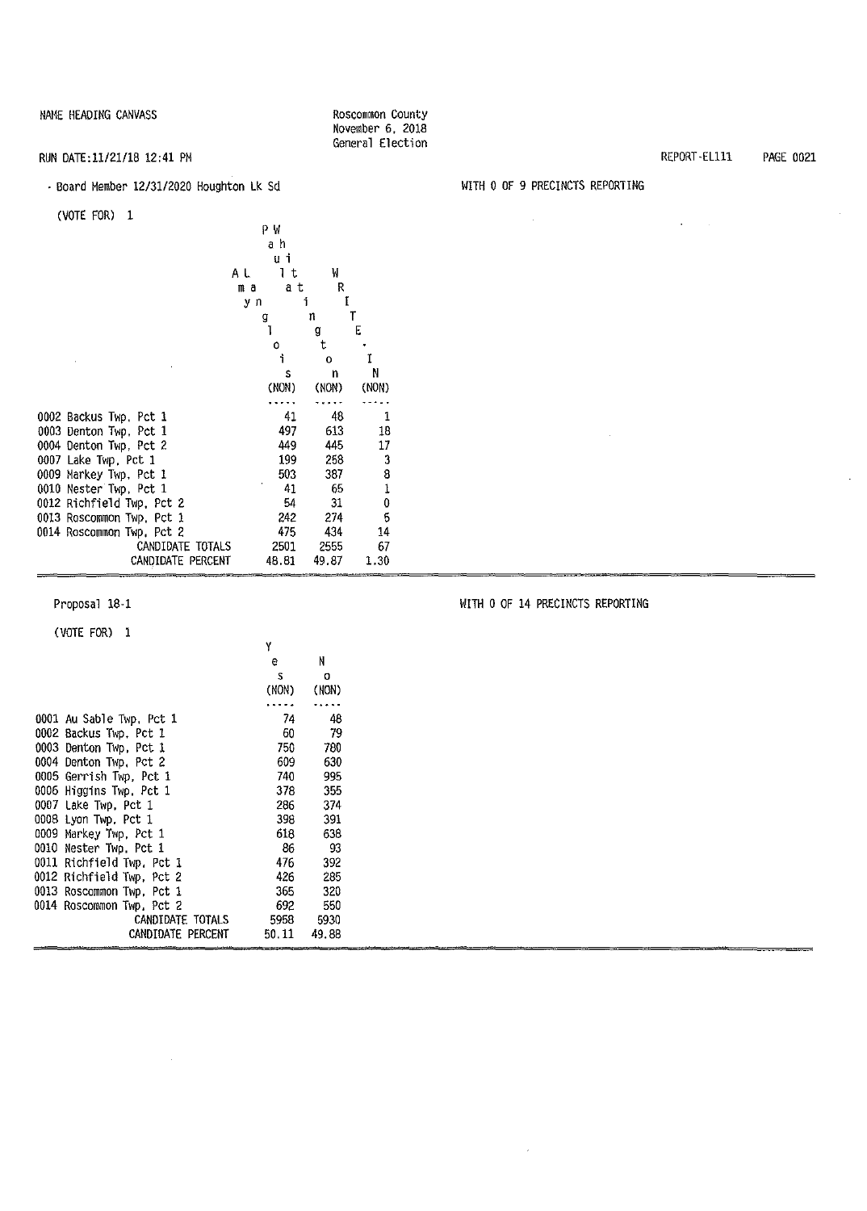NAME HEADING CANVASS

Roscommon County
November 6, 2018
General Election

RUN DATE:11/21/18 12:41 PM

REPORT-EL111

- Board Member 12/31/2020 Houghton Lk Sd

WITH 0 OF 9 PRECINCTS REPORTING

(VOTE FOR) 1

| | Amy Lynn Paulgois (NON) | Walt Wilington (NON) | WRITE-IN (NON) |
|---|---|---|---|
| 0002 Backus Twp, Pct 1 | 41 | 48 | 1 |
| 0003 Denton Twp, Pct 1 | 497 | 613 | 18 |
| 0004 Denton Twp, Pct 2 | 449 | 445 | 17 |
| 0007 Lake Twp, Pct 1 | 199 | 258 | 3 |
| 0009 Markey Twp, Pct 1 | 503 | 387 | 8 |
| 0010 Nester Twp, Pct 1 | 41 | 65 | 1 |
| 0012 Richfield Twp, Pct 2 | 54 | 31 | 0 |
| 0013 Roscommon Twp, Pct 1 | 242 | 274 | 5 |
| 0014 Roscommon Twp, Pct 2 | 475 | 434 | 14 |
| CANDIDATE TOTALS | 2501 | 2555 | 67 |
| CANDIDATE PERCENT | 48.81 | 49.87 | 1.30 |

Proposal 18-1

WITH 0 OF 14 PRECINCTS REPORTING

(VOTE FOR) 1

| | Yes (NON) | No (NON) |
|---|---|---|
| 0001 Au Sable Twp, Pct 1 | 74 | 48 |
| 0002 Backus Twp, Pct 1 | 60 | 79 |
| 0003 Denton Twp, Pct 1 | 750 | 780 |
| 0004 Denton Twp, Pct 2 | 609 | 630 |
| 0005 Gerrish Twp, Pct 1 | 740 | 995 |
| 0006 Higgins Twp, Pct 1 | 378 | 355 |
| 0007 Lake Twp, Pct 1 | 286 | 374 |
| 0008 Lyon Twp, Pct 1 | 398 | 391 |
| 0009 Markey Twp, Pct 1 | 618 | 638 |
| 0010 Nester Twp, Pct 1 | 86 | 93 |
| 0011 Richfield Twp, Pct 1 | 476 | 392 |
| 0012 Richfield Twp, Pct 2 | 426 | 285 |
| 0013 Roscommon Twp, Pct 1 | 365 | 320 |
| 0014 Roscommon Twp, Pct 2 | 692 | 550 |
| CANDIDATE TOTALS | 5958 | 5930 |
| CANDIDATE PERCENT | 50.11 | 49.88 |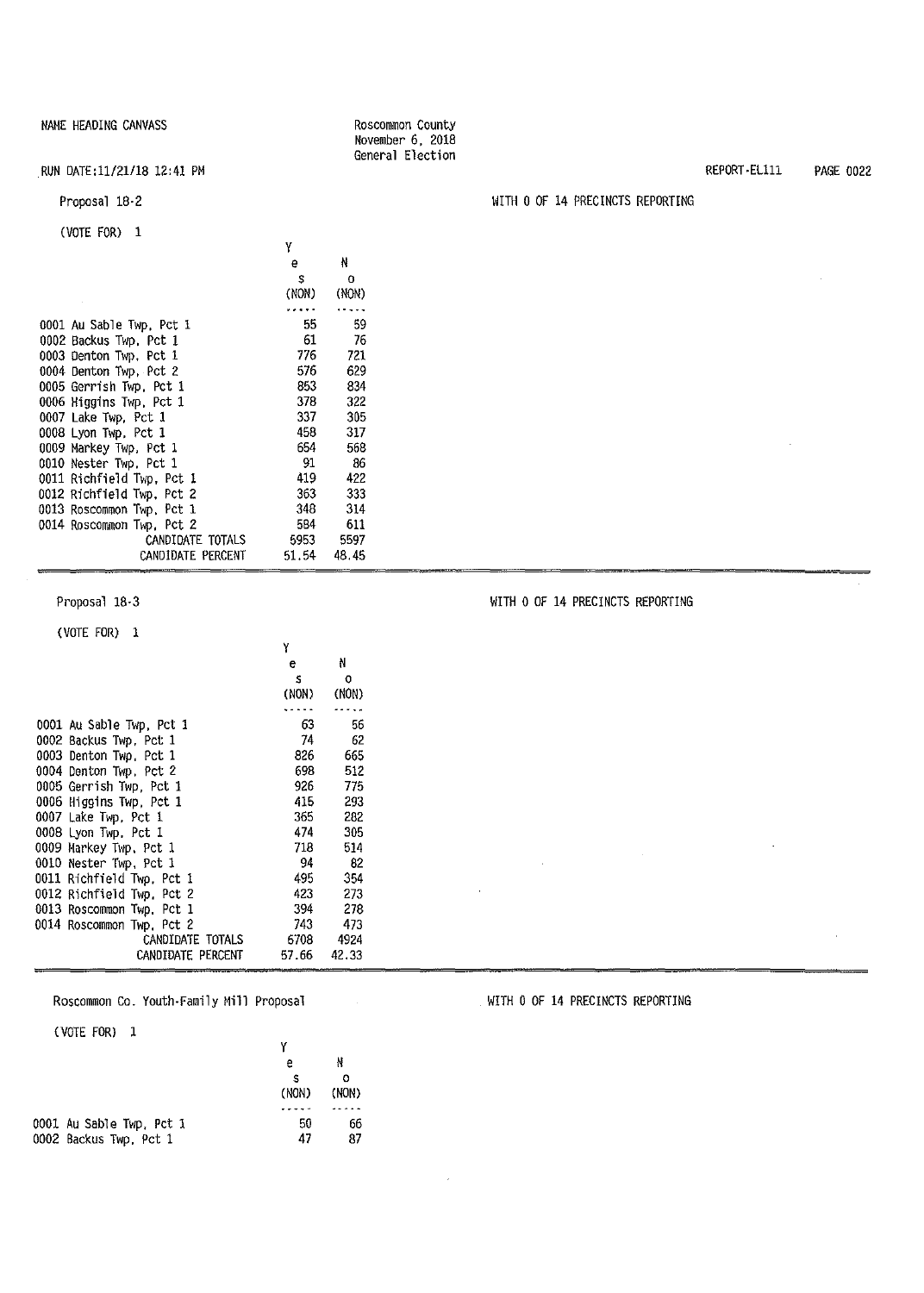NAME HEADING CANVASS

Roscommon County
November 6, 2018
General Election

RUN DATE:11/21/18 12:41 PM

REPORT-EL111

## Proposal 18-2

WITH 0 OF 14 PRECINCTS REPORTING

(VOTE FOR) 1

| | Yes (NON) | No (NON) |
|---|---|---|
| 0001 Au Sable Twp, Pct 1 | 55 | 59 |
| 0002 Backus Twp, Pct 1 | 61 | 76 |
| 0003 Denton Twp, Pct 1 | 776 | 721 |
| 0004 Denton Twp, Pct 2 | 576 | 629 |
| 0005 Gerrish Twp, Pct 1 | 853 | 834 |
| 0006 Higgins Twp, Pct 1 | 378 | 322 |
| 0007 Lake Twp, Pct 1 | 337 | 305 |
| 0008 Lyon Twp, Pct 1 | 458 | 317 |
| 0009 Markey Twp, Pct 1 | 654 | 568 |
| 0010 Nester Twp, Pct 1 | 91 | 86 |
| 0011 Richfield Twp, Pct 1 | 419 | 422 |
| 0012 Richfield Twp, Pct 2 | 363 | 333 |
| 0013 Roscommon Twp, Pct 1 | 348 | 314 |
| 0014 Roscommon Twp, Pct 2 | 584 | 611 |
| CANDIDATE TOTALS | 5953 | 5597 |
| CANDIDATE PERCENT | 51.54 | 48.45 |

## Proposal 18-3

WITH 0 OF 14 PRECINCTS REPORTING

(VOTE FOR) 1

| | Yes (NON) | No (NON) |
|---|---|---|
| 0001 Au Sable Twp, Pct 1 | 63 | 56 |
| 0002 Backus Twp, Pct 1 | 74 | 62 |
| 0003 Denton Twp, Pct 1 | 826 | 665 |
| 0004 Denton Twp, Pct 2 | 698 | 512 |
| 0005 Gerrish Twp, Pct 1 | 926 | 775 |
| 0006 Higgins Twp, Pct 1 | 415 | 293 |
| 0007 Lake Twp, Pct 1 | 365 | 282 |
| 0008 Lyon Twp, Pct 1 | 474 | 305 |
| 0009 Markey Twp, Pct 1 | 718 | 514 |
| 0010 Nester Twp, Pct 1 | 94 | 82 |
| 0011 Richfield Twp, Pct 1 | 495 | 354 |
| 0012 Richfield Twp, Pct 2 | 423 | 273 |
| 0013 Roscommon Twp, Pct 1 | 394 | 278 |
| 0014 Roscommon Twp, Pct 2 | 743 | 473 |
| CANDIDATE TOTALS | 6708 | 4924 |
| CANDIDATE PERCENT | 57.66 | 42.33 |

## Roscommon Co. Youth-Family Mill Proposal

WITH 0 OF 14 PRECINCTS REPORTING

(VOTE FOR) 1

| | Yes (NON) | No (NON) |
|---|---|---|
| 0001 Au Sable Twp, Pct 1 | 50 | 66 |
| 0002 Backus Twp, Pct 1 | 47 | 87 |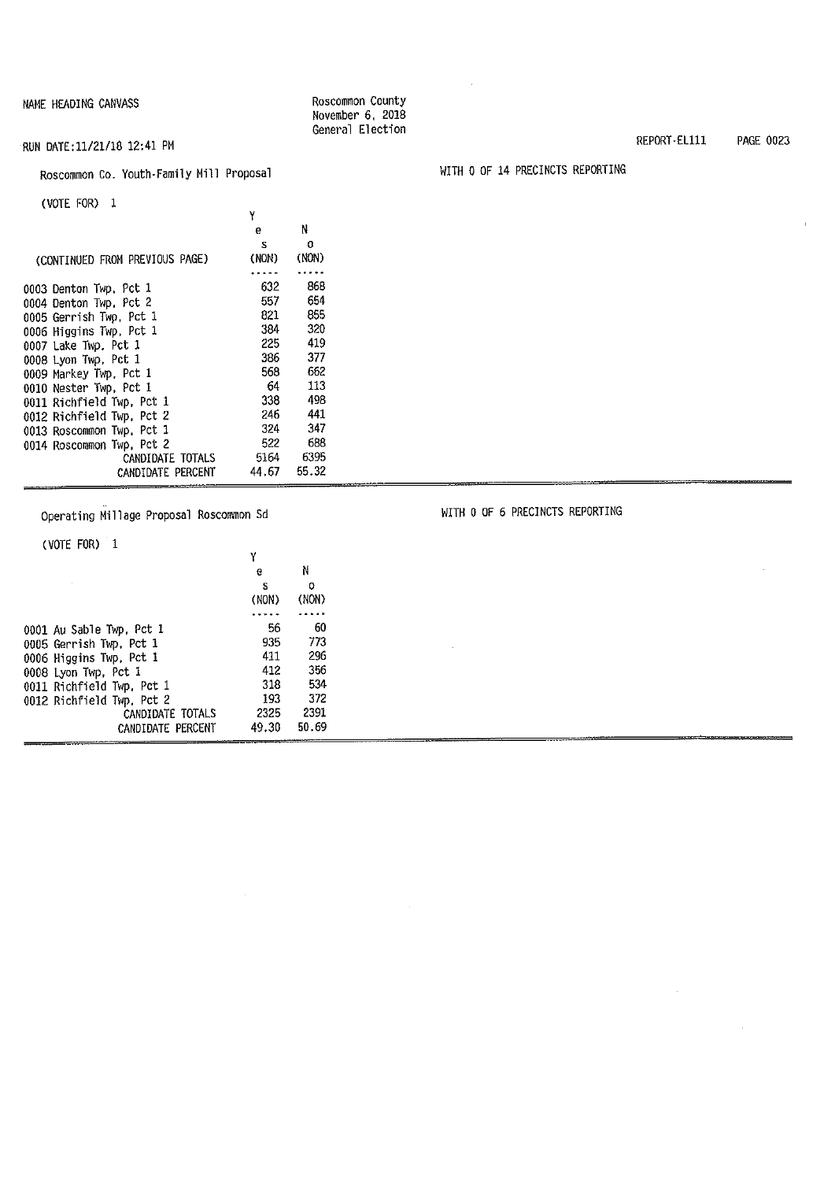NAME HEADING CANVASS

Roscommon County
November 6, 2018
General Election

RUN DATE:11/21/18 12:41 PM

REPORT-EL111

Roscommon Co. Youth-Family Mill Proposal

WITH 0 OF 14 PRECINCTS REPORTING

(VOTE FOR) 1

| (CONTINUED FROM PREVIOUS PAGE) | Yes (NON) | No (NON) |
|---|---|---|
| 0003 Denton Twp, Pct 1 | 632 | 868 |
| 0004 Denton Twp, Pct 2 | 557 | 654 |
| 0005 Gerrish Twp, Pct 1 | 821 | 855 |
| 0006 Higgins Twp, Pct 1 | 384 | 320 |
| 0007 Lake Twp, Pct 1 | 225 | 419 |
| 0008 Lyon Twp, Pct 1 | 386 | 377 |
| 0009 Markey Twp, Pct 1 | 568 | 662 |
| 0010 Nester Twp, Pct 1 | 64 | 113 |
| 0011 Richfield Twp, Pct 1 | 338 | 498 |
| 0012 Richfield Twp, Pct 2 | 246 | 441 |
| 0013 Roscommon Twp, Pct 1 | 324 | 347 |
| 0014 Roscommon Twp, Pct 2 | 522 | 688 |
| CANDIDATE TOTALS | 5164 | 6395 |
| CANDIDATE PERCENT | 44.67 | 55.32 |

Operating Millage Proposal Roscommon Sd

WITH 0 OF 6 PRECINCTS REPORTING

(VOTE FOR) 1

| | Yes (NON) | No (NON) |
|---|---|---|
| 0001 Au Sable Twp, Pct 1 | 56 | 60 |
| 0005 Gerrish Twp, Pct 1 | 935 | 773 |
| 0006 Higgins Twp, Pct 1 | 411 | 296 |
| 0008 Lyon Twp, Pct 1 | 412 | 356 |
| 0011 Richfield Twp, Pct 1 | 318 | 534 |
| 0012 Richfield Twp, Pct 2 | 193 | 372 |
| CANDIDATE TOTALS | 2325 | 2391 |
| CANDIDATE PERCENT | 49.30 | 50.69 |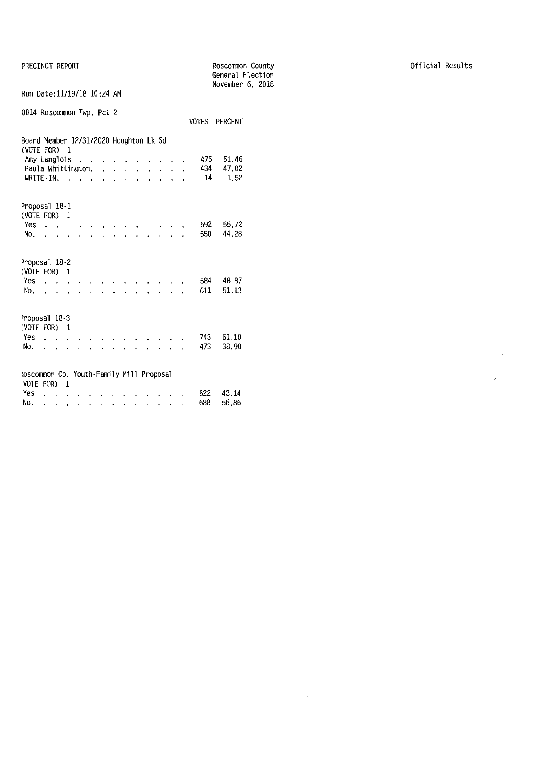PRECINCT REPORT

Roscommon County
General Election
November 6, 2018

Official Results

Run Date:11/19/18 10:24 AM

0014 Roscommon Twp, Pct 2

**Board Member 12/31/2020 Houghton Lk Sd**
(VOTE FOR) 1

| | VOTES | PERCENT |
|---|---|---|
| Amy Langlois | 475 | 51.46 |
| Paula Whittington | 434 | 47.02 |
| WRITE-IN | 14 | 1.52 |

**Proposal 18-1**
(VOTE FOR) 1

| | VOTES | PERCENT |
|---|---|---|
| Yes | 692 | 55.72 |
| No | 550 | 44.28 |

**Proposal 18-2**
(VOTE FOR) 1

| | VOTES | PERCENT |
|---|---|---|
| Yes | 584 | 48.87 |
| No | 611 | 51.13 |

**Proposal 18-3**
(VOTE FOR) 1

| | VOTES | PERCENT |
|---|---|---|
| Yes | 743 | 61.10 |
| No | 473 | 38.90 |

**Roscommon Co. Youth-Family Mill Proposal**
(VOTE FOR) 1

| | VOTES | PERCENT |
|---|---|---|
| Yes | 522 | 43.14 |
| No | 688 | 56.86 |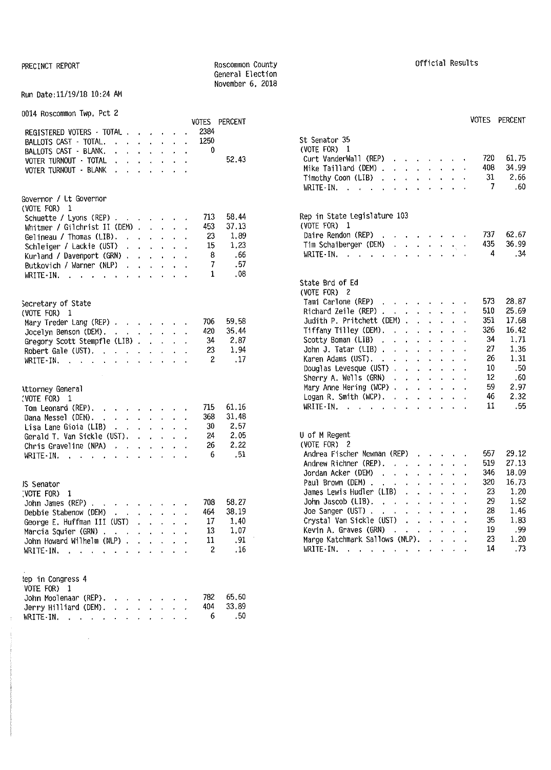PRECINCT REPORT

Roscommon County
General Election
November 6, 2018

Official Results

Run Date:11/19/18 10:24 AM

0014 Roscommon Twp, Pct 2

| | VOTES | PERCENT |
|---|---|---|
| REGISTERED VOTERS - TOTAL | 2384 | |
| BALLOTS CAST - TOTAL | 1250 | |
| BALLOTS CAST - BLANK | 0 | |
| VOTER TURNOUT - TOTAL | | 52.43 |
| VOTER TURNOUT - BLANK | | |

**Governor / Lt Governor**
(VOTE FOR) 1

| | VOTES | PERCENT |
|---|---|---|
| Schuette / Lyons (REP) | 713 | 58.44 |
| Whitmer / Gilchrist II (DEM) | 453 | 37.13 |
| Gelineau / Thomas (LIB) | 23 | 1.89 |
| Schleiger / Lackie (UST) | 15 | 1.23 |
| Kurland / Davenport (GRN) | 8 | .66 |
| Butkovich / Warner (NLP) | 7 | .57 |
| WRITE-IN | 1 | .08 |

**Secretary of State**
(VOTE FOR) 1

| | VOTES | PERCENT |
|---|---|---|
| Mary Treder Lang (REP) | 706 | 59.58 |
| Jocelyn Benson (DEM) | 420 | 35.44 |
| Gregory Scott Stempfle (LIB) | 34 | 2.87 |
| Robert Gale (UST) | 23 | 1.94 |
| WRITE-IN | 2 | .17 |

**Attorney General**
(VOTE FOR) 1

| | VOTES | PERCENT |
|---|---|---|
| Tom Leonard (REP) | 715 | 61.16 |
| Dana Nessel (DEM) | 368 | 31.48 |
| Lisa Lane Gioia (LIB) | 30 | 2.57 |
| Gerald T. Van Sickle (UST) | 24 | 2.05 |
| Chris Graveline (NPA) | 26 | 2.22 |
| WRITE-IN | 6 | .51 |

**US Senator**
(VOTE FOR) 1

| | VOTES | PERCENT |
|---|---|---|
| John James (REP) | 708 | 58.27 |
| Debbie Stabenow (DEM) | 464 | 38.19 |
| George E. Huffman III (UST) | 17 | 1.40 |
| Marcia Squier (GRN) | 13 | 1.07 |
| John Howard Wilhelm (NLP) | 11 | .91 |
| WRITE-IN | 2 | .16 |

**Rep in Congress 4**
(VOTE FOR) 1

| | VOTES | PERCENT |
|---|---|---|
| John Moolenaar (REP) | 782 | 65.60 |
| Jerry Hilliard (DEM) | 404 | 33.89 |
| WRITE-IN | 6 | .50 |

**St Senator 35**
(VOTE FOR) 1

| | VOTES | PERCENT |
|---|---|---|
| Curt VanderWall (REP) | 720 | 61.75 |
| Mike Taillard (DEM) | 408 | 34.99 |
| Timothy Coon (LIB) | 31 | 2.66 |
| WRITE-IN | 7 | .60 |

**Rep in State Legislature 103**
(VOTE FOR) 1

| | VOTES | PERCENT |
|---|---|---|
| Daire Rendon (REP) | 737 | 62.67 |
| Tim Schaiberger (DEM) | 435 | 36.99 |
| WRITE-IN | 4 | .34 |

**State Brd of Ed**
(VOTE FOR) 2

| | VOTES | PERCENT |
|---|---|---|
| Tami Carlone (REP) | 573 | 28.87 |
| Richard Zeile (REP) | 510 | 25.69 |
| Judith P. Pritchett (DEM) | 351 | 17.68 |
| Tiffany Tilley (DEM) | 326 | 16.42 |
| Scotty Boman (LIB) | 34 | 1.71 |
| John J. Tatar (LIB) | 27 | 1.36 |
| Karen Adams (UST) | 26 | 1.31 |
| Douglas Levesque (UST) | 10 | .50 |
| Sherry A. Wells (GRN) | 12 | .60 |
| Mary Anne Hering (WCP) | 59 | 2.97 |
| Logan R. Smith (WCP) | 46 | 2.32 |
| WRITE-IN | 11 | .55 |

**U of M Regent**
(VOTE FOR) 2

| | VOTES | PERCENT |
|---|---|---|
| Andrea Fischer Newman (REP) | 557 | 29.12 |
| Andrew Richner (REP) | 519 | 27.13 |
| Jordan Acker (DEM) | 346 | 18.09 |
| Paul Brown (DEM) | 320 | 16.73 |
| James Lewis Hudler (LIB) | 23 | 1.20 |
| John Jascob (LIB) | 29 | 1.52 |
| Joe Sanger (UST) | 28 | 1.46 |
| Crystal Van Sickle (UST) | 35 | 1.83 |
| Kevin A. Graves (GRN) | 19 | .99 |
| Marge Katchmark Sallows (NLP) | 23 | 1.20 |
| WRITE-IN | 14 | .73 |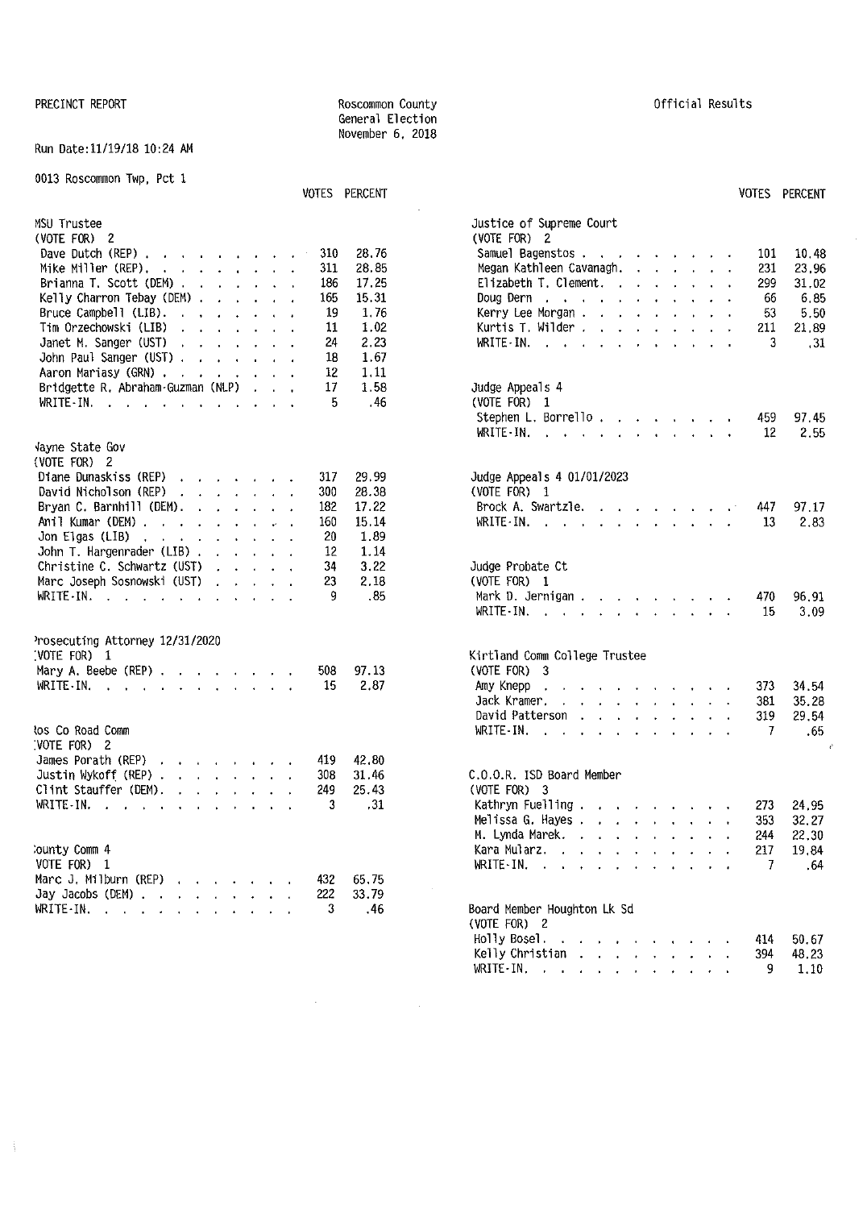PRECINCT REPORT

Roscommon County
General Election
November 6, 2018

Official Results

Run Date:11/19/18 10:24 AM

0013 Roscommon Twp, Pct 1

| MSU Trustee (VOTE FOR) 2 | VOTES | PERCENT |
|---|---|---|
| Dave Dutch (REP) | 310 | 28.76 |
| Mike Miller (REP) | 311 | 28.85 |
| Brianna T. Scott (DEM) | 186 | 17.25 |
| Kelly Charron Tebay (DEM) | 165 | 15.31 |
| Bruce Campbell (LIB) | 19 | 1.76 |
| Tim Orzechowski (LIB) | 11 | 1.02 |
| Janet M. Sanger (UST) | 24 | 2.23 |
| John Paul Sanger (UST) | 18 | 1.67 |
| Aaron Mariasy (GRN) | 12 | 1.11 |
| Bridgette R. Abraham-Guzman (NLP) | 17 | 1.58 |
| WRITE-IN | 5 | .46 |

| Wayne State Gov (VOTE FOR) 2 | VOTES | PERCENT |
|---|---|---|
| Diane Dunaskiss (REP) | 317 | 29.99 |
| David Nicholson (REP) | 300 | 28.38 |
| Bryan C. Barnhill (DEM) | 182 | 17.22 |
| Anil Kumar (DEM) | 160 | 15.14 |
| Jon Elgas (LIB) | 20 | 1.89 |
| John T. Hargenrader (LIB) | 12 | 1.14 |
| Christine C. Schwartz (UST) | 34 | 3.22 |
| Marc Joseph Sosnowski (UST) | 23 | 2.18 |
| WRITE-IN | 9 | .85 |

| Prosecuting Attorney 12/31/2020 (VOTE FOR) 1 | VOTES | PERCENT |
|---|---|---|
| Mary A. Beebe (REP) | 508 | 97.13 |
| WRITE-IN | 15 | 2.87 |

| Ros Co Road Comm (VOTE FOR) 2 | VOTES | PERCENT |
|---|---|---|
| James Porath (REP) | 419 | 42.80 |
| Justin Wykoff (REP) | 308 | 31.46 |
| Clint Stauffer (DEM) | 249 | 25.43 |
| WRITE-IN | 3 | .31 |

| County Comm 4 (VOTE FOR) 1 | VOTES | PERCENT |
|---|---|---|
| Marc J. Milburn (REP) | 432 | 65.75 |
| Jay Jacobs (DEM) | 222 | 33.79 |
| WRITE-IN | 3 | .46 |

| Justice of Supreme Court (VOTE FOR) 2 | VOTES | PERCENT |
|---|---|---|
| Samuel Bagenstos | 101 | 10.48 |
| Megan Kathleen Cavanagh | 231 | 23.96 |
| Elizabeth T. Clement | 299 | 31.02 |
| Doug Dern | 66 | 6.85 |
| Kerry Lee Morgan | 53 | 5.50 |
| Kurtis T. Wilder | 211 | 21.89 |
| WRITE-IN | 3 | .31 |

| Judge Appeals 4 (VOTE FOR) 1 | VOTES | PERCENT |
|---|---|---|
| Stephen L. Borrello | 459 | 97.45 |
| WRITE-IN | 12 | 2.55 |

| Judge Appeals 4 01/01/2023 (VOTE FOR) 1 | VOTES | PERCENT |
|---|---|---|
| Brock A. Swartzle | 447 | 97.17 |
| WRITE-IN | 13 | 2.83 |

| Judge Probate Ct (VOTE FOR) 1 | VOTES | PERCENT |
|---|---|---|
| Mark D. Jernigan | 470 | 96.91 |
| WRITE-IN | 15 | 3.09 |

| Kirtland Comm College Trustee (VOTE FOR) 3 | VOTES | PERCENT |
|---|---|---|
| Amy Knepp | 373 | 34.54 |
| Jack Kramer | 381 | 35.28 |
| David Patterson | 319 | 29.54 |
| WRITE-IN | 7 | .65 |

| C.O.O.R. ISD Board Member (VOTE FOR) 3 | VOTES | PERCENT |
|---|---|---|
| Kathryn Fuelling | 273 | 24.95 |
| Melissa G. Hayes | 353 | 32.27 |
| M. Lynda Marek | 244 | 22.30 |
| Kara Mularz | 217 | 19.84 |
| WRITE-IN | 7 | .64 |

| Board Member Houghton Lk Sd (VOTE FOR) 2 | VOTES | PERCENT |
|---|---|---|
| Holly Bosel | 414 | 50.67 |
| Kelly Christian | 394 | 48.23 |
| WRITE-IN | 9 | 1.10 |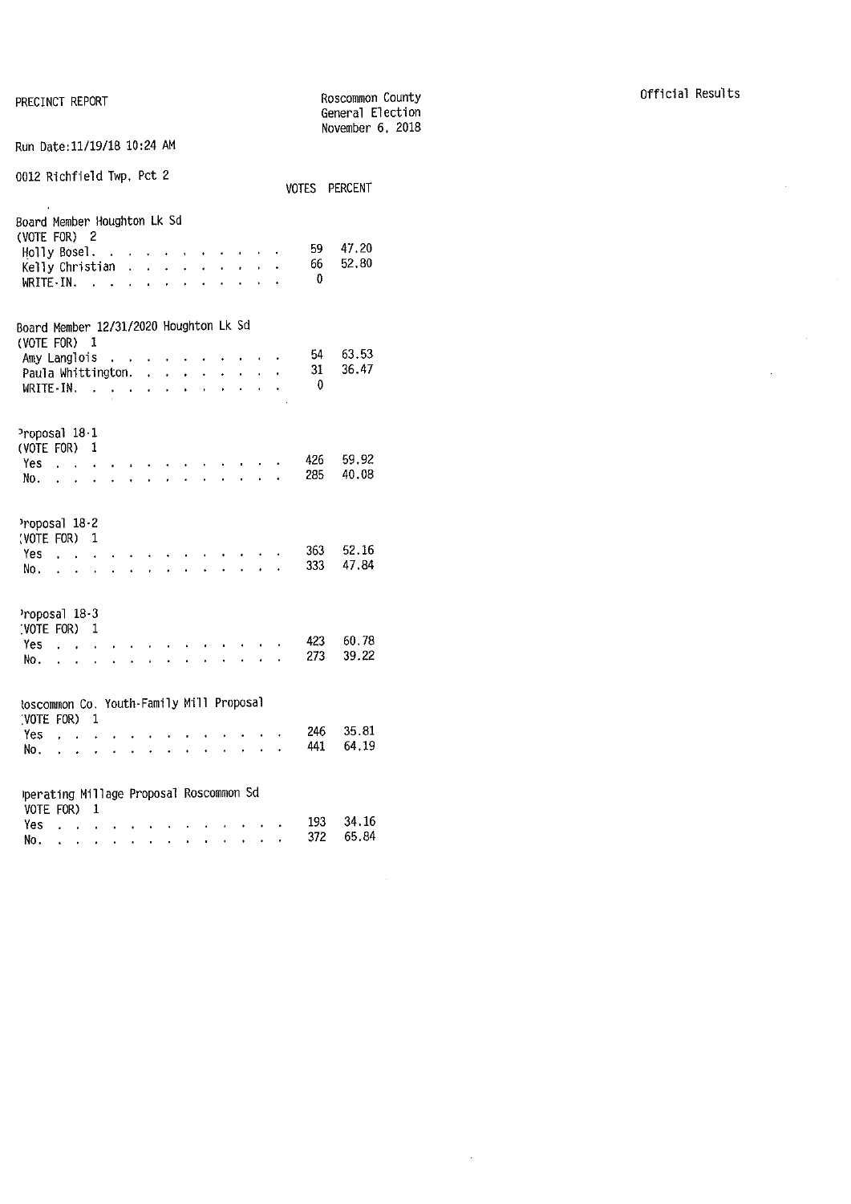PRECINCT REPORT

Roscommon County
General Election
November 6, 2018

Official Results

Run Date:11/19/18 10:24 AM

0012 Richfield Twp, Pct 2

| | VOTES | PERCENT |
|---|---|---|
| **Board Member Houghton Lk Sd** | | |
| (VOTE FOR) 2 | | |
| Holly Bosel | 59 | 47.20 |
| Kelly Christian | 66 | 52.80 |
| WRITE-IN | 0 | |
| **Board Member 12/31/2020 Houghton Lk Sd** | | |
| (VOTE FOR) 1 | | |
| Amy Langlois | 54 | 63.53 |
| Paula Whittington | 31 | 36.47 |
| WRITE-IN | 0 | |
| **Proposal 18-1** | | |
| (VOTE FOR) 1 | | |
| Yes | 426 | 59.92 |
| No | 285 | 40.08 |
| **Proposal 18-2** | | |
| (VOTE FOR) 1 | | |
| Yes | 363 | 52.16 |
| No | 333 | 47.84 |
| **Proposal 18-3** | | |
| (VOTE FOR) 1 | | |
| Yes | 423 | 60.78 |
| No | 273 | 39.22 |
| **Roscommon Co. Youth-Family Mill Proposal** | | |
| (VOTE FOR) 1 | | |
| Yes | 246 | 35.81 |
| No | 441 | 64.19 |
| **Operating Millage Proposal Roscommon Sd** | | |
| (VOTE FOR) 1 | | |
| Yes | 193 | 34.16 |
| No | 372 | 65.84 |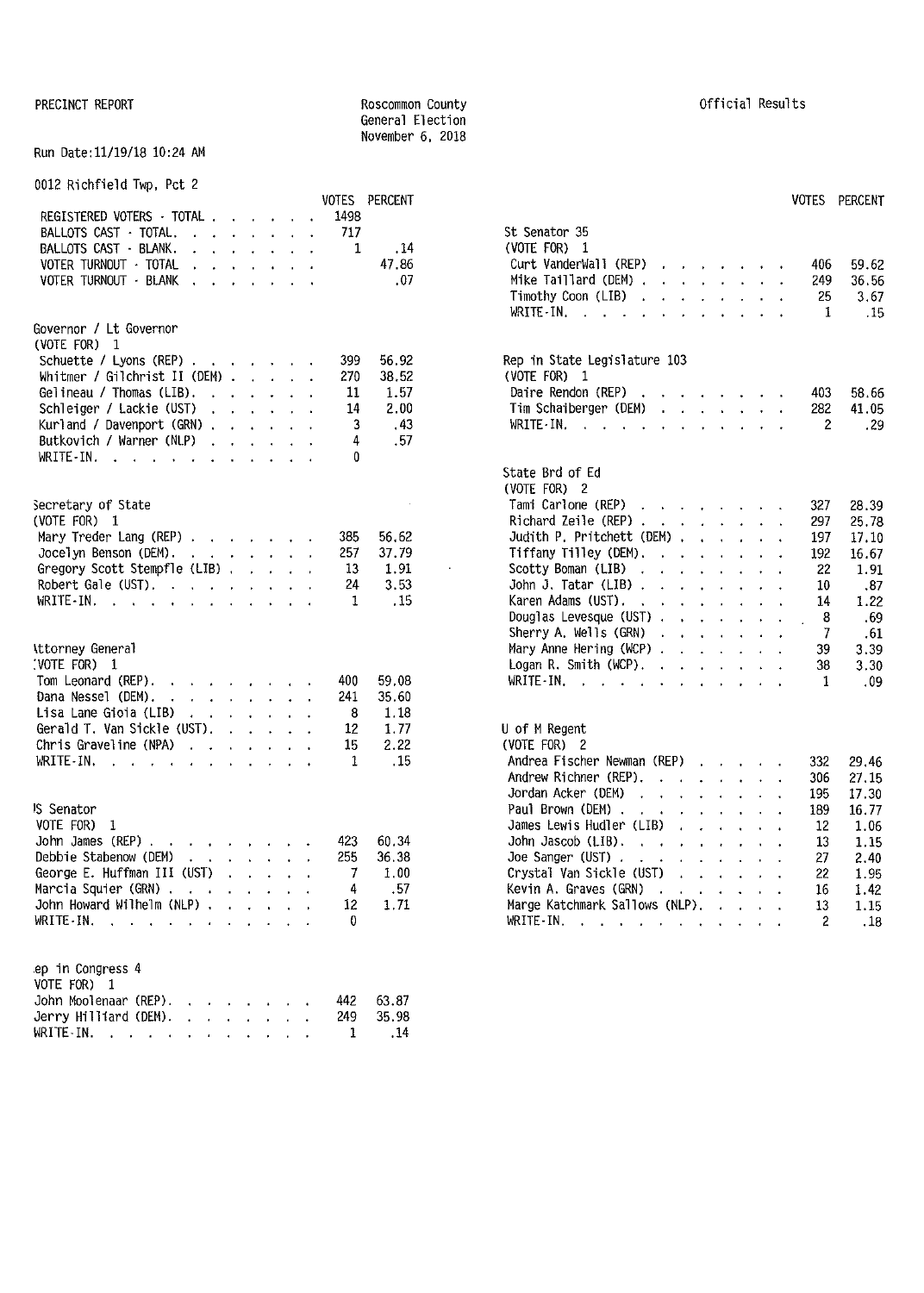PRECINCT REPORT

Roscommon County
General Election
November 6, 2018

Official Results

Run Date:11/19/18 10:24 AM

## 0012 Richfield Twp, Pct 2

| | VOTES | PERCENT |
|---|---|---|
| REGISTERED VOTERS - TOTAL | 1498 | |
| BALLOTS CAST - TOTAL. | 717 | |
| BALLOTS CAST - BLANK. | 1 | .14 |
| VOTER TURNOUT - TOTAL | | 47.86 |
| VOTER TURNOUT - BLANK | | .07 |

### Governor / Lt Governor
(VOTE FOR) 1

| | VOTES | PERCENT |
|---|---|---|
| Schuette / Lyons (REP) | 399 | 56.92 |
| Whitmer / Gilchrist II (DEM) | 270 | 38.52 |
| Gelineau / Thomas (LIB). | 11 | 1.57 |
| Schleiger / Lackie (UST) | 14 | 2.00 |
| Kurland / Davenport (GRN) | 3 | .43 |
| Butkovich / Warner (NLP) | 4 | .57 |
| WRITE-IN. | 0 | |

### Secretary of State
(VOTE FOR) 1

| | VOTES | PERCENT |
|---|---|---|
| Mary Treder Lang (REP) | 385 | 56.62 |
| Jocelyn Benson (DEM). | 257 | 37.79 |
| Gregory Scott Stempfle (LIB) | 13 | 1.91 |
| Robert Gale (UST). | 24 | 3.53 |
| WRITE-IN. | 1 | .15 |

### Attorney General
(VOTE FOR) 1

| | VOTES | PERCENT |
|---|---|---|
| Tom Leonard (REP). | 400 | 59.08 |
| Dana Nessel (DEM). | 241 | 35.60 |
| Lisa Lane Gioia (LIB) | 8 | 1.18 |
| Gerald T. Van Sickle (UST). | 12 | 1.77 |
| Chris Graveline (NPA) | 15 | 2.22 |
| WRITE-IN. | 1 | .15 |

### US Senator
(VOTE FOR) 1

| | VOTES | PERCENT |
|---|---|---|
| John James (REP) | 423 | 60.34 |
| Debbie Stabenow (DEM) | 255 | 36.38 |
| George E. Huffman III (UST) | 7 | 1.00 |
| Marcia Squier (GRN) | 4 | .57 |
| John Howard Wilhelm (NLP) | 12 | 1.71 |
| WRITE-IN. | 0 | |

### Rep in Congress 4
(VOTE FOR) 1

| | VOTES | PERCENT |
|---|---|---|
| John Moolenaar (REP). | 442 | 63.87 |
| Jerry Hilliard (DEM). | 249 | 35.98 |
| WRITE-IN. | 1 | .14 |

### St Senator 35
(VOTE FOR) 1

| | VOTES | PERCENT |
|---|---|---|
| Curt VanderWall (REP) | 406 | 59.62 |
| Mike Taillard (DEM) | 249 | 36.56 |
| Timothy Coon (LIB) | 25 | 3.67 |
| WRITE-IN. | 1 | .15 |

### Rep in State Legislature 103
(VOTE FOR) 1

| | VOTES | PERCENT |
|---|---|---|
| Daire Rendon (REP) | 403 | 58.66 |
| Tim Schaiberger (DEM) | 282 | 41.05 |
| WRITE-IN. | 2 | .29 |

### State Brd of Ed
(VOTE FOR) 2

| | VOTES | PERCENT |
|---|---|---|
| Tami Carlone (REP) | 327 | 28.39 |
| Richard Zeile (REP) | 297 | 25.78 |
| Judith P. Pritchett (DEM) | 197 | 17.10 |
| Tiffany Tilley (DEM). | 192 | 16.67 |
| Scotty Boman (LIB) | 22 | 1.91 |
| John J. Tatar (LIB) | 10 | .87 |
| Karen Adams (UST). | 14 | 1.22 |
| Douglas Levesque (UST) | 8 | .69 |
| Sherry A. Wells (GRN) | 7 | .61 |
| Mary Anne Hering (WCP) | 39 | 3.39 |
| Logan R. Smith (WCP). | 38 | 3.30 |
| WRITE-IN. | 1 | .09 |

### U of M Regent
(VOTE FOR) 2

| | VOTES | PERCENT |
|---|---|---|
| Andrea Fischer Newman (REP) | 332 | 29.46 |
| Andrew Richner (REP). | 306 | 27.15 |
| Jordan Acker (DEM) | 195 | 17.30 |
| Paul Brown (DEM) | 189 | 16.77 |
| James Lewis Hudler (LIB) | 12 | 1.06 |
| John Jascob (LIB). | 13 | 1.15 |
| Joe Sanger (UST) | 27 | 2.40 |
| Crystal Van Sickle (UST) | 22 | 1.95 |
| Kevin A. Graves (GRN) | 16 | 1.42 |
| Marge Katchmark Sallows (NLP). | 13 | 1.15 |
| WRITE-IN. | 2 | .18 |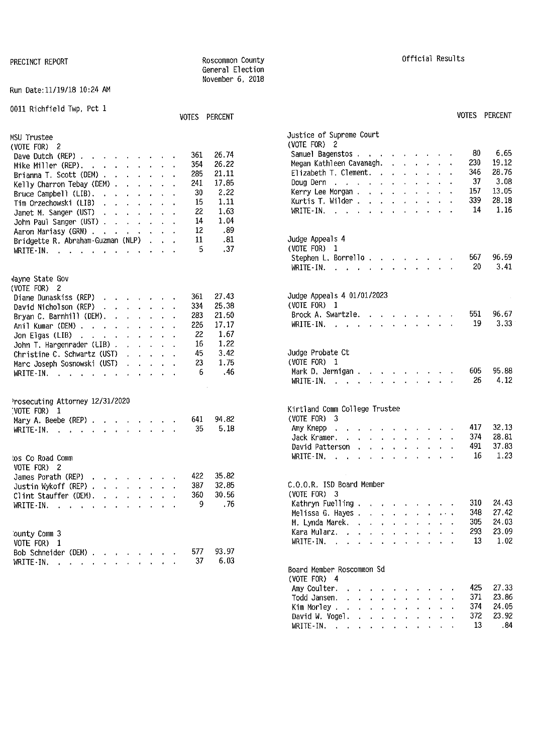PRECINCT REPORT

Roscommon County
General Election
November 6, 2018

Official Results

Run Date:11/19/18 10:24 AM

0011 Richfield Twp, Pct 1

### MSU Trustee
(VOTE FOR) 2

| | VOTES | PERCENT |
|---|---|---|
| Dave Dutch (REP) | 361 | 26.74 |
| Mike Miller (REP) | 354 | 26.22 |
| Brianna T. Scott (DEM) | 285 | 21.11 |
| Kelly Charron Tebay (DEM) | 241 | 17.85 |
| Bruce Campbell (LIB) | 30 | 2.22 |
| Tim Orzechowski (LIB) | 15 | 1.11 |
| Janet M. Sanger (UST) | 22 | 1.63 |
| John Paul Sanger (UST) | 14 | 1.04 |
| Aaron Mariasy (GRN) | 12 | .89 |
| Bridgette R. Abraham-Guzman (NLP) | 11 | .81 |
| WRITE-IN | 5 | .37 |

### Wayne State Gov
(VOTE FOR) 2

| | VOTES | PERCENT |
|---|---|---|
| Diane Dunaskiss (REP) | 361 | 27.43 |
| David Nicholson (REP) | 334 | 25.38 |
| Bryan C. Barnhill (DEM) | 283 | 21.50 |
| Anil Kumar (DEM) | 226 | 17.17 |
| Jon Elgas (LIB) | 22 | 1.67 |
| John T. Hargenrader (LIB) | 16 | 1.22 |
| Christine C. Schwartz (UST) | 45 | 3.42 |
| Marc Joseph Sosnowski (UST) | 23 | 1.75 |
| WRITE-IN | 6 | .46 |

### Prosecuting Attorney 12/31/2020
(VOTE FOR) 1

| | VOTES | PERCENT |
|---|---|---|
| Mary A. Beebe (REP) | 641 | 94.82 |
| WRITE-IN | 35 | 5.18 |

### Ros Co Road Comm
(VOTE FOR) 2

| | VOTES | PERCENT |
|---|---|---|
| James Porath (REP) | 422 | 35.82 |
| Justin Wykoff (REP) | 387 | 32.85 |
| Clint Stauffer (DEM) | 360 | 30.56 |
| WRITE-IN | 9 | .76 |

### County Comm 3
(VOTE FOR) 1

| | VOTES | PERCENT |
|---|---|---|
| Bob Schneider (DEM) | 577 | 93.97 |
| WRITE-IN | 37 | 6.03 |

### Justice of Supreme Court
(VOTE FOR) 2

| | VOTES | PERCENT |
|---|---|---|
| Samuel Bagenstos | 80 | 6.65 |
| Megan Kathleen Cavanagh | 230 | 19.12 |
| Elizabeth T. Clement | 346 | 28.76 |
| Doug Dern | 37 | 3.08 |
| Kerry Lee Morgan | 157 | 13.05 |
| Kurtis T. Wilder | 339 | 28.18 |
| WRITE-IN | 14 | 1.16 |

### Judge Appeals 4
(VOTE FOR) 1

| | VOTES | PERCENT |
|---|---|---|
| Stephen L. Borrello | 567 | 96.59 |
| WRITE-IN | 20 | 3.41 |

### Judge Appeals 4 01/01/2023
(VOTE FOR) 1

| | VOTES | PERCENT |
|---|---|---|
| Brock A. Swartzle | 551 | 96.67 |
| WRITE-IN | 19 | 3.33 |

### Judge Probate Ct
(VOTE FOR) 1

| | VOTES | PERCENT |
|---|---|---|
| Mark D. Jernigan | 605 | 95.88 |
| WRITE-IN | 26 | 4.12 |

### Kirtland Comm College Trustee
(VOTE FOR) 3

| | VOTES | PERCENT |
|---|---|---|
| Amy Knepp | 417 | 32.13 |
| Jack Kramer | 374 | 28.81 |
| David Patterson | 491 | 37.83 |
| WRITE-IN | 16 | 1.23 |

### C.O.O.R. ISD Board Member
(VOTE FOR) 3

| | VOTES | PERCENT |
|---|---|---|
| Kathryn Fuelling | 310 | 24.43 |
| Melissa G. Hayes | 348 | 27.42 |
| M. Lynda Marek | 305 | 24.03 |
| Kara Mularz | 293 | 23.09 |
| WRITE-IN | 13 | 1.02 |

### Board Member Roscommon Sd
(VOTE FOR) 4

| | VOTES | PERCENT |
|---|---|---|
| Amy Coulter | 425 | 27.33 |
| Todd Jansen | 371 | 23.86 |
| Kim Morley | 374 | 24.05 |
| David W. Vogel | 372 | 23.92 |
| WRITE-IN | 13 | .84 |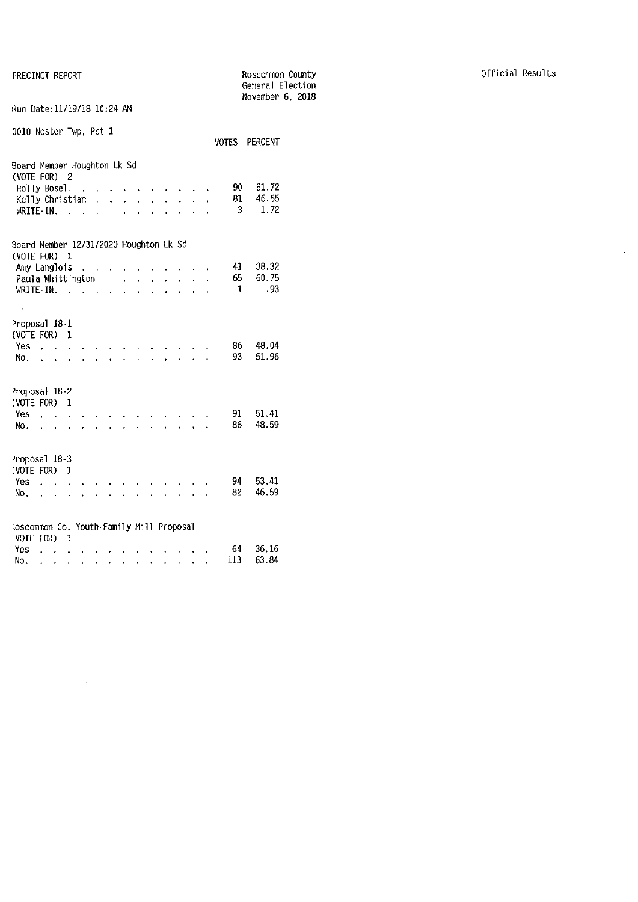PRECINCT REPORT

Roscommon County
General Election
November 6, 2018

Official Results

Run Date:11/19/18 10:24 AM

0010 Nester Twp, Pct 1

**Board Member Houghton Lk Sd**
(VOTE FOR) 2

| | VOTES | PERCENT |
|---|---|---|
| Holly Bosel | 90 | 51.72 |
| Kelly Christian | 81 | 46.55 |
| WRITE-IN | 3 | 1.72 |

**Board Member 12/31/2020 Houghton Lk Sd**
(VOTE FOR) 1

| | VOTES | PERCENT |
|---|---|---|
| Amy Langlois | 41 | 38.32 |
| Paula Whittington | 65 | 60.75 |
| WRITE-IN | 1 | .93 |

**Proposal 18-1**
(VOTE FOR) 1

| | VOTES | PERCENT |
|---|---|---|
| Yes | 86 | 48.04 |
| No | 93 | 51.96 |

**Proposal 18-2**
(VOTE FOR) 1

| | VOTES | PERCENT |
|---|---|---|
| Yes | 91 | 51.41 |
| No | 86 | 48.59 |

**Proposal 18-3**
(VOTE FOR) 1

| | VOTES | PERCENT |
|---|---|---|
| Yes | 94 | 53.41 |
| No | 82 | 46.59 |

**Roscommon Co. Youth-Family Mill Proposal**
(VOTE FOR) 1

| | VOTES | PERCENT |
|---|---|---|
| Yes | 64 | 36.16 |
| No | 113 | 63.84 |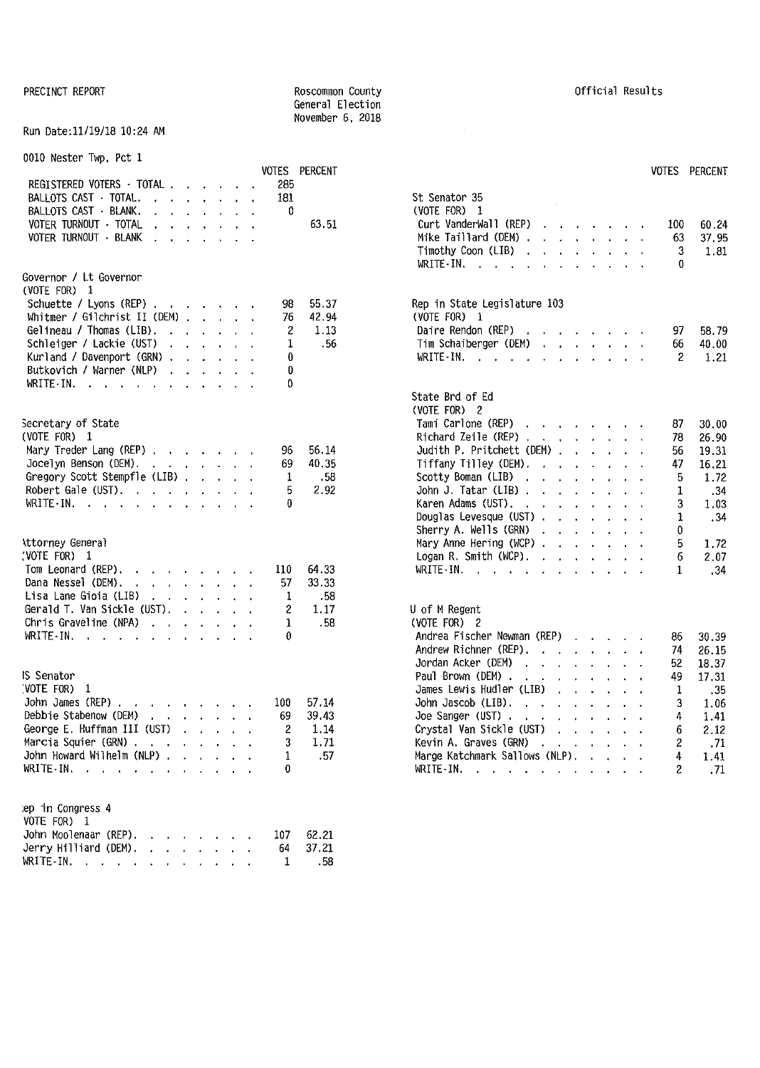PRECINCT REPORT

Roscommon County
General Election
November 6, 2018

Official Results

Run Date:11/19/18 10:24 AM

## 0010 Nester Twp, Pct 1

| | VOTES | PERCENT |
|---|---|---|
| REGISTERED VOTERS - TOTAL | 285 | |
| BALLOTS CAST - TOTAL | 181 | |
| BALLOTS CAST - BLANK | 0 | |
| VOTER TURNOUT - TOTAL | | 63.51 |
| VOTER TURNOUT - BLANK | | |

### Governor / Lt Governor
(VOTE FOR) 1

| | VOTES | PERCENT |
|---|---|---|
| Schuette / Lyons (REP) | 98 | 55.37 |
| Whitmer / Gilchrist II (DEM) | 76 | 42.94 |
| Gelineau / Thomas (LIB) | 2 | 1.13 |
| Schleiger / Lackie (UST) | 1 | .56 |
| Kurland / Davenport (GRN) | 0 | |
| Butkovich / Warner (NLP) | 0 | |
| WRITE-IN | 0 | |

### Secretary of State
(VOTE FOR) 1

| | VOTES | PERCENT |
|---|---|---|
| Mary Treder Lang (REP) | 96 | 56.14 |
| Jocelyn Benson (DEM) | 69 | 40.35 |
| Gregory Scott Stempfle (LIB) | 1 | .58 |
| Robert Gale (UST) | 5 | 2.92 |
| WRITE-IN | 0 | |

### Attorney General
(VOTE FOR) 1

| | VOTES | PERCENT |
|---|---|---|
| Tom Leonard (REP) | 110 | 64.33 |
| Dana Nessel (DEM) | 57 | 33.33 |
| Lisa Lane Gioia (LIB) | 1 | .58 |
| Gerald T. Van Sickle (UST) | 2 | 1.17 |
| Chris Graveline (NPA) | 1 | .58 |
| WRITE-IN | 0 | |

### US Senator
(VOTE FOR) 1

| | VOTES | PERCENT |
|---|---|---|
| John James (REP) | 100 | 57.14 |
| Debbie Stabenow (DEM) | 69 | 39.43 |
| George E. Huffman III (UST) | 2 | 1.14 |
| Marcia Squier (GRN) | 3 | 1.71 |
| John Howard Wilhelm (NLP) | 1 | .57 |
| WRITE-IN | 0 | |

### Rep in Congress 4
(VOTE FOR) 1

| | VOTES | PERCENT |
|---|---|---|
| John Moolenaar (REP) | 107 | 62.21 |
| Jerry Hilliard (DEM) | 64 | 37.21 |
| WRITE-IN | 1 | .58 |

### St Senator 35
(VOTE FOR) 1

| | VOTES | PERCENT |
|---|---|---|
| Curt VanderWall (REP) | 100 | 60.24 |
| Mike Taillard (DEM) | 63 | 37.95 |
| Timothy Coon (LIB) | 3 | 1.81 |
| WRITE-IN | 0 | |

### Rep in State Legislature 103
(VOTE FOR) 1

| | VOTES | PERCENT |
|---|---|---|
| Daire Rendon (REP) | 97 | 58.79 |
| Tim Schaiberger (DEM) | 66 | 40.00 |
| WRITE-IN | 2 | 1.21 |

### State Brd of Ed
(VOTE FOR) 2

| | VOTES | PERCENT |
|---|---|---|
| Tami Carlone (REP) | 87 | 30.00 |
| Richard Zeile (REP) | 78 | 26.90 |
| Judith P. Pritchett (DEM) | 56 | 19.31 |
| Tiffany Tilley (DEM) | 47 | 16.21 |
| Scotty Boman (LIB) | 5 | 1.72 |
| John J. Tatar (LIB) | 1 | .34 |
| Karen Adams (UST) | 3 | 1.03 |
| Douglas Levesque (UST) | 1 | .34 |
| Sherry A. Wells (GRN) | 0 | |
| Mary Anne Hering (WCP) | 5 | 1.72 |
| Logan R. Smith (WCP) | 6 | 2.07 |
| WRITE-IN | 1 | .34 |

### U of M Regent
(VOTE FOR) 2

| | VOTES | PERCENT |
|---|---|---|
| Andrea Fischer Newman (REP) | 86 | 30.39 |
| Andrew Richner (REP) | 74 | 26.15 |
| Jordan Acker (DEM) | 52 | 18.37 |
| Paul Brown (DEM) | 49 | 17.31 |
| James Lewis Hudler (LIB) | 1 | .35 |
| John Jascob (LIB) | 3 | 1.06 |
| Joe Sanger (UST) | 4 | 1.41 |
| Crystal Van Sickle (UST) | 6 | 2.12 |
| Kevin A. Graves (GRN) | 2 | .71 |
| Marge Katchmark Sallows (NLP) | 4 | 1.41 |
| WRITE-IN | 2 | .71 |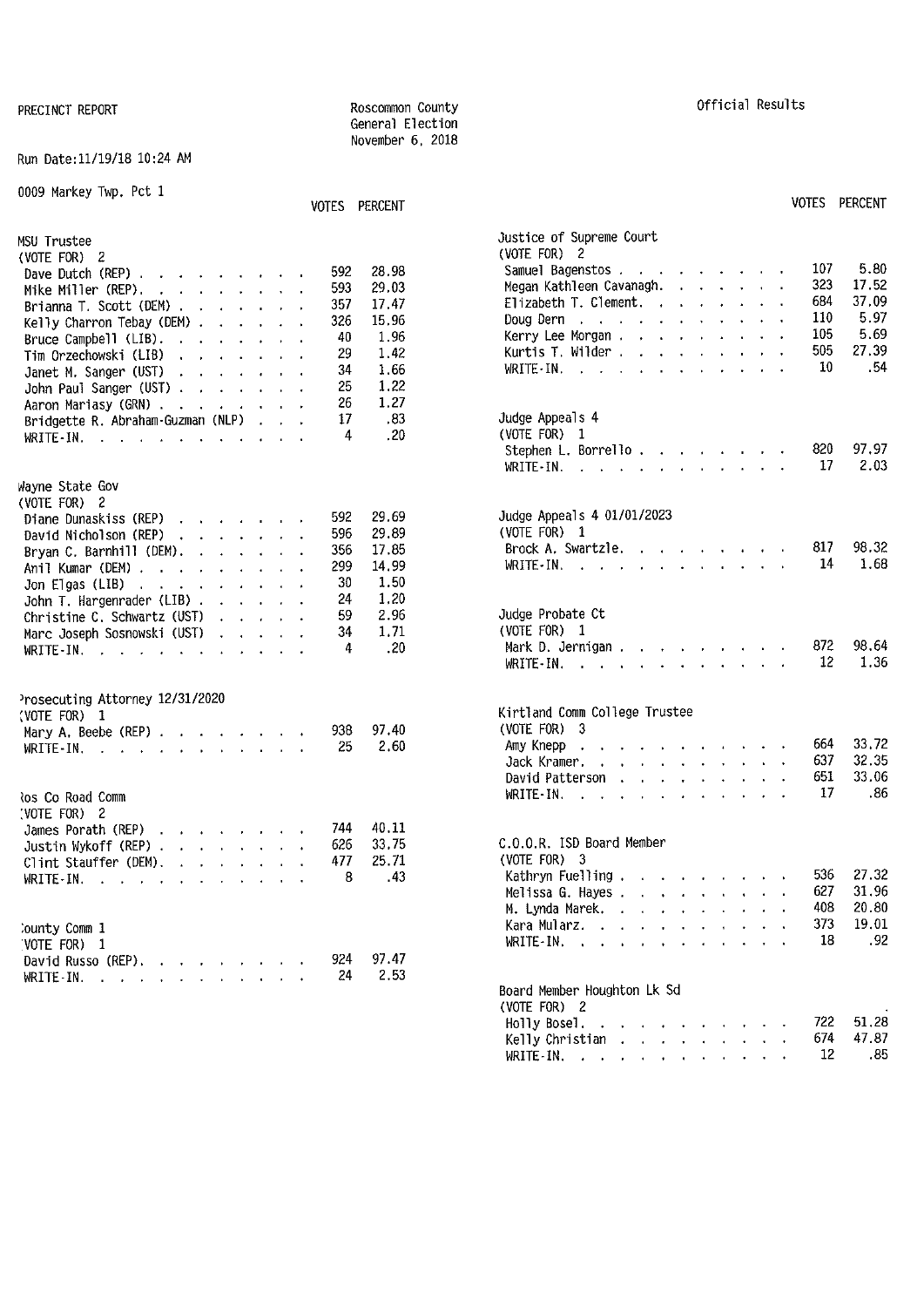PRECINCT REPORT

Roscommon County
General Election
November 6, 2018

Official Results

Run Date:11/19/18 10:24 AM

0009 Markey Twp. Pct 1

**MSU Trustee**
(VOTE FOR) 2

| | VOTES | PERCENT |
|---|---|---|
| Dave Dutch (REP) | 592 | 28.98 |
| Mike Miller (REP) | 593 | 29.03 |
| Brianna T. Scott (DEM) | 357 | 17.47 |
| Kelly Charron Tebay (DEM) | 326 | 15.96 |
| Bruce Campbell (LIB) | 40 | 1.96 |
| Tim Orzechowski (LIB) | 29 | 1.42 |
| Janet M. Sanger (UST) | 34 | 1.66 |
| John Paul Sanger (UST) | 25 | 1.22 |
| Aaron Mariasy (GRN) | 26 | 1.27 |
| Bridgette R. Abraham-Guzman (NLP) | 17 | .83 |
| WRITE-IN | 4 | .20 |

**Wayne State Gov**
(VOTE FOR) 2

| | VOTES | PERCENT |
|---|---|---|
| Diane Dunaskiss (REP) | 592 | 29.69 |
| David Nicholson (REP) | 596 | 29.89 |
| Bryan C. Barnhill (DEM) | 356 | 17.85 |
| Anil Kumar (DEM) | 299 | 14.99 |
| Jon Elgas (LIB) | 30 | 1.50 |
| John T. Hargenrader (LIB) | 24 | 1.20 |
| Christine C. Schwartz (UST) | 59 | 2.96 |
| Marc Joseph Sosnowski (UST) | 34 | 1.71 |
| WRITE-IN | 4 | .20 |

**Prosecuting Attorney 12/31/2020**
(VOTE FOR) 1

| | VOTES | PERCENT |
|---|---|---|
| Mary A. Beebe (REP) | 938 | 97.40 |
| WRITE-IN | 25 | 2.60 |

**Ros Co Road Comm**
(VOTE FOR) 2

| | VOTES | PERCENT |
|---|---|---|
| James Porath (REP) | 744 | 40.11 |
| Justin Wykoff (REP) | 626 | 33.75 |
| Clint Stauffer (DEM) | 477 | 25.71 |
| WRITE-IN | 8 | .43 |

**County Comm 1**
(VOTE FOR) 1

| | VOTES | PERCENT |
|---|---|---|
| David Russo (REP) | 924 | 97.47 |
| WRITE-IN | 24 | 2.53 |

**Justice of Supreme Court**
(VOTE FOR) 2

| | VOTES | PERCENT |
|---|---|---|
| Samuel Bagenstos | 107 | 5.80 |
| Megan Kathleen Cavanagh | 323 | 17.52 |
| Elizabeth T. Clement | 684 | 37.09 |
| Doug Dern | 110 | 5.97 |
| Kerry Lee Morgan | 105 | 5.69 |
| Kurtis T. Wilder | 505 | 27.39 |
| WRITE-IN | 10 | .54 |

**Judge Appeals 4**
(VOTE FOR) 1

| | VOTES | PERCENT |
|---|---|---|
| Stephen L. Borrello | 820 | 97.97 |
| WRITE-IN | 17 | 2.03 |

**Judge Appeals 4 01/01/2023**
(VOTE FOR) 1

| | VOTES | PERCENT |
|---|---|---|
| Brock A. Swartzle | 817 | 98.32 |
| WRITE-IN | 14 | 1.68 |

**Judge Probate Ct**
(VOTE FOR) 1

| | VOTES | PERCENT |
|---|---|---|
| Mark D. Jernigan | 872 | 98.64 |
| WRITE-IN | 12 | 1.36 |

**Kirtland Comm College Trustee**
(VOTE FOR) 3

| | VOTES | PERCENT |
|---|---|---|
| Amy Knepp | 664 | 33.72 |
| Jack Kramer | 637 | 32.35 |
| David Patterson | 651 | 33.06 |
| WRITE-IN | 17 | .86 |

**C.O.O.R. ISD Board Member**
(VOTE FOR) 3

| | VOTES | PERCENT |
|---|---|---|
| Kathryn Fuelling | 536 | 27.32 |
| Melissa G. Hayes | 627 | 31.96 |
| M. Lynda Marek | 408 | 20.80 |
| Kara Mularz | 373 | 19.01 |
| WRITE-IN | 18 | .92 |

**Board Member Houghton Lk Sd**
(VOTE FOR) 2

| | VOTES | PERCENT |
|---|---|---|
| Holly Bosel | 722 | 51.28 |
| Kelly Christian | 674 | 47.87 |
| WRITE-IN | 12 | .85 |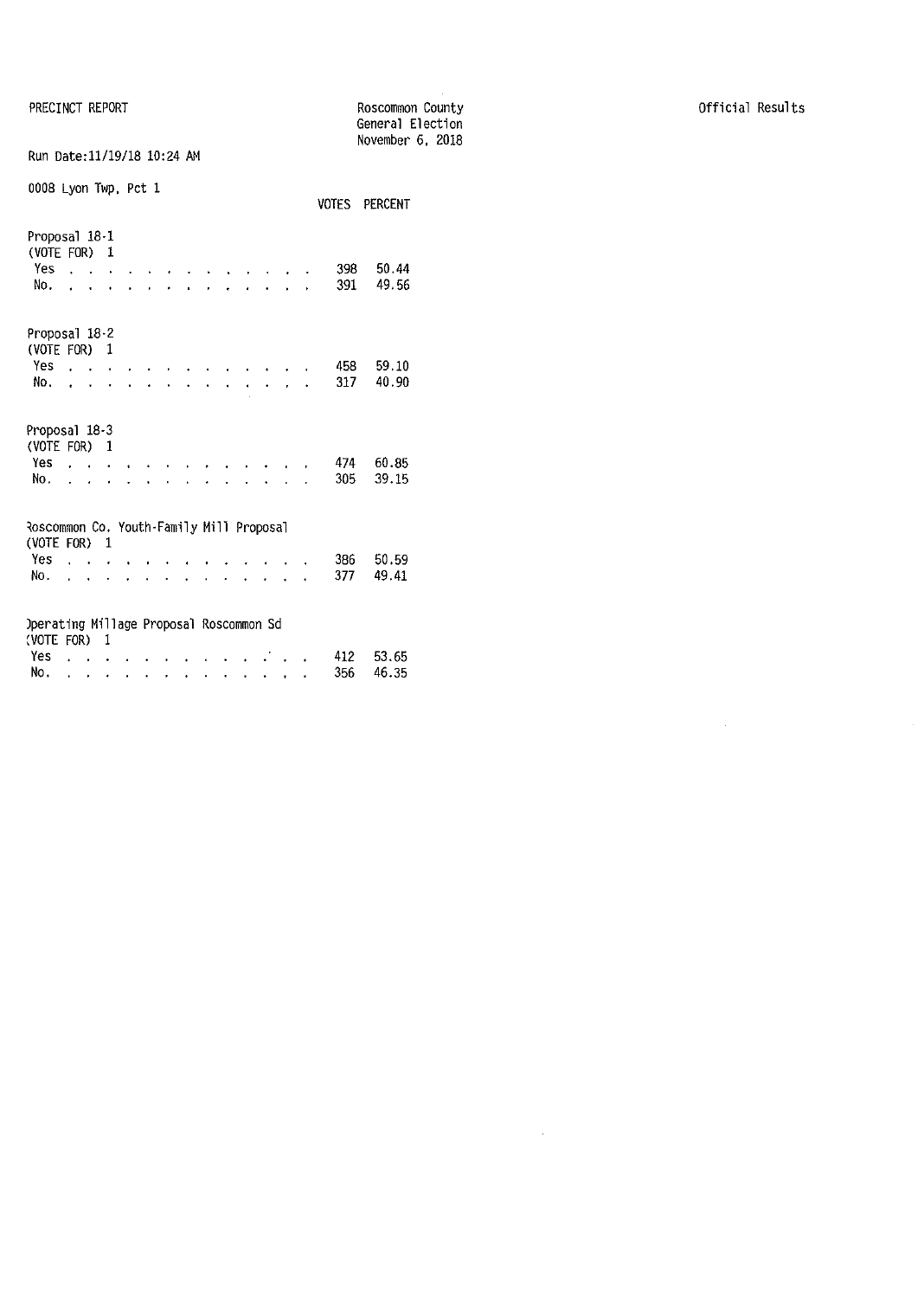PRECINCT REPORT

Roscommon County
General Election
November 6, 2018

Official Results

Run Date:11/19/18 10:24 AM

0008 Lyon Twp, Pct 1

| | VOTES | PERCENT |
|---|---|---|
| **Proposal 18-1** | | |
| (VOTE FOR) 1 | | |
| Yes | 398 | 50.44 |
| No | 391 | 49.56 |
| **Proposal 18-2** | | |
| (VOTE FOR) 1 | | |
| Yes | 458 | 59.10 |
| No | 317 | 40.90 |
| **Proposal 18-3** | | |
| (VOTE FOR) 1 | | |
| Yes | 474 | 60.85 |
| No | 305 | 39.15 |
| **Roscommon Co. Youth-Family Mill Proposal** | | |
| (VOTE FOR) 1 | | |
| Yes | 386 | 50.59 |
| No | 377 | 49.41 |
| **Operating Millage Proposal Roscommon Sd** | | |
| (VOTE FOR) 1 | | |
| Yes | 412 | 53.65 |
| No | 356 | 46.35 |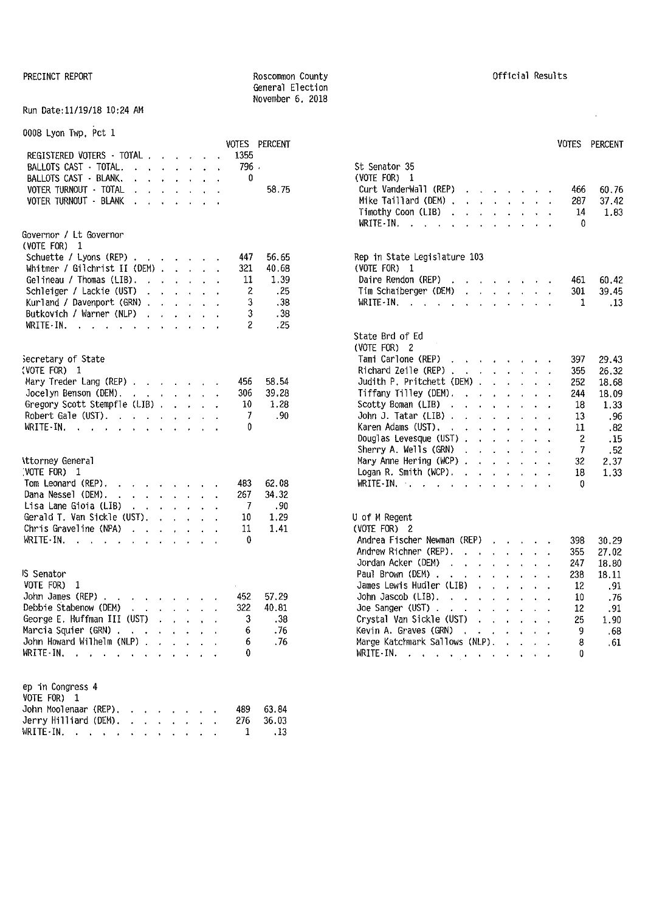PRECINCT REPORT

Roscommon County
General Election
November 6, 2018

Official Results

Run Date:11/19/18 10:24 AM

## 0008 Lyon Twp, Pct 1

| | VOTES | PERCENT |
|---|---|---|
| REGISTERED VOTERS - TOTAL | 1355 | |
| BALLOTS CAST - TOTAL | 796 | |
| BALLOTS CAST - BLANK | 0 | |
| VOTER TURNOUT - TOTAL | | 58.75 |
| VOTER TURNOUT - BLANK | | |

### Governor / Lt Governor
(VOTE FOR) 1

| | VOTES | PERCENT |
|---|---|---|
| Schuette / Lyons (REP) | 447 | 56.65 |
| Whitmer / Gilchrist II (DEM) | 321 | 40.68 |
| Gelineau / Thomas (LIB) | 11 | 1.39 |
| Schleiger / Lackie (UST) | 2 | .25 |
| Kurland / Davenport (GRN) | 3 | .38 |
| Butkovich / Warner (NLP) | 3 | .38 |
| WRITE-IN | 2 | .25 |

### Secretary of State
(VOTE FOR) 1

| | VOTES | PERCENT |
|---|---|---|
| Mary Treder Lang (REP) | 456 | 58.54 |
| Jocelyn Benson (DEM) | 306 | 39.28 |
| Gregory Scott Stempfle (LIB) | 10 | 1.28 |
| Robert Gale (UST) | 7 | .90 |
| WRITE-IN | 0 | |

### Attorney General
(VOTE FOR) 1

| | VOTES | PERCENT |
|---|---|---|
| Tom Leonard (REP) | 483 | 62.08 |
| Dana Nessel (DEM) | 267 | 34.32 |
| Lisa Lane Gioia (LIB) | 7 | .90 |
| Gerald T. Van Sickle (UST) | 10 | 1.29 |
| Chris Graveline (NPA) | 11 | 1.41 |
| WRITE-IN | 0 | |

### US Senator
(VOTE FOR) 1

| | VOTES | PERCENT |
|---|---|---|
| John James (REP) | 452 | 57.29 |
| Debbie Stabenow (DEM) | 322 | 40.81 |
| George E. Huffman III (UST) | 3 | .38 |
| Marcia Squier (GRN) | 6 | .76 |
| John Howard Wilhelm (NLP) | 6 | .76 |
| WRITE-IN | 0 | |

### Rep in Congress 4
(VOTE FOR) 1

| | VOTES | PERCENT |
|---|---|---|
| John Moolenaar (REP) | 489 | 63.84 |
| Jerry Hilliard (DEM) | 276 | 36.03 |
| WRITE-IN | 1 | .13 |

### St Senator 35
(VOTE FOR) 1

| | VOTES | PERCENT |
|---|---|---|
| Curt VanderWall (REP) | 466 | 60.76 |
| Mike Taillard (DEM) | 287 | 37.42 |
| Timothy Coon (LIB) | 14 | 1.83 |
| WRITE-IN | 0 | |

### Rep in State Legislature 103
(VOTE FOR) 1

| | VOTES | PERCENT |
|---|---|---|
| Daire Rendon (REP) | 461 | 60.42 |
| Tim Schaiberger (DEM) | 301 | 39.45 |
| WRITE-IN | 1 | .13 |

### State Brd of Ed
(VOTE FOR) 2

| | VOTES | PERCENT |
|---|---|---|
| Tami Carlone (REP) | 397 | 29.43 |
| Richard Zeile (REP) | 355 | 26.32 |
| Judith P. Pritchett (DEM) | 252 | 18.68 |
| Tiffany Tilley (DEM) | 244 | 18.09 |
| Scotty Boman (LIB) | 18 | 1.33 |
| John J. Tatar (LIB) | 13 | .96 |
| Karen Adams (UST) | 11 | .82 |
| Douglas Levesque (UST) | 2 | .15 |
| Sherry A. Wells (GRN) | 7 | .52 |
| Mary Anne Hering (WCP) | 32 | 2.37 |
| Logan R. Smith (WCP) | 18 | 1.33 |
| WRITE-IN | 0 | |

### U of M Regent
(VOTE FOR) 2

| | VOTES | PERCENT |
|---|---|---|
| Andrea Fischer Newman (REP) | 398 | 30.29 |
| Andrew Richner (REP) | 355 | 27.02 |
| Jordan Acker (DEM) | 247 | 18.80 |
| Paul Brown (DEM) | 238 | 18.11 |
| James Lewis Hudler (LIB) | 12 | .91 |
| John Jascob (LIB) | 10 | .76 |
| Joe Sanger (UST) | 12 | .91 |
| Crystal Van Sickle (UST) | 25 | 1.90 |
| Kevin A. Graves (GRN) | 9 | .68 |
| Marge Katchmark Sallows (NLP) | 8 | .61 |
| WRITE-IN | 0 | |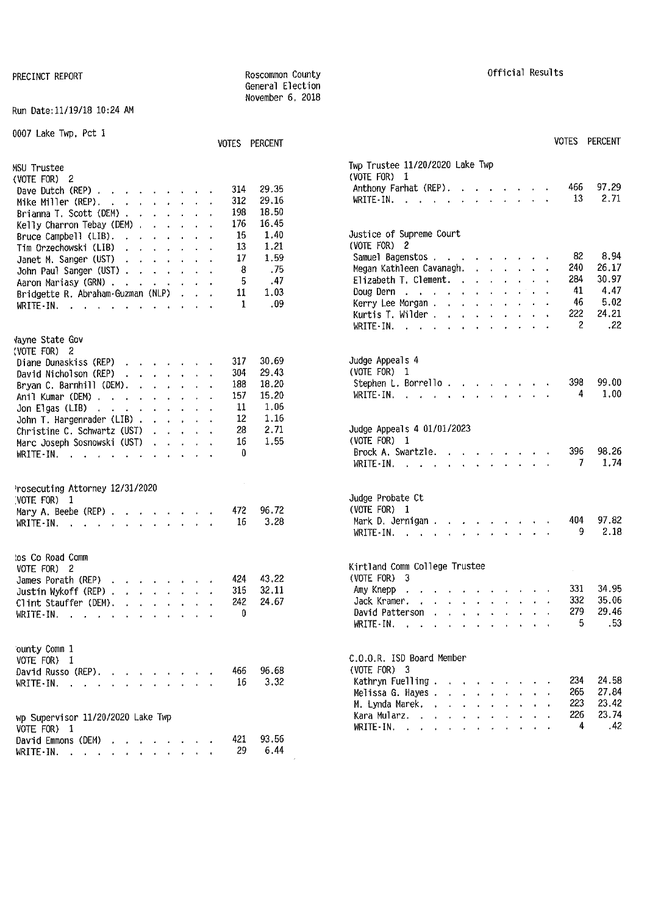PRECINCT REPORT

Roscommon County
General Election
November 6, 2018

Official Results

Run Date:11/19/18 10:24 AM

0007 Lake Twp, Pct 1

### MSU Trustee
(VOTE FOR) 2

| | VOTES | PERCENT |
|---|---|---|
| Dave Dutch (REP) | 314 | 29.35 |
| Mike Miller (REP) | 312 | 29.16 |
| Brianna T. Scott (DEM) | 198 | 18.50 |
| Kelly Charron Tebay (DEM) | 176 | 16.45 |
| Bruce Campbell (LIB) | 15 | 1.40 |
| Tim Orzechowski (LIB) | 13 | 1.21 |
| Janet M. Sanger (UST) | 17 | 1.59 |
| John Paul Sanger (UST) | 8 | .75 |
| Aaron Mariasy (GRN) | 5 | .47 |
| Bridgette R. Abraham-Guzman (NLP) | 11 | 1.03 |
| WRITE-IN | 1 | .09 |

### Wayne State Gov
(VOTE FOR) 2

| | VOTES | PERCENT |
|---|---|---|
| Diane Dunaskiss (REP) | 317 | 30.69 |
| David Nicholson (REP) | 304 | 29.43 |
| Bryan C. Barnhill (DEM) | 188 | 18.20 |
| Anil Kumar (DEM) | 157 | 15.20 |
| Jon Elgas (LIB) | 11 | 1.06 |
| John T. Hargenrader (LIB) | 12 | 1.16 |
| Christine C. Schwartz (UST) | 28 | 2.71 |
| Marc Joseph Sosnowski (UST) | 16 | 1.55 |
| WRITE-IN | 0 | |

### Prosecuting Attorney 12/31/2020
(VOTE FOR) 1

| | VOTES | PERCENT |
|---|---|---|
| Mary A. Beebe (REP) | 472 | 96.72 |
| WRITE-IN | 16 | 3.28 |

### Ros Co Road Comm
(VOTE FOR) 2

| | VOTES | PERCENT |
|---|---|---|
| James Porath (REP) | 424 | 43.22 |
| Justin Wykoff (REP) | 315 | 32.11 |
| Clint Stauffer (DEM) | 242 | 24.67 |
| WRITE-IN | 0 | |

### County Comm 1
(VOTE FOR) 1

| | VOTES | PERCENT |
|---|---|---|
| David Russo (REP) | 466 | 96.68 |
| WRITE-IN | 16 | 3.32 |

### Twp Supervisor 11/20/2020 Lake Twp
(VOTE FOR) 1

| | VOTES | PERCENT |
|---|---|---|
| David Emmons (DEM) | 421 | 93.56 |
| WRITE-IN | 29 | 6.44 |

### Twp Trustee 11/20/2020 Lake Twp
(VOTE FOR) 1

| | VOTES | PERCENT |
|---|---|---|
| Anthony Farhat (REP) | 466 | 97.29 |
| WRITE-IN | 13 | 2.71 |

### Justice of Supreme Court
(VOTE FOR) 2

| | VOTES | PERCENT |
|---|---|---|
| Samuel Bagenstos | 82 | 8.94 |
| Megan Kathleen Cavanagh | 240 | 26.17 |
| Elizabeth T. Clement | 284 | 30.97 |
| Doug Dern | 41 | 4.47 |
| Kerry Lee Morgan | 46 | 5.02 |
| Kurtis T. Wilder | 222 | 24.21 |
| WRITE-IN | 2 | .22 |

### Judge Appeals 4
(VOTE FOR) 1

| | VOTES | PERCENT |
|---|---|---|
| Stephen L. Borrello | 398 | 99.00 |
| WRITE-IN | 4 | 1.00 |

### Judge Appeals 4 01/01/2023
(VOTE FOR) 1

| | VOTES | PERCENT |
|---|---|---|
| Brock A. Swartzle | 396 | 98.26 |
| WRITE-IN | 7 | 1.74 |

### Judge Probate Ct
(VOTE FOR) 1

| | VOTES | PERCENT |
|---|---|---|
| Mark D. Jernigan | 404 | 97.82 |
| WRITE-IN | 9 | 2.18 |

### Kirtland Comm College Trustee
(VOTE FOR) 3

| | VOTES | PERCENT |
|---|---|---|
| Amy Knepp | 331 | 34.95 |
| Jack Kramer | 332 | 35.06 |
| David Patterson | 279 | 29.46 |
| WRITE-IN | 5 | .53 |

### C.O.O.R. ISD Board Member
(VOTE FOR) 3

| | VOTES | PERCENT |
|---|---|---|
| Kathryn Fuelling | 234 | 24.58 |
| Melissa G. Hayes | 265 | 27.84 |
| M. Lynda Marek | 223 | 23.42 |
| Kara Mularz | 226 | 23.74 |
| WRITE-IN | 4 | .42 |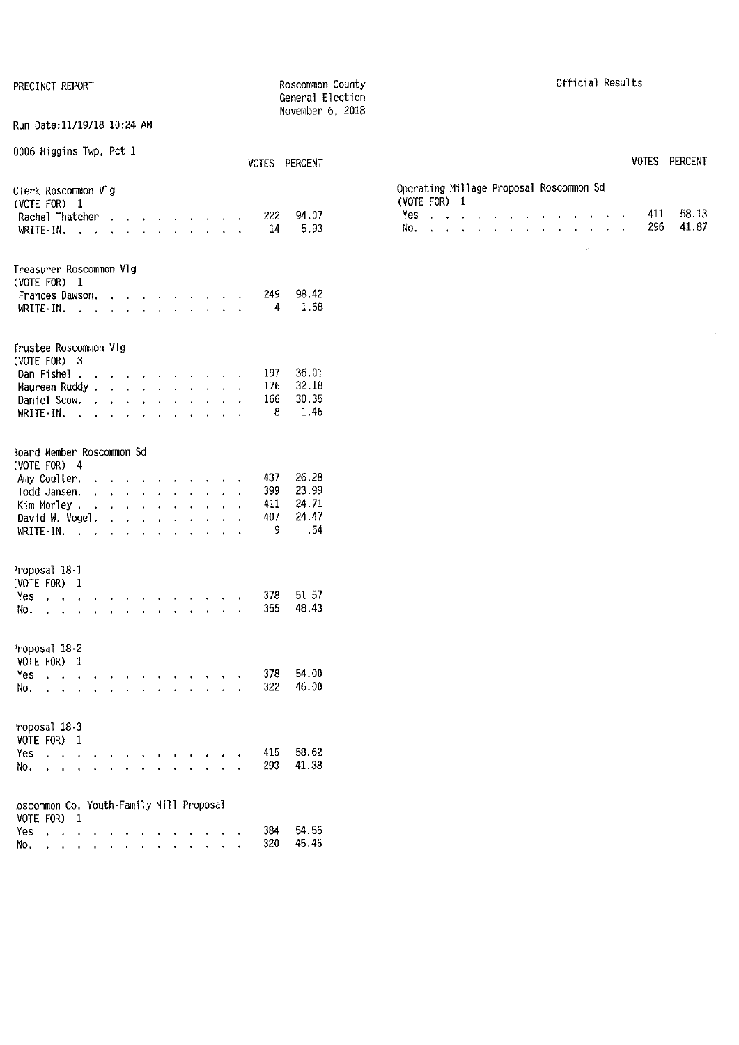PRECINCT REPORT

Roscommon County
General Election
November 6, 2018

Official Results

Run Date:11/19/18 10:24 AM

## 0006 Higgins Twp, Pct 1

### Clerk Roscommon Vlg
(VOTE FOR) 1

| Candidate | VOTES | PERCENT |
|---|---|---|
| Rachel Thatcher | 222 | 94.07 |
| WRITE-IN. | 14 | 5.93 |

### Treasurer Roscommon Vlg
(VOTE FOR) 1

| Candidate | VOTES | PERCENT |
|---|---|---|
| Frances Dawson. | 249 | 98.42 |
| WRITE-IN. | 4 | 1.58 |

### Trustee Roscommon Vlg
(VOTE FOR) 3

| Candidate | VOTES | PERCENT |
|---|---|---|
| Dan Fishel | 197 | 36.01 |
| Maureen Ruddy | 176 | 32.18 |
| Daniel Scow. | 166 | 30.35 |
| WRITE-IN. | 8 | 1.46 |

### Board Member Roscommon Sd
(VOTE FOR) 4

| Candidate | VOTES | PERCENT |
|---|---|---|
| Amy Coulter. | 437 | 26.28 |
| Todd Jansen. | 399 | 23.99 |
| Kim Morley | 411 | 24.71 |
| David W. Vogel. | 407 | 24.47 |
| WRITE-IN. | 9 | .54 |

### Proposal 18-1
(VOTE FOR) 1

| Choice | VOTES | PERCENT |
|---|---|---|
| Yes | 378 | 51.57 |
| No. | 355 | 48.43 |

### Proposal 18-2
(VOTE FOR) 1

| Choice | VOTES | PERCENT |
|---|---|---|
| Yes | 378 | 54.00 |
| No. | 322 | 46.00 |

### Proposal 18-3
(VOTE FOR) 1

| Choice | VOTES | PERCENT |
|---|---|---|
| Yes | 415 | 58.62 |
| No. | 293 | 41.38 |

### Roscommon Co. Youth-Family Mill Proposal
(VOTE FOR) 1

| Choice | VOTES | PERCENT |
|---|---|---|
| Yes | 384 | 54.55 |
| No. | 320 | 45.45 |

### Operating Millage Proposal Roscommon Sd
(VOTE FOR) 1

| Choice | VOTES | PERCENT |
|---|---|---|
| Yes | 411 | 58.13 |
| No. | 296 | 41.87 |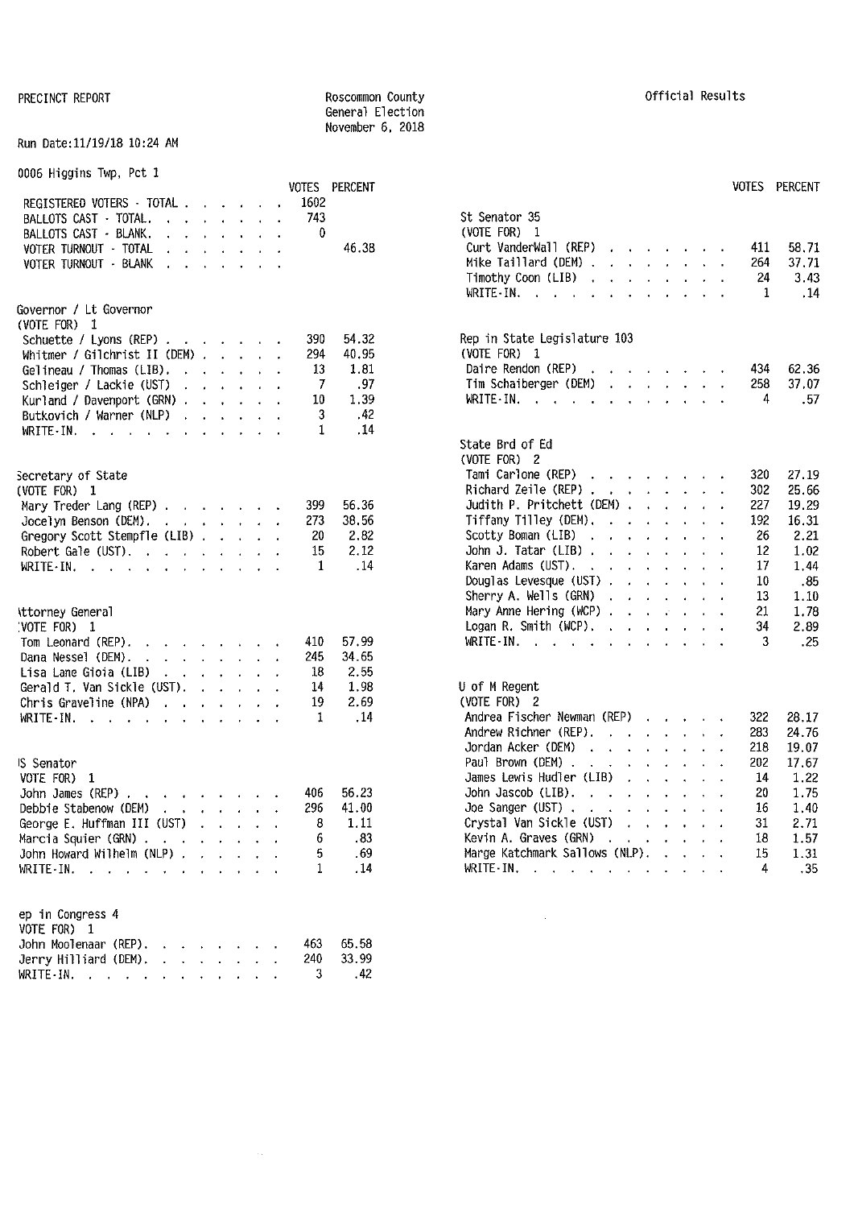PRECINCT REPORT

Roscommon County
General Election
November 6, 2018

Official Results

Run Date:11/19/18 10:24 AM

## 0006 Higgins Twp, Pct 1

| | VOTES | PERCENT |
|---|---|---|
| REGISTERED VOTERS - TOTAL | 1602 | |
| BALLOTS CAST - TOTAL | 743 | |
| BALLOTS CAST - BLANK | 0 | |
| VOTER TURNOUT - TOTAL | | 46.38 |
| VOTER TURNOUT - BLANK | | |

### Governor / Lt Governor
(VOTE FOR) 1

| | VOTES | PERCENT |
|---|---|---|
| Schuette / Lyons (REP) | 390 | 54.32 |
| Whitmer / Gilchrist II (DEM) | 294 | 40.95 |
| Gelineau / Thomas (LIB) | 13 | 1.81 |
| Schleiger / Lackie (UST) | 7 | .97 |
| Kurland / Davenport (GRN) | 10 | 1.39 |
| Butkovich / Warner (NLP) | 3 | .42 |
| WRITE-IN | 1 | .14 |

### Secretary of State
(VOTE FOR) 1

| | VOTES | PERCENT |
|---|---|---|
| Mary Treder Lang (REP) | 399 | 56.36 |
| Jocelyn Benson (DEM) | 273 | 38.56 |
| Gregory Scott Stempfle (LIB) | 20 | 2.82 |
| Robert Gale (UST) | 15 | 2.12 |
| WRITE-IN | 1 | .14 |

### Attorney General
(VOTE FOR) 1

| | VOTES | PERCENT |
|---|---|---|
| Tom Leonard (REP) | 410 | 57.99 |
| Dana Nessel (DEM) | 245 | 34.65 |
| Lisa Lane Gioia (LIB) | 18 | 2.55 |
| Gerald T. Van Sickle (UST) | 14 | 1.98 |
| Chris Graveline (NPA) | 19 | 2.69 |
| WRITE-IN | 1 | .14 |

### US Senator
(VOTE FOR) 1

| | VOTES | PERCENT |
|---|---|---|
| John James (REP) | 406 | 56.23 |
| Debbie Stabenow (DEM) | 296 | 41.00 |
| George E. Huffman III (UST) | 8 | 1.11 |
| Marcia Squier (GRN) | 6 | .83 |
| John Howard Wilhelm (NLP) | 5 | .69 |
| WRITE-IN | 1 | .14 |

### Rep in Congress 4
(VOTE FOR) 1

| | VOTES | PERCENT |
|---|---|---|
| John Moolenaar (REP) | 463 | 65.58 |
| Jerry Hilliard (DEM) | 240 | 33.99 |
| WRITE-IN | 3 | .42 |

### St Senator 35
(VOTE FOR) 1

| | VOTES | PERCENT |
|---|---|---|
| Curt VanderWall (REP) | 411 | 58.71 |
| Mike Taillard (DEM) | 264 | 37.71 |
| Timothy Coon (LIB) | 24 | 3.43 |
| WRITE-IN | 1 | .14 |

### Rep in State Legislature 103
(VOTE FOR) 1

| | VOTES | PERCENT |
|---|---|---|
| Daire Rendon (REP) | 434 | 62.36 |
| Tim Schaiberger (DEM) | 258 | 37.07 |
| WRITE-IN | 4 | .57 |

### State Brd of Ed
(VOTE FOR) 2

| | VOTES | PERCENT |
|---|---|---|
| Tami Carlone (REP) | 320 | 27.19 |
| Richard Zeile (REP) | 302 | 25.66 |
| Judith P. Pritchett (DEM) | 227 | 19.29 |
| Tiffany Tilley (DEM) | 192 | 16.31 |
| Scotty Boman (LIB) | 26 | 2.21 |
| John J. Tatar (LIB) | 12 | 1.02 |
| Karen Adams (UST) | 17 | 1.44 |
| Douglas Levesque (UST) | 10 | .85 |
| Sherry A. Wells (GRN) | 13 | 1.10 |
| Mary Anne Hering (WCP) | 21 | 1.78 |
| Logan R. Smith (WCP) | 34 | 2.89 |
| WRITE-IN | 3 | .25 |

### U of M Regent
(VOTE FOR) 2

| | VOTES | PERCENT |
|---|---|---|
| Andrea Fischer Newman (REP) | 322 | 28.17 |
| Andrew Richner (REP) | 283 | 24.76 |
| Jordan Acker (DEM) | 218 | 19.07 |
| Paul Brown (DEM) | 202 | 17.67 |
| James Lewis Hudler (LIB) | 14 | 1.22 |
| John Jascob (LIB) | 20 | 1.75 |
| Joe Sanger (UST) | 16 | 1.40 |
| Crystal Van Sickle (UST) | 31 | 2.71 |
| Kevin A. Graves (GRN) | 18 | 1.57 |
| Marge Katchmark Sallows (NLP) | 15 | 1.31 |
| WRITE-IN | 4 | .35 |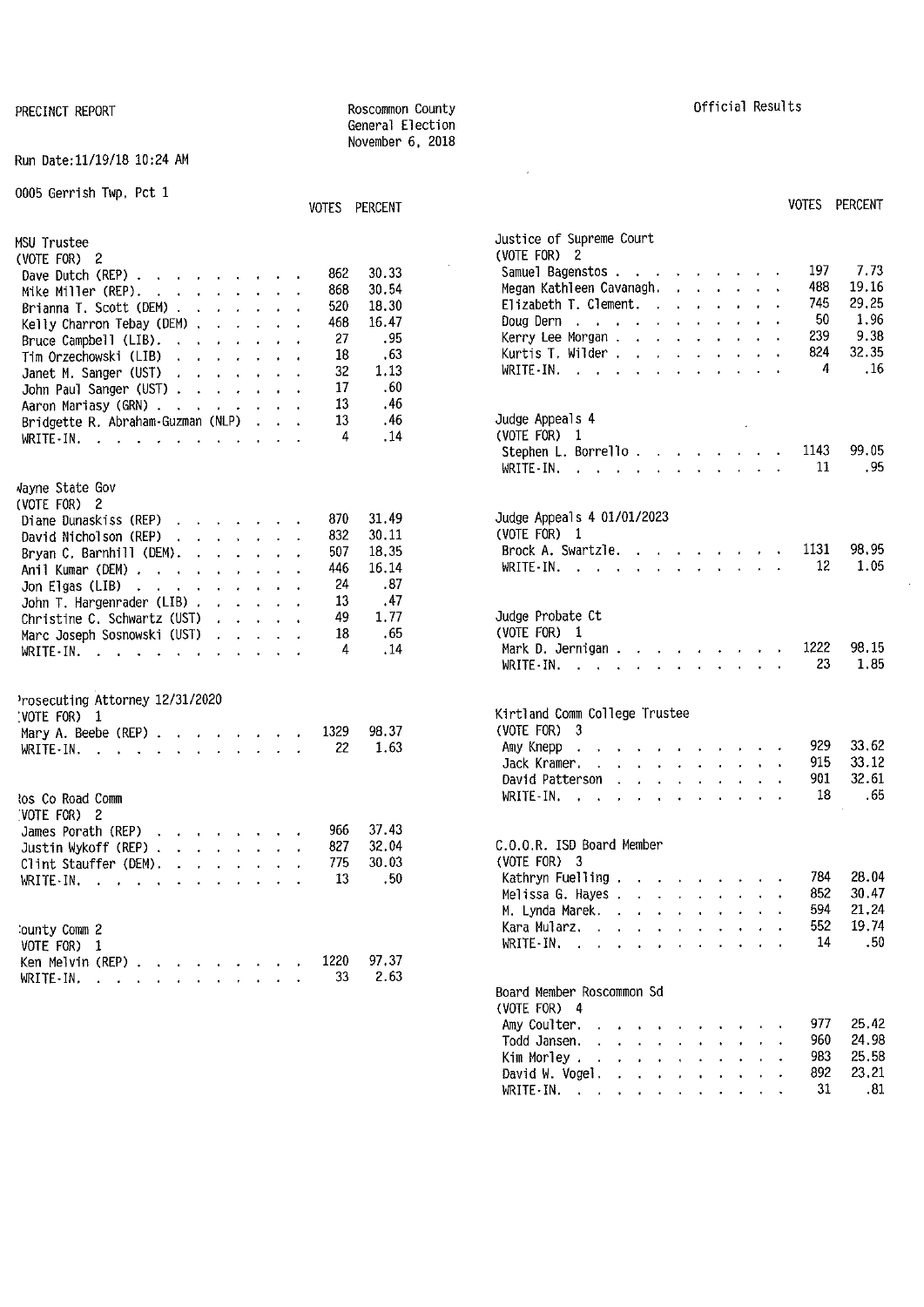PRECINCT REPORT

Roscommon County
General Election
November 6, 2018

Official Results

Run Date:11/19/18 10:24 AM

0005 Gerrish Twp, Pct 1

### MSU Trustee
(VOTE FOR) 2

| | VOTES | PERCENT |
|---|---|---|
| Dave Dutch (REP) | 862 | 30.33 |
| Mike Miller (REP) | 868 | 30.54 |
| Brianna T. Scott (DEM) | 520 | 18.30 |
| Kelly Charron Tebay (DEM) | 468 | 16.47 |
| Bruce Campbell (LIB) | 27 | .95 |
| Tim Orzechowski (LIB) | 18 | .63 |
| Janet M. Sanger (UST) | 32 | 1.13 |
| John Paul Sanger (UST) | 17 | .60 |
| Aaron Mariasy (GRN) | 13 | .46 |
| Bridgette R. Abraham-Guzman (NLP) | 13 | .46 |
| WRITE-IN | 4 | .14 |

### Wayne State Gov
(VOTE FOR) 2

| | VOTES | PERCENT |
|---|---|---|
| Diane Dunaskiss (REP) | 870 | 31.49 |
| David Nicholson (REP) | 832 | 30.11 |
| Bryan C. Barnhill (DEM) | 507 | 18.35 |
| Anil Kumar (DEM) | 446 | 16.14 |
| Jon Elgas (LIB) | 24 | .87 |
| John T. Hargenrader (LIB) | 13 | .47 |
| Christine C. Schwartz (UST) | 49 | 1.77 |
| Marc Joseph Sosnowski (UST) | 18 | .65 |
| WRITE-IN | 4 | .14 |

### Prosecuting Attorney 12/31/2020
(VOTE FOR) 1

| | VOTES | PERCENT |
|---|---|---|
| Mary A. Beebe (REP) | 1329 | 98.37 |
| WRITE-IN | 22 | 1.63 |

### Ros Co Road Comm
(VOTE FOR) 2

| | VOTES | PERCENT |
|---|---|---|
| James Porath (REP) | 966 | 37.43 |
| Justin Wykoff (REP) | 827 | 32.04 |
| Clint Stauffer (DEM) | 775 | 30.03 |
| WRITE-IN | 13 | .50 |

### County Comm 2
(VOTE FOR) 1

| | VOTES | PERCENT |
|---|---|---|
| Ken Melvin (REP) | 1220 | 97.37 |
| WRITE-IN | 33 | 2.63 |

### Justice of Supreme Court
(VOTE FOR) 2

| | VOTES | PERCENT |
|---|---|---|
| Samuel Bagenstos | 197 | 7.73 |
| Megan Kathleen Cavanagh | 488 | 19.16 |
| Elizabeth T. Clement | 745 | 29.25 |
| Doug Dern | 50 | 1.96 |
| Kerry Lee Morgan | 239 | 9.38 |
| Kurtis T. Wilder | 824 | 32.35 |
| WRITE-IN | 4 | .16 |

### Judge Appeals 4
(VOTE FOR) 1

| | VOTES | PERCENT |
|---|---|---|
| Stephen L. Borrello | 1143 | 99.05 |
| WRITE-IN | 11 | .95 |

### Judge Appeals 4 01/01/2023
(VOTE FOR) 1

| | VOTES | PERCENT |
|---|---|---|
| Brock A. Swartzle | 1131 | 98.95 |
| WRITE-IN | 12 | 1.05 |

### Judge Probate Ct
(VOTE FOR) 1

| | VOTES | PERCENT |
|---|---|---|
| Mark D. Jernigan | 1222 | 98.15 |
| WRITE-IN | 23 | 1.85 |

### Kirtland Comm College Trustee
(VOTE FOR) 3

| | VOTES | PERCENT |
|---|---|---|
| Amy Knepp | 929 | 33.62 |
| Jack Kramer | 915 | 33.12 |
| David Patterson | 901 | 32.61 |
| WRITE-IN | 18 | .65 |

### C.O.O.R. ISD Board Member
(VOTE FOR) 3

| | VOTES | PERCENT |
|---|---|---|
| Kathryn Fuelling | 784 | 28.04 |
| Melissa G. Hayes | 852 | 30.47 |
| M. Lynda Marek | 594 | 21.24 |
| Kara Mularz | 552 | 19.74 |
| WRITE-IN | 14 | .50 |

### Board Member Roscommon Sd
(VOTE FOR) 4

| | VOTES | PERCENT |
|---|---|---|
| Amy Coulter | 977 | 25.42 |
| Todd Jansen | 960 | 24.98 |
| Kim Morley | 983 | 25.58 |
| David W. Vogel | 892 | 23.21 |
| WRITE-IN | 31 | .81 |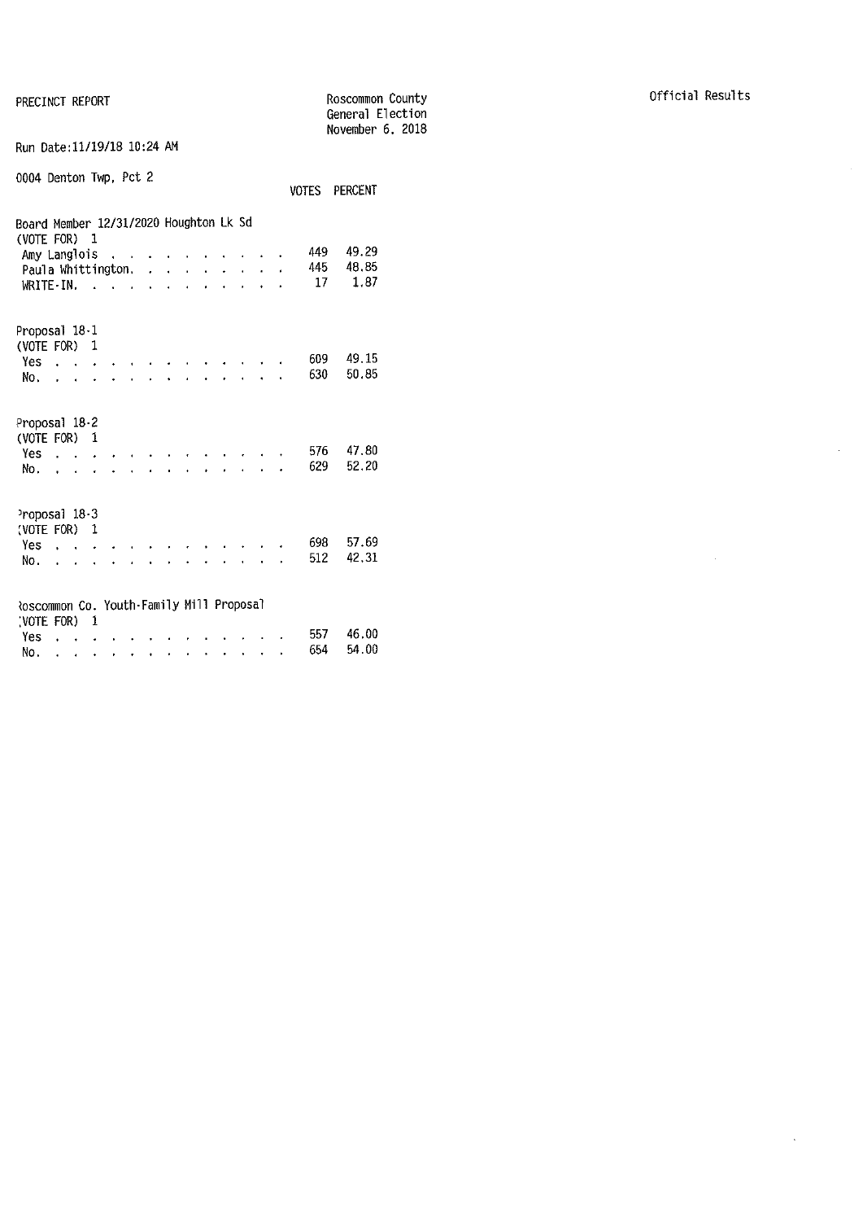PRECINCT REPORT

Roscommon County
General Election
November 6, 2018

Official Results

Run Date:11/19/18 10:24 AM

0004 Denton Twp, Pct 2

| | VOTES | PERCENT |
|---|---|---|
| **Board Member 12/31/2020 Houghton Lk Sd** | | |
| (VOTE FOR) 1 | | |
| Amy Langlois | 449 | 49.29 |
| Paula Whittington | 445 | 48.85 |
| WRITE-IN | 17 | 1.87 |
| **Proposal 18-1** | | |
| (VOTE FOR) 1 | | |
| Yes | 609 | 49.15 |
| No | 630 | 50.85 |
| **Proposal 18-2** | | |
| (VOTE FOR) 1 | | |
| Yes | 576 | 47.80 |
| No | 629 | 52.20 |
| **Proposal 18-3** | | |
| (VOTE FOR) 1 | | |
| Yes | 698 | 57.69 |
| No | 512 | 42.31 |
| **Roscommon Co. Youth-Family Mill Proposal** | | |
| (VOTE FOR) 1 | | |
| Yes | 557 | 46.00 |
| No | 654 | 54.00 |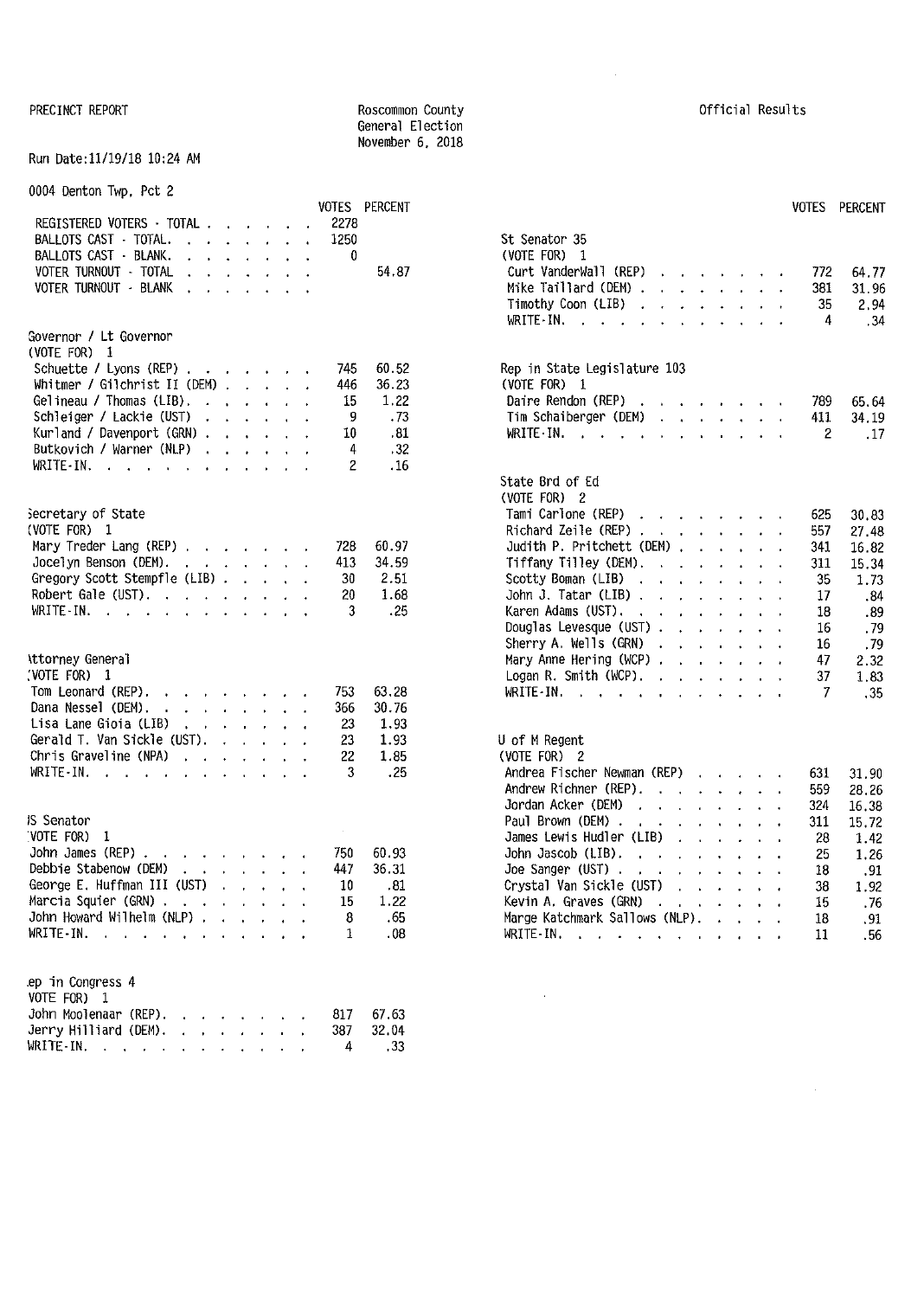PRECINCT REPORT

Roscommon County
General Election
November 6, 2018

Official Results

Run Date:11/19/18 10:24 AM

## 0004 Denton Twp, Pct 2

| | VOTES | PERCENT |
|---|---|---|
| REGISTERED VOTERS - TOTAL | 2278 | |
| BALLOTS CAST - TOTAL | 1250 | |
| BALLOTS CAST - BLANK | 0 | |
| VOTER TURNOUT - TOTAL | | 54.87 |
| VOTER TURNOUT - BLANK | | |

### Governor / Lt Governor
(VOTE FOR) 1

| | VOTES | PERCENT |
|---|---|---|
| Schuette / Lyons (REP) | 745 | 60.52 |
| Whitmer / Gilchrist II (DEM) | 446 | 36.23 |
| Gelineau / Thomas (LIB) | 15 | 1.22 |
| Schleiger / Lackie (UST) | 9 | .73 |
| Kurland / Davenport (GRN) | 10 | .81 |
| Butkovich / Warner (NLP) | 4 | .32 |
| WRITE-IN | 2 | .16 |

### Secretary of State
(VOTE FOR) 1

| | VOTES | PERCENT |
|---|---|---|
| Mary Treder Lang (REP) | 728 | 60.97 |
| Jocelyn Benson (DEM) | 413 | 34.59 |
| Gregory Scott Stempfle (LIB) | 30 | 2.51 |
| Robert Gale (UST) | 20 | 1.68 |
| WRITE-IN | 3 | .25 |

### Attorney General
(VOTE FOR) 1

| | VOTES | PERCENT |
|---|---|---|
| Tom Leonard (REP) | 753 | 63.28 |
| Dana Nessel (DEM) | 366 | 30.76 |
| Lisa Lane Gioia (LIB) | 23 | 1.93 |
| Gerald T. Van Sickle (UST) | 23 | 1.93 |
| Chris Graveline (NPA) | 22 | 1.85 |
| WRITE-IN | 3 | .25 |

### US Senator
(VOTE FOR) 1

| | VOTES | PERCENT |
|---|---|---|
| John James (REP) | 750 | 60.93 |
| Debbie Stabenow (DEM) | 447 | 36.31 |
| George E. Huffman III (UST) | 10 | .81 |
| Marcia Squier (GRN) | 15 | 1.22 |
| John Howard Wilhelm (NLP) | 8 | .65 |
| WRITE-IN | 1 | .08 |

### Rep in Congress 4
(VOTE FOR) 1

| | VOTES | PERCENT |
|---|---|---|
| John Moolenaar (REP) | 817 | 67.63 |
| Jerry Hilliard (DEM) | 387 | 32.04 |
| WRITE-IN | 4 | .33 |

### St Senator 35
(VOTE FOR) 1

| | VOTES | PERCENT |
|---|---|---|
| Curt VanderWall (REP) | 772 | 64.77 |
| Mike Taillard (DEM) | 381 | 31.96 |
| Timothy Coon (LIB) | 35 | 2.94 |
| WRITE-IN | 4 | .34 |

### Rep in State Legislature 103
(VOTE FOR) 1

| | VOTES | PERCENT |
|---|---|---|
| Daire Rendon (REP) | 789 | 65.64 |
| Tim Schaiberger (DEM) | 411 | 34.19 |
| WRITE-IN | 2 | .17 |

### State Brd of Ed
(VOTE FOR) 2

| | VOTES | PERCENT |
|---|---|---|
| Tami Carlone (REP) | 625 | 30.83 |
| Richard Zeile (REP) | 557 | 27.48 |
| Judith P. Pritchett (DEM) | 341 | 16.82 |
| Tiffany Tilley (DEM) | 311 | 15.34 |
| Scotty Boman (LIB) | 35 | 1.73 |
| John J. Tatar (LIB) | 17 | .84 |
| Karen Adams (UST) | 18 | .89 |
| Douglas Levesque (UST) | 16 | .79 |
| Sherry A. Wells (GRN) | 16 | .79 |
| Mary Anne Hering (WCP) | 47 | 2.32 |
| Logan R. Smith (WCP) | 37 | 1.83 |
| WRITE-IN | 7 | .35 |

### U of M Regent
(VOTE FOR) 2

| | VOTES | PERCENT |
|---|---|---|
| Andrea Fischer Newman (REP) | 631 | 31.90 |
| Andrew Richner (REP) | 559 | 28.26 |
| Jordan Acker (DEM) | 324 | 16.38 |
| Paul Brown (DEM) | 311 | 15.72 |
| James Lewis Hudler (LIB) | 28 | 1.42 |
| John Jascob (LIB) | 25 | 1.26 |
| Joe Sanger (UST) | 18 | .91 |
| Crystal Van Sickle (UST) | 38 | 1.92 |
| Kevin A. Graves (GRN) | 15 | .76 |
| Marge Katchmark Sallows (NLP) | 18 | .91 |
| WRITE-IN | 11 | .56 |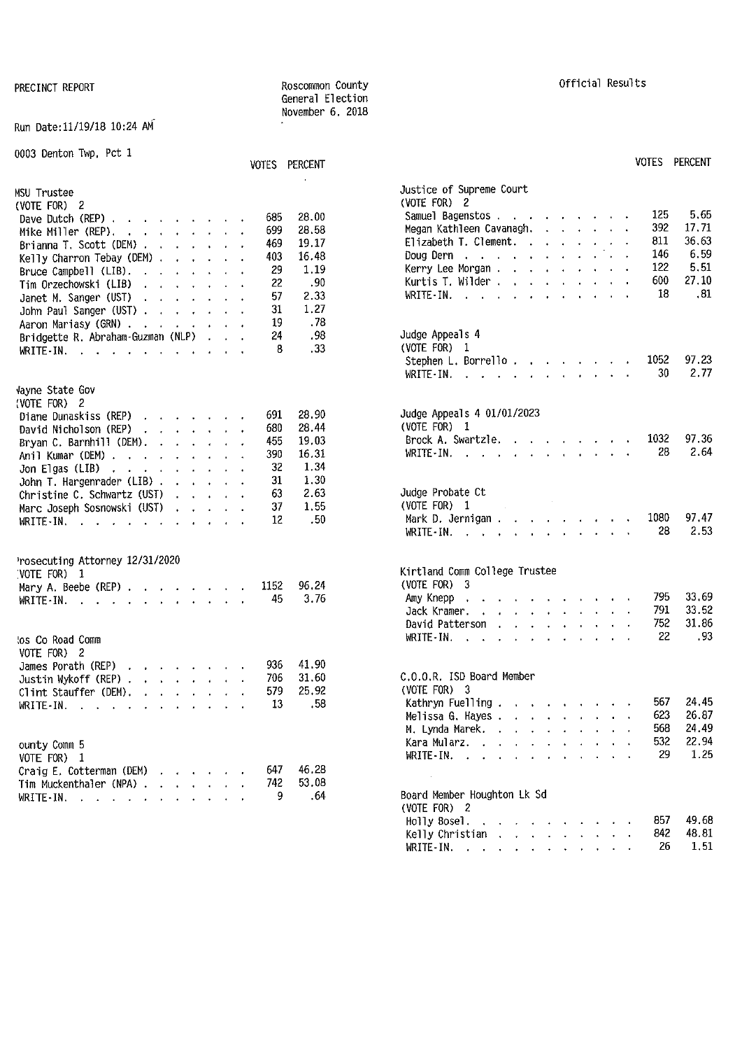PRECINCT REPORT

Roscommon County
General Election
November 6, 2018

Official Results

Run Date:11/19/18 10:24 AM

0003 Denton Twp, Pct 1

**MSU Trustee**
(VOTE FOR) 2

| | VOTES | PERCENT |
|---|---|---|
| Dave Dutch (REP) | 685 | 28.00 |
| Mike Miller (REP) | 699 | 28.58 |
| Brianna T. Scott (DEM) | 469 | 19.17 |
| Kelly Charron Tebay (DEM) | 403 | 16.48 |
| Bruce Campbell (LIB) | 29 | 1.19 |
| Tim Orzechowski (LIB) | 22 | .90 |
| Janet M. Sanger (UST) | 57 | 2.33 |
| John Paul Sanger (UST) | 31 | 1.27 |
| Aaron Mariasy (GRN) | 19 | .78 |
| Bridgette R. Abraham-Guzman (NLP) | 24 | .98 |
| WRITE-IN | 8 | .33 |

**Wayne State Gov**
(VOTE FOR) 2

| | VOTES | PERCENT |
|---|---|---|
| Diane Dunaskiss (REP) | 691 | 28.90 |
| David Nicholson (REP) | 680 | 28.44 |
| Bryan C. Barnhill (DEM) | 455 | 19.03 |
| Anil Kumar (DEM) | 390 | 16.31 |
| Jon Elgas (LIB) | 32 | 1.34 |
| John T. Hargenrader (LIB) | 31 | 1.30 |
| Christine C. Schwartz (UST) | 63 | 2.63 |
| Marc Joseph Sosnowski (UST) | 37 | 1.55 |
| WRITE-IN | 12 | .50 |

**Prosecuting Attorney 12/31/2020**
(VOTE FOR) 1

| | VOTES | PERCENT |
|---|---|---|
| Mary A. Beebe (REP) | 1152 | 96.24 |
| WRITE-IN | 45 | 3.76 |

**Ros Co Road Comm**
(VOTE FOR) 2

| | VOTES | PERCENT |
|---|---|---|
| James Porath (REP) | 936 | 41.90 |
| Justin Wykoff (REP) | 706 | 31.60 |
| Clint Stauffer (DEM) | 579 | 25.92 |
| WRITE-IN | 13 | .58 |

**County Comm 5**
(VOTE FOR) 1

| | VOTES | PERCENT |
|---|---|---|
| Craig E. Cotterman (DEM) | 647 | 46.28 |
| Tim Muckenthaler (NPA) | 742 | 53.08 |
| WRITE-IN | 9 | .64 |

**Justice of Supreme Court**
(VOTE FOR) 2

| | VOTES | PERCENT |
|---|---|---|
| Samuel Bagenstos | 125 | 5.65 |
| Megan Kathleen Cavanagh | 392 | 17.71 |
| Elizabeth T. Clement | 811 | 36.63 |
| Doug Dern | 146 | 6.59 |
| Kerry Lee Morgan | 122 | 5.51 |
| Kurtis T. Wilder | 600 | 27.10 |
| WRITE-IN | 18 | .81 |

**Judge Appeals 4**
(VOTE FOR) 1

| | VOTES | PERCENT |
|---|---|---|
| Stephen L. Borrello | 1052 | 97.23 |
| WRITE-IN | 30 | 2.77 |

**Judge Appeals 4 01/01/2023**
(VOTE FOR) 1

| | VOTES | PERCENT |
|---|---|---|
| Brock A. Swartzle | 1032 | 97.36 |
| WRITE-IN | 28 | 2.64 |

**Judge Probate Ct**
(VOTE FOR) 1

| | VOTES | PERCENT |
|---|---|---|
| Mark D. Jernigan | 1080 | 97.47 |
| WRITE-IN | 28 | 2.53 |

**Kirtland Comm College Trustee**
(VOTE FOR) 3

| | VOTES | PERCENT |
|---|---|---|
| Amy Knepp | 795 | 33.69 |
| Jack Kramer | 791 | 33.52 |
| David Patterson | 752 | 31.86 |
| WRITE-IN | 22 | .93 |

**C.O.O.R. ISD Board Member**
(VOTE FOR) 3

| | VOTES | PERCENT |
|---|---|---|
| Kathryn Fuelling | 567 | 24.45 |
| Melissa G. Hayes | 623 | 26.87 |
| M. Lynda Marek | 568 | 24.49 |
| Kara Mularz | 532 | 22.94 |
| WRITE-IN | 29 | 1.25 |

**Board Member Houghton Lk Sd**
(VOTE FOR) 2

| | VOTES | PERCENT |
|---|---|---|
| Holly Bosel | 857 | 49.68 |
| Kelly Christian | 842 | 48.81 |
| WRITE-IN | 26 | 1.51 |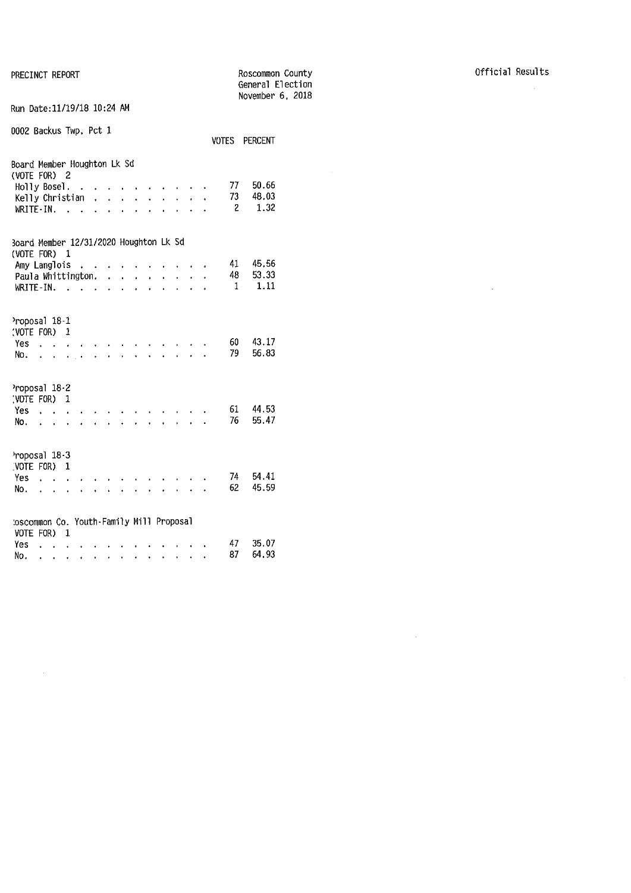PRECINCT REPORT

Roscommon County
General Election
November 6, 2018

Official Results

Run Date:11/19/18 10:24 AM

0002 Backus Twp, Pct 1

**Board Member Houghton Lk Sd**
(VOTE FOR) 2

| | VOTES | PERCENT |
|---|---|---|
| Holly Bosel | 77 | 50.66 |
| Kelly Christian | 73 | 48.03 |
| WRITE-IN | 2 | 1.32 |

**Board Member 12/31/2020 Houghton Lk Sd**
(VOTE FOR) 1

| | VOTES | PERCENT |
|---|---|---|
| Amy Langlois | 41 | 45.56 |
| Paula Whittington | 48 | 53.33 |
| WRITE-IN | 1 | 1.11 |

**Proposal 18-1**
(VOTE FOR) 1

| | VOTES | PERCENT |
|---|---|---|
| Yes | 60 | 43.17 |
| No | 79 | 56.83 |

**Proposal 18-2**
(VOTE FOR) 1

| | VOTES | PERCENT |
|---|---|---|
| Yes | 61 | 44.53 |
| No | 76 | 55.47 |

**Proposal 18-3**
(VOTE FOR) 1

| | VOTES | PERCENT |
|---|---|---|
| Yes | 74 | 54.41 |
| No | 62 | 45.59 |

**Roscommon Co. Youth-Family Mill Proposal**
(VOTE FOR) 1

| | VOTES | PERCENT |
|---|---|---|
| Yes | 47 | 35.07 |
| No | 87 | 64.93 |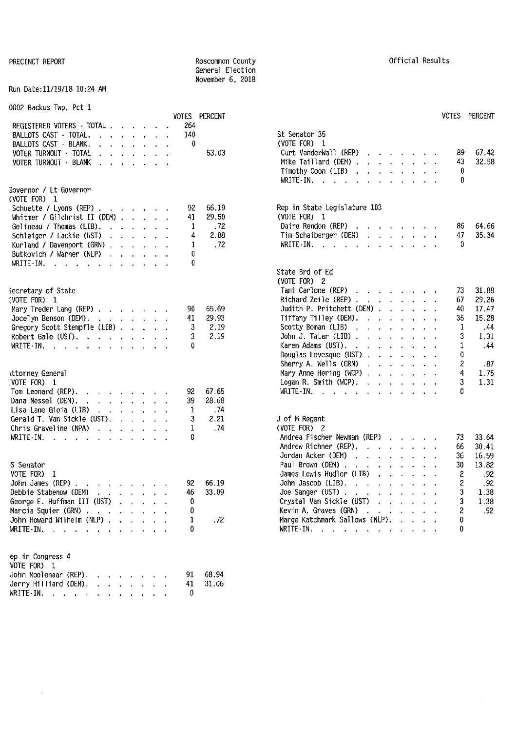PRECINCT REPORT

Roscommon County
General Election
November 6, 2018

Official Results

Run Date:11/19/18 10:24 AM

## 0002 Backus Twp, Pct 1

| | VOTES | PERCENT |
|---|---|---|
| REGISTERED VOTERS - TOTAL | 264 | |
| BALLOTS CAST - TOTAL | 140 | |
| BALLOTS CAST - BLANK | 0 | |
| VOTER TURNOUT - TOTAL | | 53.03 |
| VOTER TURNOUT - BLANK | | |

### Governor / Lt Governor
(VOTE FOR) 1

| | VOTES | PERCENT |
|---|---|---|
| Schuette / Lyons (REP) | 92 | 66.19 |
| Whitmer / Gilchrist II (DEM) | 41 | 29.50 |
| Gelineau / Thomas (LIB) | 1 | .72 |
| Schleiger / Lackie (UST) | 4 | 2.88 |
| Kurland / Davenport (GRN) | 1 | .72 |
| Butkovich / Warner (NLP) | 0 | |
| WRITE-IN | 0 | |

### Secretary of State
(VOTE FOR) 1

| | VOTES | PERCENT |
|---|---|---|
| Mary Treder Lang (REP) | 90 | 65.69 |
| Jocelyn Benson (DEM) | 41 | 29.93 |
| Gregory Scott Stempfle (LIB) | 3 | 2.19 |
| Robert Gale (UST) | 3 | 2.19 |
| WRITE-IN | 0 | |

### Attorney General
(VOTE FOR) 1

| | VOTES | PERCENT |
|---|---|---|
| Tom Leonard (REP) | 92 | 67.65 |
| Dana Nessel (DEM) | 39 | 28.68 |
| Lisa Lane Gioia (LIB) | 1 | .74 |
| Gerald T. Van Sickle (UST) | 3 | 2.21 |
| Chris Graveline (NPA) | 1 | .74 |
| WRITE-IN | 0 | |

### US Senator
(VOTE FOR) 1

| | VOTES | PERCENT |
|---|---|---|
| John James (REP) | 92 | 66.19 |
| Debbie Stabenow (DEM) | 46 | 33.09 |
| George E. Huffman III (UST) | 0 | |
| Marcia Squier (GRN) | 0 | |
| John Howard Wilhelm (NLP) | 1 | .72 |
| WRITE-IN | 0 | |

### Rep in Congress 4
(VOTE FOR) 1

| | VOTES | PERCENT |
|---|---|---|
| John Moolenaar (REP) | 91 | 68.94 |
| Jerry Hilliard (DEM) | 41 | 31.06 |
| WRITE-IN | 0 | |

### St Senator 35
(VOTE FOR) 1

| | VOTES | PERCENT |
|---|---|---|
| Curt VanderWall (REP) | 89 | 67.42 |
| Mike Taillard (DEM) | 43 | 32.58 |
| Timothy Coon (LIB) | 0 | |
| WRITE-IN | 0 | |

### Rep in State Legislature 103
(VOTE FOR) 1

| | VOTES | PERCENT |
|---|---|---|
| Daire Rendon (REP) | 86 | 64.66 |
| Tim Schaiberger (DEM) | 47 | 35.34 |
| WRITE-IN | 0 | |

### State Brd of Ed
(VOTE FOR) 2

| | VOTES | PERCENT |
|---|---|---|
| Tami Carlone (REP) | 73 | 31.88 |
| Richard Zeile (REP) | 67 | 29.26 |
| Judith P. Pritchett (DEM) | 40 | 17.47 |
| Tiffany Tilley (DEM) | 35 | 15.28 |
| Scotty Boman (LIB) | 1 | .44 |
| John J. Tatar (LIB) | 3 | 1.31 |
| Karen Adams (UST) | 1 | .44 |
| Douglas Levesque (UST) | 0 | |
| Sherry A. Wells (GRN) | 2 | .87 |
| Mary Anne Hering (WCP) | 4 | 1.75 |
| Logan R. Smith (WCP) | 3 | 1.31 |
| WRITE-IN | 0 | |

### U of M Regent
(VOTE FOR) 2

| | VOTES | PERCENT |
|---|---|---|
| Andrea Fischer Newman (REP) | 73 | 33.64 |
| Andrew Richner (REP) | 66 | 30.41 |
| Jordan Acker (DEM) | 36 | 16.59 |
| Paul Brown (DEM) | 30 | 13.82 |
| James Lewis Hudler (LIB) | 2 | .92 |
| John Jascob (LIB) | 2 | .92 |
| Joe Sanger (UST) | 3 | 1.38 |
| Crystal Van Sickle (UST) | 3 | 1.38 |
| Kevin A. Graves (GRN) | 2 | .92 |
| Marge Katchmark Sallows (NLP) | 0 | |
| WRITE-IN | 0 | |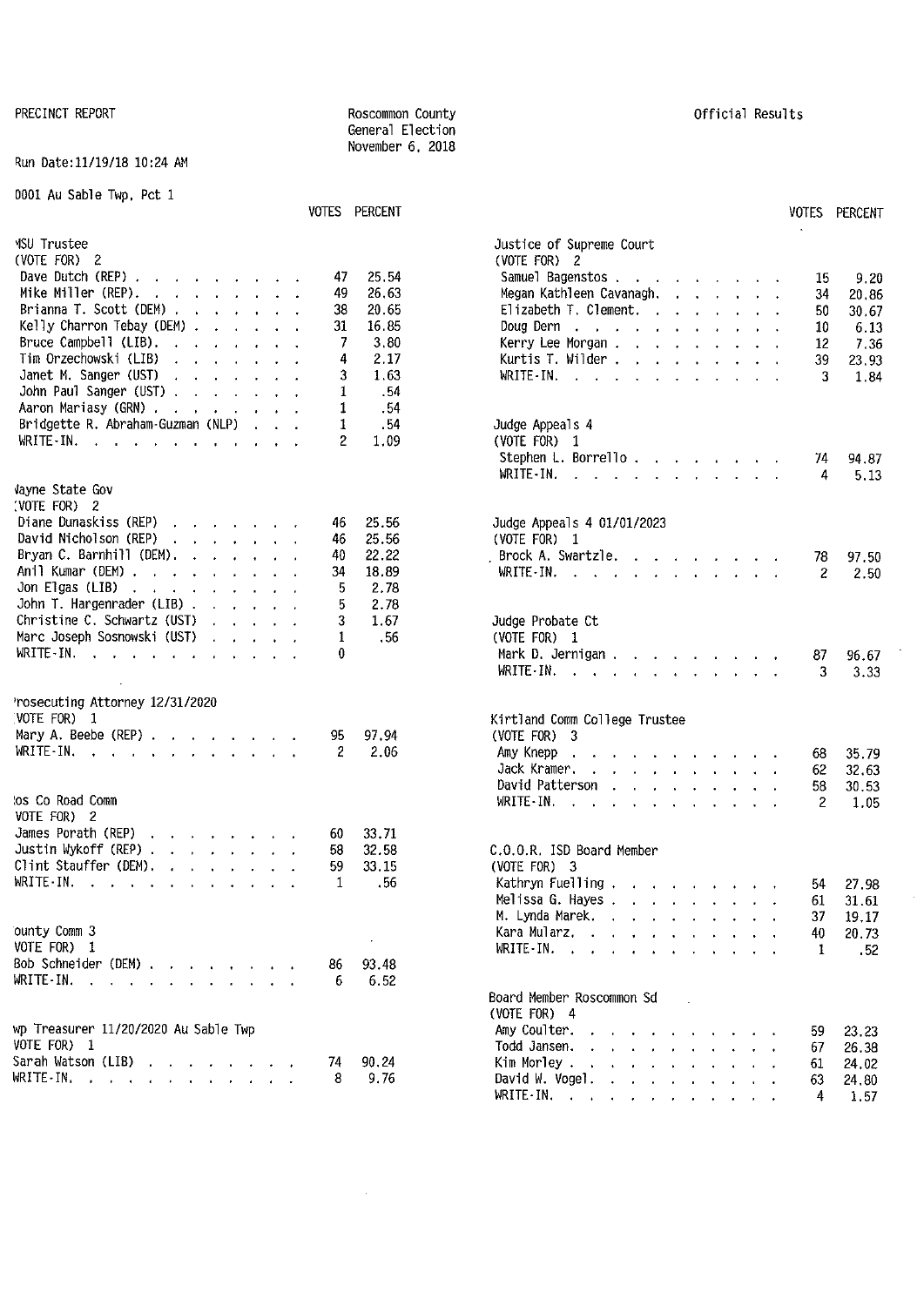PRECINCT REPORT

Roscommon County
General Election
November 6, 2018

Official Results

Run Date:11/19/18 10:24 AM

0001 Au Sable Twp, Pct 1

### MSU Trustee
(VOTE FOR) 2

| | VOTES | PERCENT |
|---|---|---|
| Dave Dutch (REP) | 47 | 25.54 |
| Mike Miller (REP) | 49 | 26.63 |
| Brianna T. Scott (DEM) | 38 | 20.65 |
| Kelly Charron Tebay (DEM) | 31 | 16.85 |
| Bruce Campbell (LIB) | 7 | 3.80 |
| Tim Orzechowski (LIB) | 4 | 2.17 |
| Janet M. Sanger (UST) | 3 | 1.63 |
| John Paul Sanger (UST) | 1 | .54 |
| Aaron Mariasy (GRN) | 1 | .54 |
| Bridgette R. Abraham-Guzman (NLP) | 1 | .54 |
| WRITE-IN | 2 | 1.09 |

### Wayne State Gov
(VOTE FOR) 2

| | VOTES | PERCENT |
|---|---|---|
| Diane Dunaskiss (REP) | 46 | 25.56 |
| David Nicholson (REP) | 46 | 25.56 |
| Bryan C. Barnhill (DEM) | 40 | 22.22 |
| Anil Kumar (DEM) | 34 | 18.89 |
| Jon Elgas (LIB) | 5 | 2.78 |
| John T. Hargenrader (LIB) | 5 | 2.78 |
| Christine C. Schwartz (UST) | 3 | 1.67 |
| Marc Joseph Sosnowski (UST) | 1 | .56 |
| WRITE-IN | 0 | |

### Prosecuting Attorney 12/31/2020
(VOTE FOR) 1

| | VOTES | PERCENT |
|---|---|---|
| Mary A. Beebe (REP) | 95 | 97.94 |
| WRITE-IN | 2 | 2.06 |

### Ros Co Road Comm
(VOTE FOR) 2

| | VOTES | PERCENT |
|---|---|---|
| James Porath (REP) | 60 | 33.71 |
| Justin Wykoff (REP) | 58 | 32.58 |
| Clint Stauffer (DEM) | 59 | 33.15 |
| WRITE-IN | 1 | .56 |

### County Comm 3
(VOTE FOR) 1

| | VOTES | PERCENT |
|---|---|---|
| Bob Schneider (DEM) | 86 | 93.48 |
| WRITE-IN | 6 | 6.52 |

### Twp Treasurer 11/20/2020 Au Sable Twp
(VOTE FOR) 1

| | VOTES | PERCENT |
|---|---|---|
| Sarah Watson (LIB) | 74 | 90.24 |
| WRITE-IN | 8 | 9.76 |

### Justice of Supreme Court
(VOTE FOR) 2

| | VOTES | PERCENT |
|---|---|---|
| Samuel Bagenstos | 15 | 9.20 |
| Megan Kathleen Cavanagh | 34 | 20.86 |
| Elizabeth T. Clement | 50 | 30.67 |
| Doug Dern | 10 | 6.13 |
| Kerry Lee Morgan | 12 | 7.36 |
| Kurtis T. Wilder | 39 | 23.93 |
| WRITE-IN | 3 | 1.84 |

### Judge Appeals 4
(VOTE FOR) 1

| | VOTES | PERCENT |
|---|---|---|
| Stephen L. Borrello | 74 | 94.87 |
| WRITE-IN | 4 | 5.13 |

### Judge Appeals 4 01/01/2023
(VOTE FOR) 1

| | VOTES | PERCENT |
|---|---|---|
| Brock A. Swartzle | 78 | 97.50 |
| WRITE-IN | 2 | 2.50 |

### Judge Probate Ct
(VOTE FOR) 1

| | VOTES | PERCENT |
|---|---|---|
| Mark D. Jernigan | 87 | 96.67 |
| WRITE-IN | 3 | 3.33 |

### Kirtland Comm College Trustee
(VOTE FOR) 3

| | VOTES | PERCENT |
|---|---|---|
| Amy Knepp | 68 | 35.79 |
| Jack Kramer | 62 | 32.63 |
| David Patterson | 58 | 30.53 |
| WRITE-IN | 2 | 1.05 |

### C.O.O.R. ISD Board Member
(VOTE FOR) 3

| | VOTES | PERCENT |
|---|---|---|
| Kathryn Fuelling | 54 | 27.98 |
| Melissa G. Hayes | 61 | 31.61 |
| M. Lynda Marek | 37 | 19.17 |
| Kara Mularz | 40 | 20.73 |
| WRITE-IN | 1 | .52 |

### Board Member Roscommon Sd
(VOTE FOR) 4

| | VOTES | PERCENT |
|---|---|---|
| Amy Coulter | 59 | 23.23 |
| Todd Jansen | 67 | 26.38 |
| Kim Morley | 61 | 24.02 |
| David W. Vogel | 63 | 24.80 |
| WRITE-IN | 4 | 1.57 |